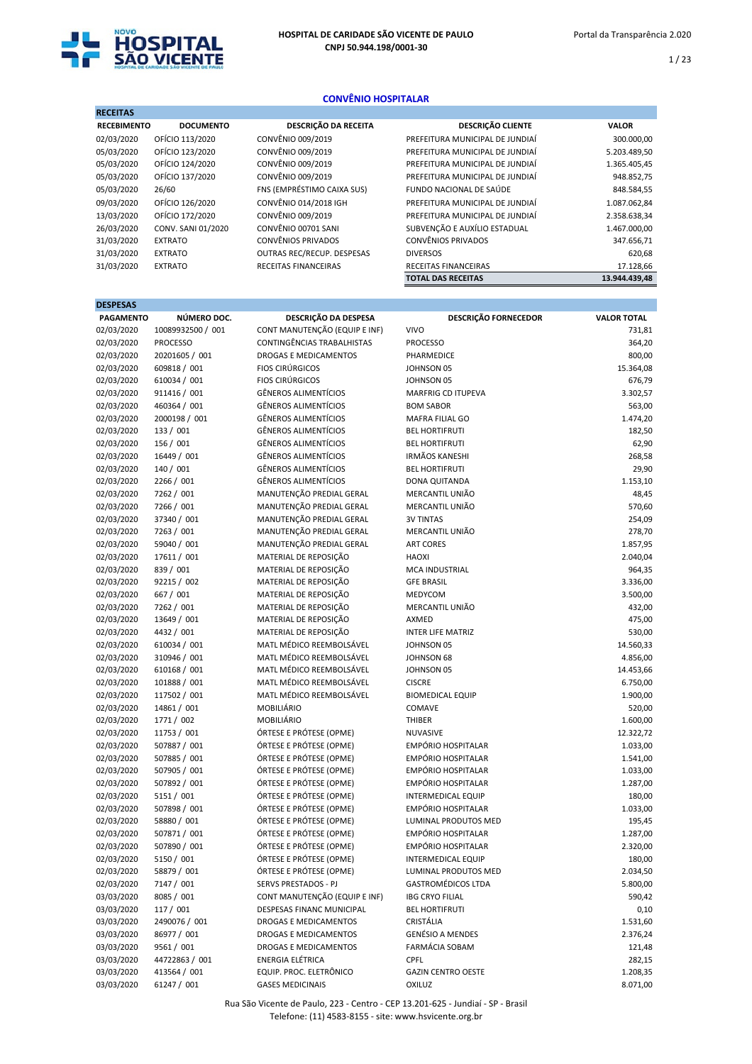# HOSPITAL DE CARIDADE SÃO VICENTE DE PAULO

**CNPJ 50.944.198/0001-30**

## CONVÊNIO HOSPITALAR

### RECEITAS

| RECEBIMENTO | DOCUMENTO | DESCRIÇÃO DA RECEITA | DESCRIÇÃO CLIENTE | VALOR |
|---|---|---|---|---|
| 02/03/2020 | OFÍCIO 113/2020 | CONVÊNIO 009/2019 | PREFEITURA MUNICIPAL DE JUNDIAÍ | 300.000,00 |
| 05/03/2020 | OFÍCIO 123/2020 | CONVÊNIO 009/2019 | PREFEITURA MUNICIPAL DE JUNDIAÍ | 5.203.489,50 |
| 05/03/2020 | OFÍCIO 124/2020 | CONVÊNIO 009/2019 | PREFEITURA MUNICIPAL DE JUNDIAÍ | 1.365.405,45 |
| 05/03/2020 | OFÍCIO 137/2020 | CONVÊNIO 009/2019 | PREFEITURA MUNICIPAL DE JUNDIAÍ | 948.852,75 |
| 05/03/2020 | 26/60 | FNS (EMPRÉSTIMO CAIXA SUS) | FUNDO NACIONAL DE SAÚDE | 848.584,55 |
| 09/03/2020 | OFÍCIO 126/2020 | CONVÊNIO 014/2018 IGH | PREFEITURA MUNICIPAL DE JUNDIAÍ | 1.087.062,84 |
| 13/03/2020 | OFÍCIO 172/2020 | CONVÊNIO 009/2019 | PREFEITURA MUNICIPAL DE JUNDIAÍ | 2.358.638,34 |
| 26/03/2020 | CONV. SANI 01/2020 | CONVÊNIO 00701 SANI | SUBVENÇÃO E AUXÍLIO ESTADUAL | 1.467.000,00 |
| 31/03/2020 | EXTRATO | CONVÊNIOS PRIVADOS | CONVÊNIOS PRIVADOS | 347.656,71 |
| 31/03/2020 | EXTRATO | OUTRAS REC/RECUP. DESPESAS | DIVERSOS | 620,68 |
| 31/03/2020 | EXTRATO | RECEITAS FINANCEIRAS | RECEITAS FINANCEIRAS | 17.128,66 |
| | | | **TOTAL DAS RECEITAS** | **13.944.439,48** |

### DESPESAS

| PAGAMENTO | NÚMERO DOC. | DESCRIÇÃO DA DESPESA | DESCRIÇÃO FORNECEDOR | VALOR TOTAL |
|---|---|---|---|---|
| 02/03/2020 | 10089932500 / 001 | CONT MANUTENÇÃO (EQUIP E INF) | VIVO | 731,81 |
| 02/03/2020 | PROCESSO | CONTINGÊNCIAS TRABALHISTAS | PROCESSO | 364,20 |
| 02/03/2020 | 20201605 / 001 | DROGAS E MEDICAMENTOS | PHARMEDICE | 800,00 |
| 02/03/2020 | 609818 / 001 | FIOS CIRÚRGICOS | JOHNSON 05 | 15.364,08 |
| 02/03/2020 | 610034 / 001 | FIOS CIRÚRGICOS | JOHNSON 05 | 676,79 |
| 02/03/2020 | 911416 / 001 | GÊNEROS ALIMENTÍCIOS | MARFRIG CD ITUPEVA | 3.302,57 |
| 02/03/2020 | 460364 / 001 | GÊNEROS ALIMENTÍCIOS | BOM SABOR | 563,00 |
| 02/03/2020 | 2000198 / 001 | GÊNEROS ALIMENTÍCIOS | MAFRA FILIAL GO | 1.474,20 |
| 02/03/2020 | 133 / 001 | GÊNEROS ALIMENTÍCIOS | BEL HORTIFRUTI | 182,50 |
| 02/03/2020 | 156 / 001 | GÊNEROS ALIMENTÍCIOS | BEL HORTIFRUTI | 62,90 |
| 02/03/2020 | 16449 / 001 | GÊNEROS ALIMENTÍCIOS | IRMÃOS KANESHI | 268,58 |
| 02/03/2020 | 140 / 001 | GÊNEROS ALIMENTÍCIOS | BEL HORTIFRUTI | 29,90 |
| 02/03/2020 | 2266 / 001 | GÊNEROS ALIMENTÍCIOS | DONA QUITANDA | 1.153,10 |
| 02/03/2020 | 7262 / 001 | MANUTENÇÃO PREDIAL GERAL | MERCANTIL UNIÃO | 48,45 |
| 02/03/2020 | 7266 / 001 | MANUTENÇÃO PREDIAL GERAL | MERCANTIL UNIÃO | 570,60 |
| 02/03/2020 | 37340 / 001 | MANUTENÇÃO PREDIAL GERAL | 3V TINTAS | 254,09 |
| 02/03/2020 | 7263 / 001 | MANUTENÇÃO PREDIAL GERAL | MERCANTIL UNIÃO | 278,70 |
| 02/03/2020 | 59040 / 001 | MANUTENÇÃO PREDIAL GERAL | ART CORES | 1.857,95 |
| 02/03/2020 | 17611 / 001 | MATERIAL DE REPOSIÇÃO | HAOXI | 2.040,04 |
| 02/03/2020 | 839 / 001 | MATERIAL DE REPOSIÇÃO | MCA INDUSTRIAL | 964,35 |
| 02/03/2020 | 92215 / 002 | MATERIAL DE REPOSIÇÃO | GFE BRASIL | 3.336,00 |
| 02/03/2020 | 667 / 001 | MATERIAL DE REPOSIÇÃO | MEDYCOM | 3.500,00 |
| 02/03/2020 | 7262 / 001 | MATERIAL DE REPOSIÇÃO | MERCANTIL UNIÃO | 432,00 |
| 02/03/2020 | 13649 / 001 | MATERIAL DE REPOSIÇÃO | AXMED | 475,00 |
| 02/03/2020 | 4432 / 001 | MATERIAL DE REPOSIÇÃO | INTER LIFE MATRIZ | 530,00 |
| 02/03/2020 | 610034 / 001 | MATL MÉDICO REEMBOLSÁVEL | JOHNSON 05 | 14.560,33 |
| 02/03/2020 | 310946 / 001 | MATL MÉDICO REEMBOLSÁVEL | JOHNSON 68 | 4.856,00 |
| 02/03/2020 | 610168 / 001 | MATL MÉDICO REEMBOLSÁVEL | JOHNSON 05 | 14.453,66 |
| 02/03/2020 | 101888 / 001 | MATL MÉDICO REEMBOLSÁVEL | CISCRE | 6.750,00 |
| 02/03/2020 | 117502 / 001 | MATL MÉDICO REEMBOLSÁVEL | BIOMEDICAL EQUIP | 1.900,00 |
| 02/03/2020 | 14861 / 001 | MOBILIÁRIO | COMAVE | 520,00 |
| 02/03/2020 | 1771 / 002 | MOBILIÁRIO | THIBER | 1.600,00 |
| 02/03/2020 | 11753 / 001 | ÓRTESE E PRÓTESE (OPME) | NUVASIVE | 12.322,72 |
| 02/03/2020 | 507887 / 001 | ÓRTESE E PRÓTESE (OPME) | EMPÓRIO HOSPITALAR | 1.033,00 |
| 02/03/2020 | 507885 / 001 | ÓRTESE E PRÓTESE (OPME) | EMPÓRIO HOSPITALAR | 1.541,00 |
| 02/03/2020 | 507905 / 001 | ÓRTESE E PRÓTESE (OPME) | EMPÓRIO HOSPITALAR | 1.033,00 |
| 02/03/2020 | 507892 / 001 | ÓRTESE E PRÓTESE (OPME) | EMPÓRIO HOSPITALAR | 1.287,00 |
| 02/03/2020 | 5151 / 001 | ÓRTESE E PRÓTESE (OPME) | INTERMEDICAL EQUIP | 180,00 |
| 02/03/2020 | 507898 / 001 | ÓRTESE E PRÓTESE (OPME) | EMPÓRIO HOSPITALAR | 1.033,00 |
| 02/03/2020 | 58880 / 001 | ÓRTESE E PRÓTESE (OPME) | LUMINAL PRODUTOS MED | 195,45 |
| 02/03/2020 | 507871 / 001 | ÓRTESE E PRÓTESE (OPME) | EMPÓRIO HOSPITALAR | 1.287,00 |
| 02/03/2020 | 507890 / 001 | ÓRTESE E PRÓTESE (OPME) | EMPÓRIO HOSPITALAR | 2.320,00 |
| 02/03/2020 | 5150 / 001 | ÓRTESE E PRÓTESE (OPME) | INTERMEDICAL EQUIP | 180,00 |
| 02/03/2020 | 58879 / 001 | ÓRTESE E PRÓTESE (OPME) | LUMINAL PRODUTOS MED | 2.034,50 |
| 02/03/2020 | 7147 / 001 | SERVS PRESTADOS - PJ | GASTROMÉDICOS LTDA | 5.800,00 |
| 03/03/2020 | 8085 / 001 | CONT MANUTENÇÃO (EQUIP E INF) | IBG CRYO FILIAL | 590,42 |
| 03/03/2020 | 117 / 001 | DESPESAS FINANC MUNICIPAL | BEL HORTIFRUTI | 0,10 |
| 03/03/2020 | 2490076 / 001 | DROGAS E MEDICAMENTOS | CRISTÁLIA | 1.531,60 |
| 03/03/2020 | 86977 / 001 | DROGAS E MEDICAMENTOS | GENÉSIO A MENDES | 2.376,24 |
| 03/03/2020 | 9561 / 001 | DROGAS E MEDICAMENTOS | FARMÁCIA SOBAM | 121,48 |
| 03/03/2020 | 44722863 / 001 | ENERGIA ELÉTRICA | CPFL | 282,15 |
| 03/03/2020 | 413564 / 001 | EQUIP. PROC. ELETRÔNICO | GAZIN CENTRO OESTE | 1.208,35 |
| 03/03/2020 | 61247 / 001 | GASES MEDICINAIS | OXILUZ | 8.071,00 |

Rua São Vicente de Paulo, 223 - Centro - CEP 13.201-625 - Jundiaí - SP - Brasil
Telefone: (11) 4583-8155 - site: www.hsvicente.org.br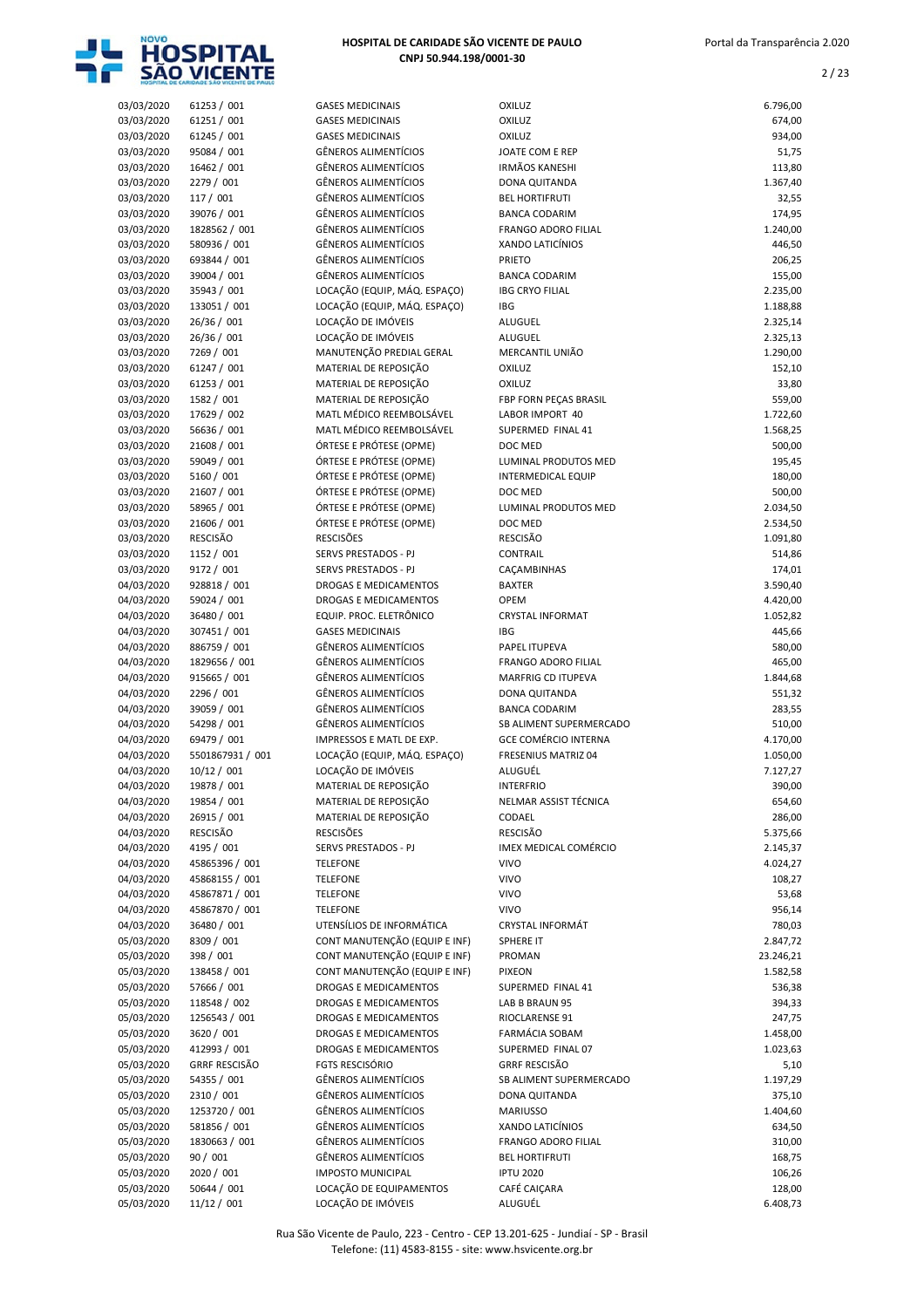| | | | | |
|---|---|---|---|---|
| 03/03/2020 | 61253 / 001 | GASES MEDICINAIS | OXILUZ | 6.796,00 |
| 03/03/2020 | 61251 / 001 | GASES MEDICINAIS | OXILUZ | 674,00 |
| 03/03/2020 | 61245 / 001 | GASES MEDICINAIS | OXILUZ | 934,00 |
| 03/03/2020 | 95084 / 001 | GÊNEROS ALIMENTÍCIOS | JOATE COM E REP | 51,75 |
| 03/03/2020 | 16462 / 001 | GÊNEROS ALIMENTÍCIOS | IRMÃOS KANESHI | 113,80 |
| 03/03/2020 | 2279 / 001 | GÊNEROS ALIMENTÍCIOS | DONA QUITANDA | 1.367,40 |
| 03/03/2020 | 117 / 001 | GÊNEROS ALIMENTÍCIOS | BEL HORTIFRUTI | 32,55 |
| 03/03/2020 | 39076 / 001 | GÊNEROS ALIMENTÍCIOS | BANCA CODARIM | 174,95 |
| 03/03/2020 | 1828562 / 001 | GÊNEROS ALIMENTÍCIOS | FRANGO ADORO FILIAL | 1.240,00 |
| 03/03/2020 | 580936 / 001 | GÊNEROS ALIMENTÍCIOS | XANDO LATICÍNIOS | 446,50 |
| 03/03/2020 | 693844 / 001 | GÊNEROS ALIMENTÍCIOS | PRIETO | 206,25 |
| 03/03/2020 | 39004 / 001 | GÊNEROS ALIMENTÍCIOS | BANCA CODARIM | 155,00 |
| 03/03/2020 | 35943 / 001 | LOCAÇÃO (EQUIP, MÁQ. ESPAÇO) | IBG CRYO FILIAL | 2.235,00 |
| 03/03/2020 | 133051 / 001 | LOCAÇÃO (EQUIP, MÁQ. ESPAÇO) | IBG | 1.188,88 |
| 03/03/2020 | 26/36 / 001 | LOCAÇÃO DE IMÓVEIS | ALUGUEL | 2.325,14 |
| 03/03/2020 | 26/36 / 001 | LOCAÇÃO DE IMÓVEIS | ALUGUEL | 2.325,13 |
| 03/03/2020 | 7269 / 001 | MANUTENÇÃO PREDIAL GERAL | MERCANTIL UNIÃO | 1.290,00 |
| 03/03/2020 | 61247 / 001 | MATERIAL DE REPOSIÇÃO | OXILUZ | 152,10 |
| 03/03/2020 | 61253 / 001 | MATERIAL DE REPOSIÇÃO | OXILUZ | 33,80 |
| 03/03/2020 | 1582 / 001 | MATERIAL DE REPOSIÇÃO | FBP FORN PEÇAS BRASIL | 559,00 |
| 03/03/2020 | 17629 / 002 | MATL MÉDICO REEMBOLSÁVEL | LABOR IMPORT 40 | 1.722,60 |
| 03/03/2020 | 56636 / 001 | MATL MÉDICO REEMBOLSÁVEL | SUPERMED FINAL 41 | 1.568,25 |
| 03/03/2020 | 21608 / 001 | ÓRTESE E PRÓTESE (OPME) | DOC MED | 500,00 |
| 03/03/2020 | 59049 / 001 | ÓRTESE E PRÓTESE (OPME) | LUMINAL PRODUTOS MED | 195,45 |
| 03/03/2020 | 5160 / 001 | ÓRTESE E PRÓTESE (OPME) | INTERMEDICAL EQUIP | 180,00 |
| 03/03/2020 | 21607 / 001 | ÓRTESE E PRÓTESE (OPME) | DOC MED | 500,00 |
| 03/03/2020 | 58965 / 001 | ÓRTESE E PRÓTESE (OPME) | LUMINAL PRODUTOS MED | 2.034,50 |
| 03/03/2020 | 21606 / 001 | ÓRTESE E PRÓTESE (OPME) | DOC MED | 2.534,50 |
| 03/03/2020 | RESCISÃO | RESCISÕES | RESCISÃO | 1.091,80 |
| 03/03/2020 | 1152 / 001 | SERVS PRESTADOS - PJ | CONTRAIL | 514,86 |
| 03/03/2020 | 9172 / 001 | SERVS PRESTADOS - PJ | CAÇAMBINHAS | 174,01 |
| 04/03/2020 | 928818 / 001 | DROGAS E MEDICAMENTOS | BAXTER | 3.590,40 |
| 04/03/2020 | 59024 / 001 | DROGAS E MEDICAMENTOS | OPEM | 4.420,00 |
| 04/03/2020 | 36480 / 001 | EQUIP. PROC. ELETRÔNICO | CRYSTAL INFORMAT | 1.052,82 |
| 04/03/2020 | 307451 / 001 | GASES MEDICINAIS | IBG | 445,66 |
| 04/03/2020 | 886759 / 001 | GÊNEROS ALIMENTÍCIOS | PAPEL ITUPEVA | 580,00 |
| 04/03/2020 | 1829656 / 001 | GÊNEROS ALIMENTÍCIOS | FRANGO ADORO FILIAL | 465,00 |
| 04/03/2020 | 915665 / 001 | GÊNEROS ALIMENTÍCIOS | MARFRIG CD ITUPEVA | 1.844,68 |
| 04/03/2020 | 2296 / 001 | GÊNEROS ALIMENTÍCIOS | DONA QUITANDA | 551,32 |
| 04/03/2020 | 39059 / 001 | GÊNEROS ALIMENTÍCIOS | BANCA CODARIM | 283,55 |
| 04/03/2020 | 54298 / 001 | GÊNEROS ALIMENTÍCIOS | SB ALIMENT SUPERMERCADO | 510,00 |
| 04/03/2020 | 69479 / 001 | IMPRESSOS E MATL DE EXP. | GCE COMÉRCIO INTERNA | 4.170,00 |
| 04/03/2020 | 5501867931 / 001 | LOCAÇÃO (EQUIP, MÁQ. ESPAÇO) | FRESENIUS MATRIZ 04 | 1.050,00 |
| 04/03/2020 | 10/12 / 001 | LOCAÇÃO DE IMÓVEIS | ALUGUÉL | 7.127,27 |
| 04/03/2020 | 19878 / 001 | MATERIAL DE REPOSIÇÃO | INTERFRIO | 390,00 |
| 04/03/2020 | 19854 / 001 | MATERIAL DE REPOSIÇÃO | NELMAR ASSIST TÉCNICA | 654,60 |
| 04/03/2020 | 26915 / 001 | MATERIAL DE REPOSIÇÃO | CODAEL | 286,00 |
| 04/03/2020 | RESCISÃO | RESCISÕES | RESCISÃO | 5.375,66 |
| 04/03/2020 | 4195 / 001 | SERVS PRESTADOS - PJ | IMEX MEDICAL COMÉRCIO | 2.145,37 |
| 04/03/2020 | 45865396 / 001 | TELEFONE | VIVO | 4.024,27 |
| 04/03/2020 | 45868155 / 001 | TELEFONE | VIVO | 108,27 |
| 04/03/2020 | 45867871 / 001 | TELEFONE | VIVO | 53,68 |
| 04/03/2020 | 45867870 / 001 | TELEFONE | VIVO | 956,14 |
| 04/03/2020 | 36480 / 001 | UTENSÍLIOS DE INFORMÁTICA | CRYSTAL INFORMÁT | 780,03 |
| 05/03/2020 | 8309 / 001 | CONT MANUTENÇÃO (EQUIP E INF) | SPHERE IT | 2.847,72 |
| 05/03/2020 | 398 / 001 | CONT MANUTENÇÃO (EQUIP E INF) | PROMAN | 23.246,21 |
| 05/03/2020 | 138458 / 001 | CONT MANUTENÇÃO (EQUIP E INF) | PIXEON | 1.582,58 |
| 05/03/2020 | 57666 / 001 | DROGAS E MEDICAMENTOS | SUPERMED FINAL 41 | 536,38 |
| 05/03/2020 | 118548 / 002 | DROGAS E MEDICAMENTOS | LAB B BRAUN 95 | 394,33 |
| 05/03/2020 | 1256543 / 001 | DROGAS E MEDICAMENTOS | RIOCLARENSE 91 | 247,75 |
| 05/03/2020 | 3620 / 001 | DROGAS E MEDICAMENTOS | FARMÁCIA SOBAM | 1.458,00 |
| 05/03/2020 | 412993 / 001 | DROGAS E MEDICAMENTOS | SUPERMED FINAL 07 | 1.023,63 |
| 05/03/2020 | GRRF RESCISÃO | FGTS RESCISÓRIO | GRRF RESCISÃO | 5,10 |
| 05/03/2020 | 54355 / 001 | GÊNEROS ALIMENTÍCIOS | SB ALIMENT SUPERMERCADO | 1.197,29 |
| 05/03/2020 | 2310 / 001 | GÊNEROS ALIMENTÍCIOS | DONA QUITANDA | 375,10 |
| 05/03/2020 | 1253720 / 001 | GÊNEROS ALIMENTÍCIOS | MARIUSSO | 1.404,60 |
| 05/03/2020 | 581856 / 001 | GÊNEROS ALIMENTÍCIOS | XANDO LATICÍNIOS | 634,50 |
| 05/03/2020 | 1830663 / 001 | GÊNEROS ALIMENTÍCIOS | FRANGO ADORO FILIAL | 310,00 |
| 05/03/2020 | 90 / 001 | GÊNEROS ALIMENTÍCIOS | BEL HORTIFRUTI | 168,75 |
| 05/03/2020 | 2020 / 001 | IMPOSTO MUNICIPAL | IPTU 2020 | 106,26 |
| 05/03/2020 | 50644 / 001 | LOCAÇÃO DE EQUIPAMENTOS | CAFÉ CAIÇARA | 128,00 |
| 05/03/2020 | 11/12 / 001 | LOCAÇÃO DE IMÓVEIS | ALUGUÉL | 6.408,73 |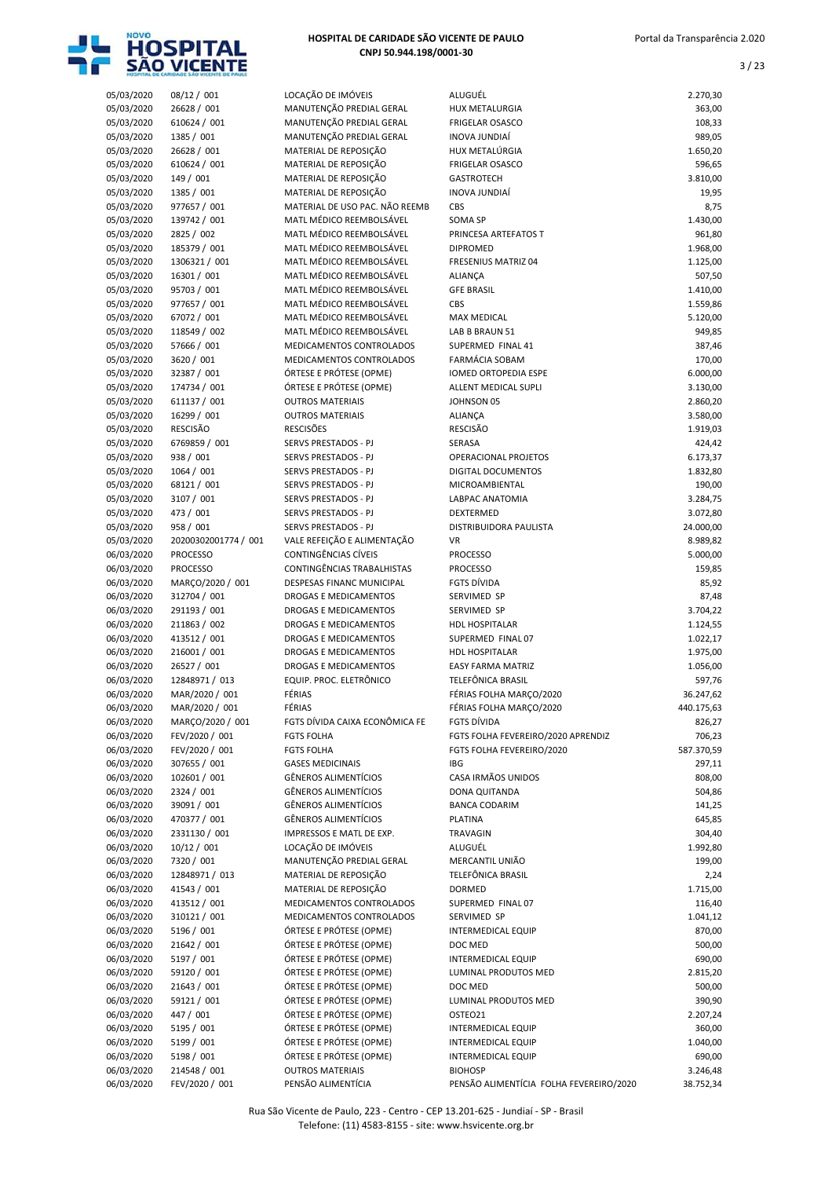**HOSPITAL DE CARIDADE SÃO VICENTE DE PAULO**
**CNPJ 50.944.198/0001-30**

| | | | | |
|---|---|---|---|---|
| 05/03/2020 | 08/12 / 001 | LOCAÇÃO DE IMÓVEIS | ALUGUÉL | 2.270,30 |
| 05/03/2020 | 26628 / 001 | MANUTENÇÃO PREDIAL GERAL | HUX METALURGIA | 363,00 |
| 05/03/2020 | 610624 / 001 | MANUTENÇÃO PREDIAL GERAL | FRIGELAR OSASCO | 108,33 |
| 05/03/2020 | 1385 / 001 | MANUTENÇÃO PREDIAL GERAL | INOVA JUNDIAÍ | 989,05 |
| 05/03/2020 | 26628 / 001 | MATERIAL DE REPOSIÇÃO | HUX METALÚRGIA | 1.650,20 |
| 05/03/2020 | 610624 / 001 | MATERIAL DE REPOSIÇÃO | FRIGELAR OSASCO | 596,65 |
| 05/03/2020 | 149 / 001 | MATERIAL DE REPOSIÇÃO | GASTROTECH | 3.810,00 |
| 05/03/2020 | 1385 / 001 | MATERIAL DE REPOSIÇÃO | INOVA JUNDIAÍ | 19,95 |
| 05/03/2020 | 977657 / 001 | MATERIAL DE USO PAC. NÃO REEMB | CBS | 8,75 |
| 05/03/2020 | 139742 / 001 | MATL MÉDICO REEMBOLSÁVEL | SOMA SP | 1.430,00 |
| 05/03/2020 | 2825 / 002 | MATL MÉDICO REEMBOLSÁVEL | PRINCESA ARTEFATOS T | 961,80 |
| 05/03/2020 | 185379 / 001 | MATL MÉDICO REEMBOLSÁVEL | DIPROMED | 1.968,00 |
| 05/03/2020 | 1306321 / 001 | MATL MÉDICO REEMBOLSÁVEL | FRESENIUS MATRIZ 04 | 1.125,00 |
| 05/03/2020 | 16301 / 001 | MATL MÉDICO REEMBOLSÁVEL | ALIANÇA | 507,50 |
| 05/03/2020 | 95703 / 001 | MATL MÉDICO REEMBOLSÁVEL | GFE BRASIL | 1.410,00 |
| 05/03/2020 | 977657 / 001 | MATL MÉDICO REEMBOLSÁVEL | CBS | 1.559,86 |
| 05/03/2020 | 67072 / 001 | MATL MÉDICO REEMBOLSÁVEL | MAX MEDICAL | 5.120,00 |
| 05/03/2020 | 118549 / 002 | MATL MÉDICO REEMBOLSÁVEL | LAB B BRAUN 51 | 949,85 |
| 05/03/2020 | 57666 / 001 | MEDICAMENTOS CONTROLADOS | SUPERMED FINAL 41 | 387,46 |
| 05/03/2020 | 3620 / 001 | MEDICAMENTOS CONTROLADOS | FARMÁCIA SOBAM | 170,00 |
| 05/03/2020 | 32387 / 001 | ÓRTESE E PRÓTESE (OPME) | IOMED ORTOPEDIA ESPE | 6.000,00 |
| 05/03/2020 | 174734 / 001 | ÓRTESE E PRÓTESE (OPME) | ALLENT MEDICAL SUPLI | 3.130,00 |
| 05/03/2020 | 611137 / 001 | OUTROS MATERIAIS | JOHNSON 05 | 2.860,20 |
| 05/03/2020 | 16299 / 001 | OUTROS MATERIAIS | ALIANÇA | 3.580,00 |
| 05/03/2020 | RESCISÃO | RESCISÕES | RESCISÃO | 1.919,03 |
| 05/03/2020 | 6769859 / 001 | SERVS PRESTADOS - PJ | SERASA | 424,42 |
| 05/03/2020 | 938 / 001 | SERVS PRESTADOS - PJ | OPERACIONAL PROJETOS | 6.173,37 |
| 05/03/2020 | 1064 / 001 | SERVS PRESTADOS - PJ | DIGITAL DOCUMENTOS | 1.832,80 |
| 05/03/2020 | 68121 / 001 | SERVS PRESTADOS - PJ | MICROAMBIENTAL | 190,00 |
| 05/03/2020 | 3107 / 001 | SERVS PRESTADOS - PJ | LABPAC ANATOMIA | 3.284,75 |
| 05/03/2020 | 473 / 001 | SERVS PRESTADOS - PJ | DEXTERMED | 3.072,80 |
| 05/03/2020 | 958 / 001 | SERVS PRESTADOS - PJ | DISTRIBUIDORA PAULISTA | 24.000,00 |
| 05/03/2020 | 20200302001774 / 001 | VALE REFEIÇÃO E ALIMENTAÇÃO | VR | 8.989,82 |
| 06/03/2020 | PROCESSO | CONTINGÊNCIAS CÍVEIS | PROCESSO | 5.000,00 |
| 06/03/2020 | PROCESSO | CONTINGÊNCIAS TRABALHISTAS | PROCESSO | 159,85 |
| 06/03/2020 | MARÇO/2020 / 001 | DESPESAS FINANC MUNICIPAL | FGTS DÍVIDA | 85,92 |
| 06/03/2020 | 312704 / 001 | DROGAS E MEDICAMENTOS | SERVIMED SP | 87,48 |
| 06/03/2020 | 291193 / 001 | DROGAS E MEDICAMENTOS | SERVIMED SP | 3.704,22 |
| 06/03/2020 | 211863 / 002 | DROGAS E MEDICAMENTOS | HDL HOSPITALAR | 1.124,55 |
| 06/03/2020 | 413512 / 001 | DROGAS E MEDICAMENTOS | SUPERMED FINAL 07 | 1.022,17 |
| 06/03/2020 | 216001 / 001 | DROGAS E MEDICAMENTOS | HDL HOSPITALAR | 1.975,00 |
| 06/03/2020 | 26527 / 001 | DROGAS E MEDICAMENTOS | EASY FARMA MATRIZ | 1.056,00 |
| 06/03/2020 | 12848971 / 013 | EQUIP. PROC. ELETRÔNICO | TELEFÔNICA BRASIL | 597,76 |
| 06/03/2020 | MAR/2020 / 001 | FÉRIAS | FÉRIAS FOLHA MARÇO/2020 | 36.247,62 |
| 06/03/2020 | MAR/2020 / 001 | FÉRIAS | FÉRIAS FOLHA MARÇO/2020 | 440.175,63 |
| 06/03/2020 | MARÇO/2020 / 001 | FGTS DÍVIDA CAIXA ECONÔMICA FE | FGTS DÍVIDA | 826,27 |
| 06/03/2020 | FEV/2020 / 001 | FGTS FOLHA | FGTS FOLHA FEVEREIRO/2020 APRENDIZ | 706,23 |
| 06/03/2020 | FEV/2020 / 001 | FGTS FOLHA | FGTS FOLHA FEVEREIRO/2020 | 587.370,59 |
| 06/03/2020 | 307655 / 001 | GASES MEDICINAIS | IBG | 297,11 |
| 06/03/2020 | 102601 / 001 | GÊNEROS ALIMENTÍCIOS | CASA IRMÃOS UNIDOS | 808,00 |
| 06/03/2020 | 2324 / 001 | GÊNEROS ALIMENTÍCIOS | DONA QUITANDA | 504,86 |
| 06/03/2020 | 39091 / 001 | GÊNEROS ALIMENTÍCIOS | BANCA CODARIM | 141,25 |
| 06/03/2020 | 470377 / 001 | GÊNEROS ALIMENTÍCIOS | PLATINA | 645,85 |
| 06/03/2020 | 2331130 / 001 | IMPRESSOS E MATL DE EXP. | TRAVAGIN | 304,40 |
| 06/03/2020 | 10/12 / 001 | LOCAÇÃO DE IMÓVEIS | ALUGUÉL | 1.992,80 |
| 06/03/2020 | 7320 / 001 | MANUTENÇÃO PREDIAL GERAL | MERCANTIL UNIÃO | 199,00 |
| 06/03/2020 | 12848971 / 013 | MATERIAL DE REPOSIÇÃO | TELEFÔNICA BRASIL | 2,24 |
| 06/03/2020 | 41543 / 001 | MATERIAL DE REPOSIÇÃO | DORMED | 1.715,00 |
| 06/03/2020 | 413512 / 001 | MEDICAMENTOS CONTROLADOS | SUPERMED FINAL 07 | 116,40 |
| 06/03/2020 | 310121 / 001 | MEDICAMENTOS CONTROLADOS | SERVIMED SP | 1.041,12 |
| 06/03/2020 | 5196 / 001 | ÓRTESE E PRÓTESE (OPME) | INTERMEDICAL EQUIP | 870,00 |
| 06/03/2020 | 21642 / 001 | ÓRTESE E PRÓTESE (OPME) | DOC MED | 500,00 |
| 06/03/2020 | 5197 / 001 | ÓRTESE E PRÓTESE (OPME) | INTERMEDICAL EQUIP | 690,00 |
| 06/03/2020 | 59120 / 001 | ÓRTESE E PRÓTESE (OPME) | LUMINAL PRODUTOS MED | 2.815,20 |
| 06/03/2020 | 21643 / 001 | ÓRTESE E PRÓTESE (OPME) | DOC MED | 500,00 |
| 06/03/2020 | 59121 / 001 | ÓRTESE E PRÓTESE (OPME) | LUMINAL PRODUTOS MED | 390,90 |
| 06/03/2020 | 447 / 001 | ÓRTESE E PRÓTESE (OPME) | OSTEO21 | 2.207,24 |
| 06/03/2020 | 5195 / 001 | ÓRTESE E PRÓTESE (OPME) | INTERMEDICAL EQUIP | 360,00 |
| 06/03/2020 | 5199 / 001 | ÓRTESE E PRÓTESE (OPME) | INTERMEDICAL EQUIP | 1.040,00 |
| 06/03/2020 | 5198 / 001 | ÓRTESE E PRÓTESE (OPME) | INTERMEDICAL EQUIP | 690,00 |
| 06/03/2020 | 214548 / 001 | OUTROS MATERIAIS | BIOHOSP | 3.246,48 |
| 06/03/2020 | FEV/2020 / 001 | PENSÃO ALIMENTÍCIA | PENSÃO ALIMENTÍCIA FOLHA FEVEREIRO/2020 | 38.752,34 |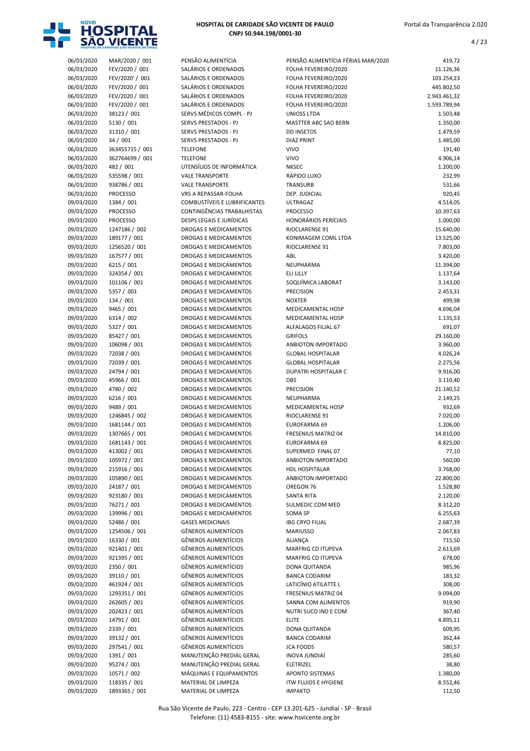# HOSPITAL DE CARIDADE SÃO VICENTE DE PAULO
CNPJ 50.944.198/0001-30

| | | | | |
|---|---|---|---|---|
| 06/03/2020 | MAR/2020 / 001 | PENSÃO ALIMENTÍCIA | PENSÃO ALIMENTÍCIA FÉRIAS MAR/2020 | 419,72 |
| 06/03/2020 | FEV/2020 / 001 | SALÁRIOS E ORDENADOS | FOLHA FEVEREIRO/2020 | 11.126,36 |
| 06/03/2020 | FEV/2020' / 001 | SALÁRIOS E ORDENADOS | FOLHA FEVEREIRO/2020 | 103.254,23 |
| 06/03/2020 | FEV/2020 / 001 | SALÁRIOS E ORDENADOS | FOLHA FEVEREIRO/2020 | 445.802,50 |
| 06/03/2020 | FEV/2020 / 001 | SALÁRIOS E ORDENADOS | FOLHA FEVEREIRO/2020 | 2.943.461,32 |
| 06/03/2020 | FEV/2020 / 001 | SALÁRIOS E ORDENADOS | FOLHA FEVEREIRO/2020 | 1.593.789,94 |
| 06/03/2020 | 38123 / 001 | SERVS MÉDICOS COMPL - PJ | UNIOSS LTDA | 1.503,48 |
| 06/03/2020 | 5130 / 001 | SERVS PRESTADOS - PJ | MASTTER ABC SAO BERN | 1.350,00 |
| 06/03/2020 | 31310 / 001 | SERVS PRESTADOS - PJ | DD INSETOS | 1.479,59 |
| 06/03/2020 | 34 / 001 | SERVS PRESTADOS - PJ | DIAZ PRINT | 1.485,00 |
| 06/03/2020 | 363455715 / 001 | TELEFONE | VIVO | 191,40 |
| 06/03/2020 | 362764699 / 001 | TELEFONE | VIVO | 4.906,14 |
| 06/03/2020 | 482 / 001 | UTENSÍLIOS DE INFORMÁTICA | NKSEC | 1.200,00 |
| 06/03/2020 | 535598 / 001 | VALE TRANSPORTE | RÁPIDO LUXO | 232,99 |
| 06/03/2020 | 938786 / 001 | VALE TRANSPORTE | TRANSURB | 531,66 |
| 06/03/2020 | PROCESSO | VRS A REPASSAR-FOLHA | DEP. JUDICIAL | 920,45 |
| 09/03/2020 | 1384 / 001 | COMBUSTÍVEIS E LUBRIFICANTES | ULTRAGAZ | 4.514,05 |
| 09/03/2020 | PROCESSO | CONTINGÊNCIAS TRABALHISTAS | PROCESSO | 10.397,63 |
| 09/03/2020 | PROCESSO | DESPS LEGAIS E JURÍDICAS | HONORÁRIOS PERÍCIAIS | 1.000,00 |
| 09/03/2020 | 1247186 / 002 | DROGAS E MEDICAMENTOS | RIOCLARENSE 91 | 15.640,00 |
| 09/03/2020 | 189177 / 001 | DROGAS E MEDICAMENTOS | KONIMAGEM COML LTDA | 13.525,00 |
| 09/03/2020 | 1256520 / 001 | DROGAS E MEDICAMENTOS | RIOCLARENSE 91 | 7.803,00 |
| 09/03/2020 | 167577 / 001 | DROGAS E MEDICAMENTOS | ABL | 3.420,00 |
| 09/03/2020 | 6215 / 001 | DROGAS E MEDICAMENTOS | NEUPHARMA | 11.394,00 |
| 09/03/2020 | 324354 / 001 | DROGAS E MEDICAMENTOS | ELI LILLY | 1.137,64 |
| 09/03/2020 | 101106 / 001 | DROGAS E MEDICAMENTOS | SOQUÍMICA LABORAT | 3.143,00 |
| 09/03/2020 | 5357 / 001 | DROGAS E MEDICAMENTOS | PRECISION | 2.453,31 |
| 09/03/2020 | 134 / 001 | DROGAS E MEDICAMENTOS | NOXTER | 499,98 |
| 09/03/2020 | 9465 / 001 | DROGAS E MEDICAMENTOS | MEDICAMENTAL HOSP | 4.696,04 |
| 09/03/2020 | 6314 / 002 | DROGAS E MEDICAMENTOS | MEDICAMENTAL HOSP | 1.135,53 |
| 09/03/2020 | 5327 / 001 | DROGAS E MEDICAMENTOS | ALFALAGOS FILIAL 67 | 691,07 |
| 09/03/2020 | 85427 / 001 | DROGAS E MEDICAMENTOS | GRIFOLS | 29.160,00 |
| 09/03/2020 | 106098 / 001 | DROGAS E MEDICAMENTOS | ANBIOTON IMPORTADO | 3.960,00 |
| 09/03/2020 | 72038 / 001 | DROGAS E MEDICAMENTOS | GLOBAL HOSPITALAR | 4.026,24 |
| 09/03/2020 | 72039 / 001 | DROGAS E MEDICAMENTOS | GLOBAL HOSPITALAR | 2.275,56 |
| 09/03/2020 | 24794 / 001 | DROGAS E MEDICAMENTOS | DUPATRI HOSPITALAR C | 9.916,00 |
| 09/03/2020 | 45966 / 001 | DROGAS E MEDICAMENTOS | DBS | 3.110,40 |
| 09/03/2020 | 4780 / 002 | DROGAS E MEDICAMENTOS | PRECISION | 21.140,52 |
| 09/03/2020 | 6216 / 001 | DROGAS E MEDICAMENTOS | NEUPHARMA | 2.149,25 |
| 09/03/2020 | 9489 / 001 | DROGAS E MEDICAMENTOS | MEDICAMENTAL HOSP | 932,69 |
| 09/03/2020 | 1246845 / 002 | DROGAS E MEDICAMENTOS | RIOCLARENSE 91 | 7.020,00 |
| 09/03/2020 | 1681144 / 001 | DROGAS E MEDICAMENTOS | EUROFARMA 69 | 1.206,00 |
| 09/03/2020 | 1307665 / 001 | DROGAS E MEDICAMENTOS | FRESENIUS MATRIZ 04 | 14.810,00 |
| 09/03/2020 | 1681143 / 001 | DROGAS E MEDICAMENTOS | EUROFARMA 69 | 8.825,00 |
| 09/03/2020 | 413002 / 001 | DROGAS E MEDICAMENTOS | SUPERMED FINAL 07 | 77,10 |
| 09/03/2020 | 105972 / 001 | DROGAS E MEDICAMENTOS | ANBIOTON IMPORTADO | 560,00 |
| 09/03/2020 | 215916 / 001 | DROGAS E MEDICAMENTOS | HDL HOSPITALAR | 3.768,00 |
| 09/03/2020 | 105890 / 001 | DROGAS E MEDICAMENTOS | ANBIOTON IMPORTADO | 22.800,00 |
| 09/03/2020 | 24187 / 001 | DROGAS E MEDICAMENTOS | OREGON 76 | 1.528,80 |
| 09/03/2020 | 923180 / 001 | DROGAS E MEDICAMENTOS | SANTA RITA | 2.120,00 |
| 09/03/2020 | 76271 / 001 | DROGAS E MEDICAMENTOS | SULMEDIC COM MED | 8.312,20 |
| 09/03/2020 | 139996 / 001 | DROGAS E MEDICAMENTOS | SOMA SP | 6.255,63 |
| 09/03/2020 | 52486 / 001 | GASES MEDICINAIS | IBG CRYO FILIAL | 2.687,39 |
| 09/03/2020 | 1254506 / 001 | GÊNEROS ALIMENTÍCIOS | MARIUSSO | 2.067,83 |
| 09/03/2020 | 16330 / 001 | GÊNEROS ALIMENTÍCIOS | ALIANÇA | 715,50 |
| 09/03/2020 | 921401 / 001 | GÊNEROS ALIMENTÍCIOS | MARFRIG CD ITUPEVA | 2.613,69 |
| 09/03/2020 | 921395 / 001 | GÊNEROS ALIMENTÍCIOS | MARFRIG CD ITUPEVA | 678,00 |
| 09/03/2020 | 2350 / 001 | GÊNEROS ALIMENTÍCIOS | DONA QUITANDA | 985,96 |
| 09/03/2020 | 39110 / 001 | GÊNEROS ALIMENTÍCIOS | BANCA CODARIM | 183,32 |
| 09/03/2020 | 461924 / 001 | GÊNEROS ALIMENTÍCIOS | LATICÍNIO ATILATTE L | 308,00 |
| 09/03/2020 | 1293351 / 001 | GÊNEROS ALIMENTÍCIOS | FRESENIUS MATRIZ 04 | 9.094,00 |
| 09/03/2020 | 262605 / 001 | GÊNEROS ALIMENTÍCIOS | SANNA COM ALIMENTOS | 919,90 |
| 09/03/2020 | 202423 / 001 | GÊNEROS ALIMENTÍCIOS | NUTRI SUCO IND E COM | 367,40 |
| 09/03/2020 | 14791 / 001 | GÊNEROS ALIMENTÍCIOS | ELITE | 4.895,11 |
| 09/03/2020 | 2339 / 001 | GÊNEROS ALIMENTÍCIOS | DONA QUITANDA | 609,95 |
| 09/03/2020 | 39132 / 001 | GÊNEROS ALIMENTÍCIOS | BANCA CODARIM | 362,44 |
| 09/03/2020 | 297541 / 001 | GÊNEROS ALIMENTÍCIOS | JCA FOODS | 580,57 |
| 09/03/2020 | 1391 / 001 | MANUTENÇÃO PREDIAL GERAL | INOVA JUNDIAÍ | 285,60 |
| 09/03/2020 | 95274 / 001 | MANUTENÇÃO PREDIAL GERAL | ELETRIZEL | 38,80 |
| 09/03/2020 | 10571 / 002 | MÁQUINAS E EQUIPAMENTOS | APONTO SISTEMAS | 1.380,00 |
| 09/03/2020 | 118335 / 001 | MATERIAL DE LIMPEZA | ITW FLUIDS E HYGIENE | 8.552,46 |
| 09/03/2020 | 1893365 / 001 | MATERIAL DE LIMPEZA | IMPAKTO | 112,50 |

Rua São Vicente de Paulo, 223 - Centro - CEP 13.201-625 - Jundiaí - SP - Brasil
Telefone: (11) 4583-8155 - site: www.hsvicente.org.br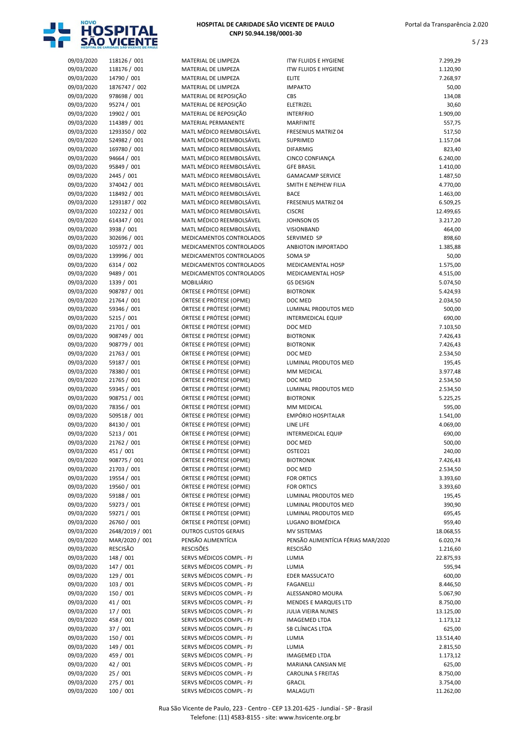| | | | | |
|---|---|---|---|---|
| 09/03/2020 | 118126 / 001 | MATERIAL DE LIMPEZA | ITW FLUIDS E HYGIENE | 7.299,29 |
| 09/03/2020 | 118176 / 001 | MATERIAL DE LIMPEZA | ITW FLUIDS E HYGIENE | 1.120,90 |
| 09/03/2020 | 14790 / 001 | MATERIAL DE LIMPEZA | ELITE | 7.268,97 |
| 09/03/2020 | 1876747 / 002 | MATERIAL DE LIMPEZA | IMPAKTO | 50,00 |
| 09/03/2020 | 978698 / 001 | MATERIAL DE REPOSIÇÃO | CBS | 134,08 |
| 09/03/2020 | 95274 / 001 | MATERIAL DE REPOSIÇÃO | ELETRIZEL | 30,60 |
| 09/03/2020 | 19902 / 001 | MATERIAL DE REPOSIÇÃO | INTERFRIO | 1.909,00 |
| 09/03/2020 | 114389 / 001 | MATERIAL PERMANENTE | MARFINITE | 557,75 |
| 09/03/2020 | 1293350 / 002 | MATL MÉDICO REEMBOLSÁVEL | FRESENIUS MATRIZ 04 | 517,50 |
| 09/03/2020 | 524982 / 001 | MATL MÉDICO REEMBOLSÁVEL | SUPRIMED | 1.157,04 |
| 09/03/2020 | 169780 / 001 | MATL MÉDICO REEMBOLSÁVEL | DIFARMIG | 823,40 |
| 09/03/2020 | 94664 / 001 | MATL MÉDICO REEMBOLSÁVEL | CINCO CONFIANÇA | 6.240,00 |
| 09/03/2020 | 95849 / 001 | MATL MÉDICO REEMBOLSÁVEL | GFE BRASIL | 1.410,00 |
| 09/03/2020 | 2445 / 001 | MATL MÉDICO REEMBOLSÁVEL | GAMACAMP SERVICE | 1.487,50 |
| 09/03/2020 | 374042 / 001 | MATL MÉDICO REEMBOLSÁVEL | SMITH E NEPHEW FILIA | 4.770,00 |
| 09/03/2020 | 118492 / 001 | MATL MÉDICO REEMBOLSÁVEL | BACE | 1.463,00 |
| 09/03/2020 | 1293187 / 002 | MATL MÉDICO REEMBOLSÁVEL | FRESENIUS MATRIZ 04 | 6.509,25 |
| 09/03/2020 | 102232 / 001 | MATL MÉDICO REEMBOLSÁVEL | CISCRE | 12.499,65 |
| 09/03/2020 | 614347 / 001 | MATL MÉDICO REEMBOLSÁVEL | JOHNSON 05 | 3.217,20 |
| 09/03/2020 | 3938 / 001 | MATL MÉDICO REEMBOLSÁVEL | VISIONBAND | 464,00 |
| 09/03/2020 | 302696 / 001 | MEDICAMENTOS CONTROLADOS | SERVIMED SP | 898,60 |
| 09/03/2020 | 105972 / 001 | MEDICAMENTOS CONTROLADOS | ANBIOTON IMPORTADO | 1.385,88 |
| 09/03/2020 | 139996 / 001 | MEDICAMENTOS CONTROLADOS | SOMA SP | 50,00 |
| 09/03/2020 | 6314 / 002 | MEDICAMENTOS CONTROLADOS | MEDICAMENTAL HOSP | 1.575,00 |
| 09/03/2020 | 9489 / 001 | MEDICAMENTOS CONTROLADOS | MEDICAMENTAL HOSP | 4.515,00 |
| 09/03/2020 | 1339 / 001 | MOBILIÁRIO | GS DESIGN | 5.074,50 |
| 09/03/2020 | 908787 / 001 | ÓRTESE E PRÓTESE (OPME) | BIOTRONIK | 5.424,93 |
| 09/03/2020 | 21764 / 001 | ÓRTESE E PRÓTESE (OPME) | DOC MED | 2.034,50 |
| 09/03/2020 | 59346 / 001 | ÓRTESE E PRÓTESE (OPME) | LUMINAL PRODUTOS MED | 500,00 |
| 09/03/2020 | 5215 / 001 | ÓRTESE E PRÓTESE (OPME) | INTERMEDICAL EQUIP | 690,00 |
| 09/03/2020 | 21701 / 001 | ÓRTESE E PRÓTESE (OPME) | DOC MED | 7.103,50 |
| 09/03/2020 | 908749 / 001 | ÓRTESE E PRÓTESE (OPME) | BIOTRONIK | 7.426,43 |
| 09/03/2020 | 908779 / 001 | ÓRTESE E PRÓTESE (OPME) | BIOTRONIK | 7.426,43 |
| 09/03/2020 | 21763 / 001 | ÓRTESE E PRÓTESE (OPME) | DOC MED | 2.534,50 |
| 09/03/2020 | 59187 / 001 | ÓRTESE E PRÓTESE (OPME) | LUMINAL PRODUTOS MED | 195,45 |
| 09/03/2020 | 78380 / 001 | ÓRTESE E PRÓTESE (OPME) | MM MEDICAL | 3.977,48 |
| 09/03/2020 | 21765 / 001 | ÓRTESE E PRÓTESE (OPME) | DOC MED | 2.534,50 |
| 09/03/2020 | 59345 / 001 | ÓRTESE E PRÓTESE (OPME) | LUMINAL PRODUTOS MED | 2.534,50 |
| 09/03/2020 | 908751 / 001 | ÓRTESE E PRÓTESE (OPME) | BIOTRONIK | 5.225,25 |
| 09/03/2020 | 78356 / 001 | ÓRTESE E PRÓTESE (OPME) | MM MEDICAL | 595,00 |
| 09/03/2020 | 509518 / 001 | ÓRTESE E PRÓTESE (OPME) | EMPÓRIO HOSPITALAR | 1.541,00 |
| 09/03/2020 | 84130 / 001 | ÓRTESE E PRÓTESE (OPME) | LINE LIFE | 4.069,00 |
| 09/03/2020 | 5213 / 001 | ÓRTESE E PRÓTESE (OPME) | INTERMEDICAL EQUIP | 690,00 |
| 09/03/2020 | 21762 / 001 | ÓRTESE E PRÓTESE (OPME) | DOC MED | 500,00 |
| 09/03/2020 | 451 / 001 | ÓRTESE E PRÓTESE (OPME) | OSTEO21 | 240,00 |
| 09/03/2020 | 908775 / 001 | ÓRTESE E PRÓTESE (OPME) | BIOTRONIK | 7.426,43 |
| 09/03/2020 | 21703 / 001 | ÓRTESE E PRÓTESE (OPME) | DOC MED | 2.534,50 |
| 09/03/2020 | 19554 / 001 | ÓRTESE E PRÓTESE (OPME) | FOR ORTICS | 3.393,60 |
| 09/03/2020 | 19560 / 001 | ÓRTESE E PRÓTESE (OPME) | FOR ORTICS | 3.393,60 |
| 09/03/2020 | 59188 / 001 | ÓRTESE E PRÓTESE (OPME) | LUMINAL PRODUTOS MED | 195,45 |
| 09/03/2020 | 59273 / 001 | ÓRTESE E PRÓTESE (OPME) | LUMINAL PRODUTOS MED | 390,90 |
| 09/03/2020 | 59271 / 001 | ÓRTESE E PRÓTESE (OPME) | LUMINAL PRODUTOS MED | 695,45 |
| 09/03/2020 | 26760 / 001 | ÓRTESE E PRÓTESE (OPME) | LUGANO BIOMÉDICA | 959,40 |
| 09/03/2020 | 2648/2019 / 001 | OUTROS CUSTOS GERAIS | MV SISTEMAS | 18.068,55 |
| 09/03/2020 | MAR/2020 / 001 | PENSÃO ALIMENTÍCIA | PENSÃO ALIMENTÍCIA FÉRIAS MAR/2020 | 6.020,74 |
| 09/03/2020 | RESCISÃO | RESCISÕES | RESCISÃO | 1.216,60 |
| 09/03/2020 | 148 / 001 | SERVS MÉDICOS COMPL - PJ | LUMIA | 22.875,93 |
| 09/03/2020 | 147 / 001 | SERVS MÉDICOS COMPL - PJ | LUMIA | 595,94 |
| 09/03/2020 | 129 / 001 | SERVS MÉDICOS COMPL - PJ | EDER MASSUCATO | 600,00 |
| 09/03/2020 | 103 / 001 | SERVS MÉDICOS COMPL - PJ | FAGANELLI | 8.446,50 |
| 09/03/2020 | 150 / 001 | SERVS MÉDICOS COMPL - PJ | ALESSANDRO MOURA | 5.067,90 |
| 09/03/2020 | 41 / 001 | SERVS MÉDICOS COMPL - PJ | MENDES E MARQUES LTD | 8.750,00 |
| 09/03/2020 | 17 / 001 | SERVS MÉDICOS COMPL - PJ | JULIA VIEIRA NUNES | 13.125,00 |
| 09/03/2020 | 458 / 001 | SERVS MÉDICOS COMPL - PJ | IMAGEMED LTDA | 1.173,12 |
| 09/03/2020 | 37 / 001 | SERVS MÉDICOS COMPL - PJ | SB CLÍNICAS LTDA | 625,00 |
| 09/03/2020 | 150 / 001 | SERVS MÉDICOS COMPL - PJ | LUMIA | 13.514,40 |
| 09/03/2020 | 149 / 001 | SERVS MÉDICOS COMPL - PJ | LUMIA | 2.815,50 |
| 09/03/2020 | 459 / 001 | SERVS MÉDICOS COMPL - PJ | IMAGEMED LTDA | 1.173,12 |
| 09/03/2020 | 42 / 001 | SERVS MÉDICOS COMPL - PJ | MARIANA CANSIAN ME | 625,00 |
| 09/03/2020 | 25 / 001 | SERVS MÉDICOS COMPL - PJ | CAROLINA S FREITAS | 8.750,00 |
| 09/03/2020 | 275 / 001 | SERVS MÉDICOS COMPL - PJ | GRACIL | 3.754,00 |
| 09/03/2020 | 100 / 001 | SERVS MÉDICOS COMPL - PJ | MALAGUTI | 11.262,00 |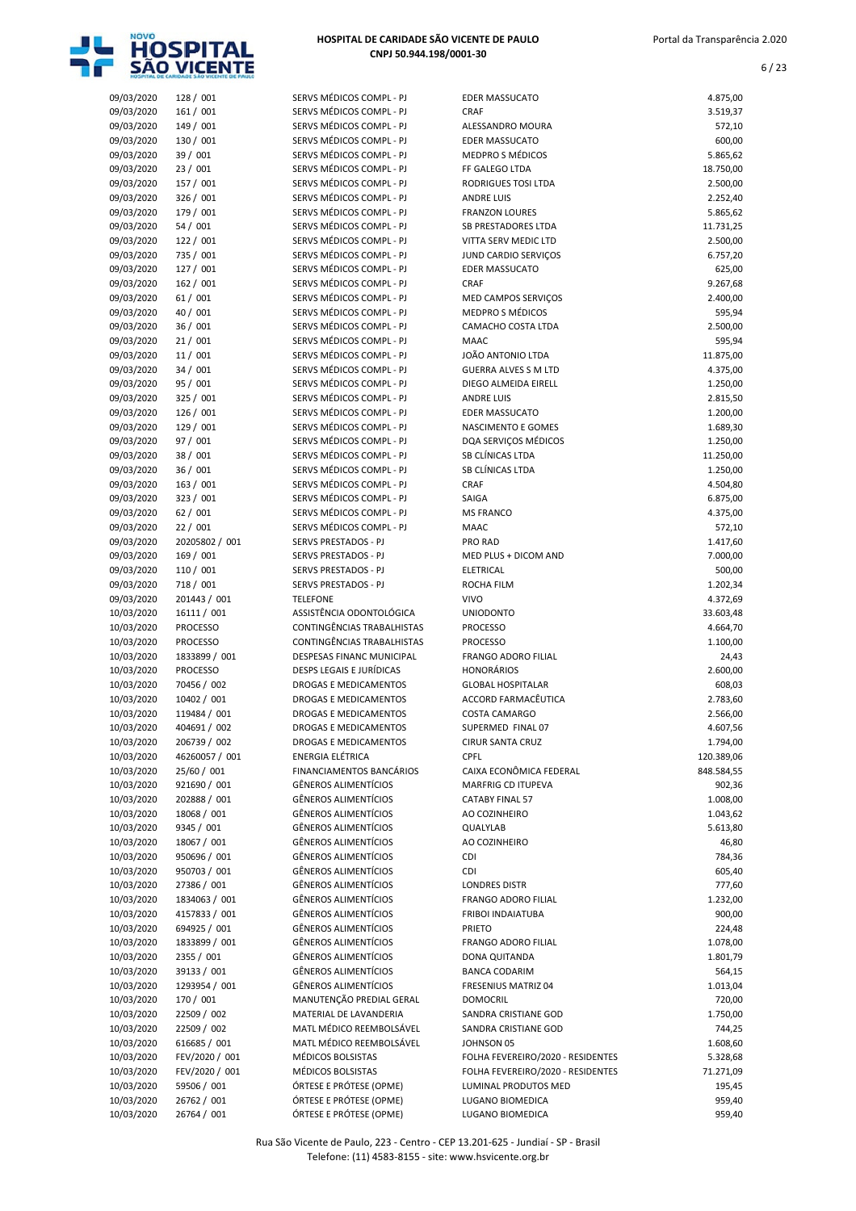# HOSPITAL DE CARIDADE SÃO VICENTE DE PAULO
**CNPJ 50.944.198/0001-30**

| | | | | |
|---|---|---|---|---|
| 09/03/2020 | 128 / 001 | SERVS MÉDICOS COMPL - PJ | EDER MASSUCATO | 4.875,00 |
| 09/03/2020 | 161 / 001 | SERVS MÉDICOS COMPL - PJ | CRAF | 3.519,37 |
| 09/03/2020 | 149 / 001 | SERVS MÉDICOS COMPL - PJ | ALESSANDRO MOURA | 572,10 |
| 09/03/2020 | 130 / 001 | SERVS MÉDICOS COMPL - PJ | EDER MASSUCATO | 600,00 |
| 09/03/2020 | 39 / 001 | SERVS MÉDICOS COMPL - PJ | MEDPRO S MÉDICOS | 5.865,62 |
| 09/03/2020 | 23 / 001 | SERVS MÉDICOS COMPL - PJ | FF GALEGO LTDA | 18.750,00 |
| 09/03/2020 | 157 / 001 | SERVS MÉDICOS COMPL - PJ | RODRIGUES TOSI LTDA | 2.500,00 |
| 09/03/2020 | 326 / 001 | SERVS MÉDICOS COMPL - PJ | ANDRE LUIS | 2.252,40 |
| 09/03/2020 | 179 / 001 | SERVS MÉDICOS COMPL - PJ | FRANZON LOURES | 5.865,62 |
| 09/03/2020 | 54 / 001 | SERVS MÉDICOS COMPL - PJ | SB PRESTADORES LTDA | 11.731,25 |
| 09/03/2020 | 122 / 001 | SERVS MÉDICOS COMPL - PJ | VITTA SERV MEDIC LTD | 2.500,00 |
| 09/03/2020 | 735 / 001 | SERVS MÉDICOS COMPL - PJ | JUND CARDIO SERVIÇOS | 6.757,20 |
| 09/03/2020 | 127 / 001 | SERVS MÉDICOS COMPL - PJ | EDER MASSUCATO | 625,00 |
| 09/03/2020 | 162 / 001 | SERVS MÉDICOS COMPL - PJ | CRAF | 9.267,68 |
| 09/03/2020 | 61 / 001 | SERVS MÉDICOS COMPL - PJ | MED CAMPOS SERVIÇOS | 2.400,00 |
| 09/03/2020 | 40 / 001 | SERVS MÉDICOS COMPL - PJ | MEDPRO S MÉDICOS | 595,94 |
| 09/03/2020 | 36 / 001 | SERVS MÉDICOS COMPL - PJ | CAMACHO COSTA LTDA | 2.500,00 |
| 09/03/2020 | 21 / 001 | SERVS MÉDICOS COMPL - PJ | MAAC | 595,94 |
| 09/03/2020 | 11 / 001 | SERVS MÉDICOS COMPL - PJ | JOÃO ANTONIO LTDA | 11.875,00 |
| 09/03/2020 | 34 / 001 | SERVS MÉDICOS COMPL - PJ | GUERRA ALVES S M LTD | 4.375,00 |
| 09/03/2020 | 95 / 001 | SERVS MÉDICOS COMPL - PJ | DIEGO ALMEIDA EIRELL | 1.250,00 |
| 09/03/2020 | 325 / 001 | SERVS MÉDICOS COMPL - PJ | ANDRE LUIS | 2.815,50 |
| 09/03/2020 | 126 / 001 | SERVS MÉDICOS COMPL - PJ | EDER MASSUCATO | 1.200,00 |
| 09/03/2020 | 129 / 001 | SERVS MÉDICOS COMPL - PJ | NASCIMENTO E GOMES | 1.689,30 |
| 09/03/2020 | 97 / 001 | SERVS MÉDICOS COMPL - PJ | DQA SERVIÇOS MÉDICOS | 1.250,00 |
| 09/03/2020 | 38 / 001 | SERVS MÉDICOS COMPL - PJ | SB CLÍNICAS LTDA | 11.250,00 |
| 09/03/2020 | 36 / 001 | SERVS MÉDICOS COMPL - PJ | SB CLÍNICAS LTDA | 1.250,00 |
| 09/03/2020 | 163 / 001 | SERVS MÉDICOS COMPL - PJ | CRAF | 4.504,80 |
| 09/03/2020 | 323 / 001 | SERVS MÉDICOS COMPL - PJ | SAIGA | 6.875,00 |
| 09/03/2020 | 62 / 001 | SERVS MÉDICOS COMPL - PJ | MS FRANCO | 4.375,00 |
| 09/03/2020 | 22 / 001 | SERVS MÉDICOS COMPL - PJ | MAAC | 572,10 |
| 09/03/2020 | 20205802 / 001 | SERVS PRESTADOS - PJ | PRO RAD | 1.417,60 |
| 09/03/2020 | 169 / 001 | SERVS PRESTADOS - PJ | MED PLUS + DICOM AND | 7.000,00 |
| 09/03/2020 | 110 / 001 | SERVS PRESTADOS - PJ | ELETRICAL | 500,00 |
| 09/03/2020 | 718 / 001 | SERVS PRESTADOS - PJ | ROCHA FILM | 1.202,34 |
| 09/03/2020 | 201443 / 001 | TELEFONE | VIVO | 4.372,69 |
| 10/03/2020 | 16111 / 001 | ASSISTÊNCIA ODONTOLÓGICA | UNIODONTO | 33.603,48 |
| 10/03/2020 | PROCESSO | CONTINGÊNCIAS TRABALHISTAS | PROCESSO | 4.664,70 |
| 10/03/2020 | PROCESSO | CONTINGÊNCIAS TRABALHISTAS | PROCESSO | 1.100,00 |
| 10/03/2020 | 1833899 / 001 | DESPESAS FINANC MUNICIPAL | FRANGO ADORO FILIAL | 24,43 |
| 10/03/2020 | PROCESSO | DESPS LEGAIS E JURÍDICAS | HONORÁRIOS | 2.600,00 |
| 10/03/2020 | 70456 / 002 | DROGAS E MEDICAMENTOS | GLOBAL HOSPITALAR | 608,03 |
| 10/03/2020 | 10402 / 001 | DROGAS E MEDICAMENTOS | ACCORD FARMACÊUTICA | 2.783,60 |
| 10/03/2020 | 119484 / 001 | DROGAS E MEDICAMENTOS | COSTA CAMARGO | 2.566,00 |
| 10/03/2020 | 404691 / 002 | DROGAS E MEDICAMENTOS | SUPERMED FINAL 07 | 4.607,56 |
| 10/03/2020 | 206739 / 002 | DROGAS E MEDICAMENTOS | CIRUR SANTA CRUZ | 1.794,00 |
| 10/03/2020 | 46260057 / 001 | ENERGIA ELÉTRICA | CPFL | 120.389,06 |
| 10/03/2020 | 25/60 / 001 | FINANCIAMENTOS BANCÁRIOS | CAIXA ECONÔMICA FEDERAL | 848.584,55 |
| 10/03/2020 | 921690 / 001 | GÊNEROS ALIMENTÍCIOS | MARFRIG CD ITUPEVA | 902,36 |
| 10/03/2020 | 202888 / 001 | GÊNEROS ALIMENTÍCIOS | CATABY FINAL 57 | 1.008,00 |
| 10/03/2020 | 18068 / 001 | GÊNEROS ALIMENTÍCIOS | AO COZINHEIRO | 1.043,62 |
| 10/03/2020 | 9345 / 001 | GÊNEROS ALIMENTÍCIOS | QUALYLAB | 5.613,80 |
| 10/03/2020 | 18067 / 001 | GÊNEROS ALIMENTÍCIOS | AO COZINHEIRO | 46,80 |
| 10/03/2020 | 950696 / 001 | GÊNEROS ALIMENTÍCIOS | CDI | 784,36 |
| 10/03/2020 | 950703 / 001 | GÊNEROS ALIMENTÍCIOS | CDI | 605,40 |
| 10/03/2020 | 27386 / 001 | GÊNEROS ALIMENTÍCIOS | LONDRES DISTR | 777,60 |
| 10/03/2020 | 1834063 / 001 | GÊNEROS ALIMENTÍCIOS | FRANGO ADORO FILIAL | 1.232,00 |
| 10/03/2020 | 4157833 / 001 | GÊNEROS ALIMENTÍCIOS | FRIBOI INDAIATUBA | 900,00 |
| 10/03/2020 | 694925 / 001 | GÊNEROS ALIMENTÍCIOS | PRIETO | 224,48 |
| 10/03/2020 | 1833899 / 001 | GÊNEROS ALIMENTÍCIOS | FRANGO ADORO FILIAL | 1.078,00 |
| 10/03/2020 | 2355 / 001 | GÊNEROS ALIMENTÍCIOS | DONA QUITANDA | 1.801,79 |
| 10/03/2020 | 39133 / 001 | GÊNEROS ALIMENTÍCIOS | BANCA CODARIM | 564,15 |
| 10/03/2020 | 1293954 / 001 | GÊNEROS ALIMENTÍCIOS | FRESENIUS MATRIZ 04 | 1.013,04 |
| 10/03/2020 | 170 / 001 | MANUTENÇÃO PREDIAL GERAL | DOMOCRIL | 720,00 |
| 10/03/2020 | 22509 / 002 | MATERIAL DE LAVANDERIA | SANDRA CRISTIANE GOD | 1.750,00 |
| 10/03/2020 | 22509 / 002 | MATL MÉDICO REEMBOLSÁVEL | SANDRA CRISTIANE GOD | 744,25 |
| 10/03/2020 | 616685 / 001 | MATL MÉDICO REEMBOLSÁVEL | JOHNSON 05 | 1.608,60 |
| 10/03/2020 | FEV/2020 / 001 | MÉDICOS BOLSISTAS | FOLHA FEVEREIRO/2020 - RESIDENTES | 5.328,68 |
| 10/03/2020 | FEV/2020 / 001 | MÉDICOS BOLSISTAS | FOLHA FEVEREIRO/2020 - RESIDENTES | 71.271,09 |
| 10/03/2020 | 59506 / 001 | ÓRTESE E PRÓTESE (OPME) | LUMINAL PRODUTOS MED | 195,45 |
| 10/03/2020 | 26762 / 001 | ÓRTESE E PRÓTESE (OPME) | LUGANO BIOMEDICA | 959,40 |
| 10/03/2020 | 26764 / 001 | ÓRTESE E PRÓTESE (OPME) | LUGANO BIOMEDICA | 959,40 |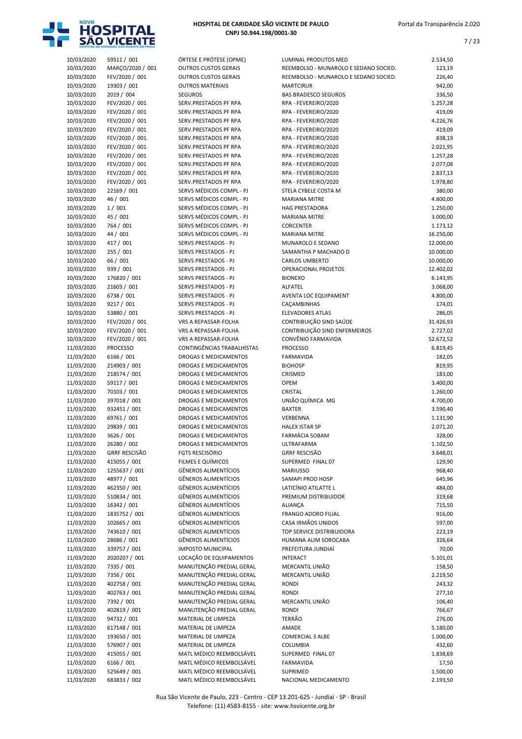| | | | | |
|---|---|---|---|---|
| 10/03/2020 | 59511 / 001 | ÓRTESE E PRÓTESE (OPME) | LUMINAL PRODUTOS MED | 2.534,50 |
| 10/03/2020 | MARÇO/2020 / 001 | OUTROS CUSTOS GERAIS | REEMBOLSO - MUNAROLO E SEDANO SOCIED. | 123,19 |
| 10/03/2020 | FEV/2020 / 001 | OUTROS CUSTOS GERAIS | REEMBOLSO - MUNAROLO E SEDANO SOCIED. | 226,40 |
| 10/03/2020 | 19303 / 001 | OUTROS MATERIAIS | MARTCIRUR | 942,00 |
| 10/03/2020 | 2019 / 004 | SEGUROS | BAS BRADESCO SEGUROS | 336,50 |
| 10/03/2020 | FEV/2020 / 001 | SERV.PRESTADOS PF RPA | RPA - FEVEREIRO/2020 | 1.257,28 |
| 10/03/2020 | FEV/2020 / 001 | SERV.PRESTADOS PF RPA | RPA - FEVEREIRO/2020 | 419,09 |
| 10/03/2020 | FEV/2020 / 001 | SERV.PRESTADOS PF RPA | RPA - FEVEREIRO/2020 | 4.226,76 |
| 10/03/2020 | FEV/2020 / 001 | SERV.PRESTADOS PF RPA | RPA - FEVEREIRO/2020 | 419,09 |
| 10/03/2020 | FEV/2020 / 001 | SERV.PRESTADOS PF RPA | RPA - FEVEREIRO/2020 | 838,19 |
| 10/03/2020 | FEV/2020 / 001 | SERV.PRESTADOS PF RPA | RPA - FEVEREIRO/2020 | 2.021,95 |
| 10/03/2020 | FEV/2020 / 001 | SERV.PRESTADOS PF RPA | RPA - FEVEREIRO/2020 | 1.257,28 |
| 10/03/2020 | FEV/2020 / 001 | SERV.PRESTADOS PF RPA | RPA - FEVEREIRO/2020 | 2.077,08 |
| 10/03/2020 | FEV/2020 / 001 | SERV.PRESTADOS PF RPA | RPA - FEVEREIRO/2020 | 2.837,13 |
| 10/03/2020 | FEV/2020 / 001 | SERV.PRESTADOS PF RPA | RPA - FEVEREIRO/2020 | 1.978,80 |
| 10/03/2020 | 22169 / 001 | SERVS MÉDICOS COMPL - PJ | STELA CYBELE COSTA M | 380,00 |
| 10/03/2020 | 46 / 001 | SERVS MÉDICOS COMPL - PJ | MARIANA MITRE | 4.800,00 |
| 10/03/2020 | 1 / 001 | SERVS MÉDICOS COMPL - PJ | HAG PRESTADORA | 1.250,00 |
| 10/03/2020 | 45 / 001 | SERVS MÉDICOS COMPL - PJ | MARIANA MITRE | 3.000,00 |
| 10/03/2020 | 764 / 001 | SERVS MÉDICOS COMPL - PJ | CORCENTER | 1.173,12 |
| 10/03/2020 | 44 / 001 | SERVS MÉDICOS COMPL - PJ | MARIANA MITRE | 16.250,00 |
| 10/03/2020 | 417 / 001 | SERVS PRESTADOS - PJ | MUNAROLO E SEDANO | 12.000,00 |
| 10/03/2020 | 255 / 001 | SERVS PRESTADOS - PJ | SAMANTHA P MACHADO D | 10.000,00 |
| 10/03/2020 | 66 / 001 | SERVS PRESTADOS - PJ | CARLOS UMBERTO | 10.000,00 |
| 10/03/2020 | 939 / 001 | SERVS PRESTADOS - PJ | OPERACIONAL PROJETOS | 12.402,02 |
| 10/03/2020 | 176820 / 001 | SERVS PRESTADOS - PJ | BIONEXO | 6.143,95 |
| 10/03/2020 | 21603 / 001 | SERVS PRESTADOS - PJ | ALFATEL | 3.068,00 |
| 10/03/2020 | 6738 / 001 | SERVS PRESTADOS - PJ | AVENTA LOC EQUIPAMENT | 4.800,00 |
| 10/03/2020 | 9217 / 001 | SERVS PRESTADOS - PJ | CAÇAMBINHAS | 174,01 |
| 10/03/2020 | 53880 / 001 | SERVS PRESTADOS - PJ | ELEVADORES ATLAS | 286,05 |
| 10/03/2020 | FEV/2020 / 001 | VRS A REPASSAR-FOLHA | CONTRIBUIÇÃO SIND SAÚDE | 31.426,93 |
| 10/03/2020 | FEV/2020 / 001 | VRS A REPASSAR-FOLHA | CONTRIBUIÇÃO SIND ENFERMEIROS | 2.727,02 |
| 10/03/2020 | FEV/2020 / 001 | VRS A REPASSAR-FOLHA | CONVÊNIO FARMAVIDA | 52.672,52 |
| 11/03/2020 | PROCESSO | CONTINGÊNCIAS TRABALHISTAS | PROCESSO | 6.819,45 |
| 11/03/2020 | 6166 / 001 | DROGAS E MEDICAMENTOS | FARMAVIDA | 182,05 |
| 11/03/2020 | 214903 / 001 | DROGAS E MEDICAMENTOS | BIOHOSP | 819,95 |
| 11/03/2020 | 218574 / 001 | DROGAS E MEDICAMENTOS | CRISMED | 183,00 |
| 11/03/2020 | 59117 / 001 | DROGAS E MEDICAMENTOS | OPEM | 3.400,00 |
| 11/03/2020 | 70103 / 001 | DROGAS E MEDICAMENTOS | CRISTAL | 1.260,00 |
| 11/03/2020 | 397018 / 001 | DROGAS E MEDICAMENTOS | UNIÃO QUÍMICA MG | 4.700,00 |
| 11/03/2020 | 932451 / 001 | DROGAS E MEDICAMENTOS | BAXTER | 3.590,40 |
| 11/03/2020 | 69761 / 001 | DROGAS E MEDICAMENTOS | VERBENNA | 1.131,90 |
| 11/03/2020 | 29839 / 001 | DROGAS E MEDICAMENTOS | HALEX ISTAR SP | 2.071,20 |
| 11/03/2020 | 3626 / 001 | DROGAS E MEDICAMENTOS | FARMÁCIA SOBAM | 328,00 |
| 11/03/2020 | 26280 / 002 | DROGAS E MEDICAMENTOS | ULTRAFARMA | 1.102,50 |
| 11/03/2020 | GRRF RESCISÃO | FGTS RESCISÓRIO | GRRF RESCISÃO | 3.648,01 |
| 11/03/2020 | 415055 / 001 | FILMES E QUÍMICOS | SUPERMED FINAL 07 | 129,90 |
| 11/03/2020 | 1255637 / 001 | GÊNEROS ALIMENTÍCIOS | MARIUSSO | 968,40 |
| 11/03/2020 | 48977 / 001 | GÊNEROS ALIMENTÍCIOS | SAMAPI PROD HOSP | 645,96 |
| 11/03/2020 | 462350 / 001 | GÊNEROS ALIMENTÍCIOS | LATICÍNIO ATILATTE L | 484,00 |
| 11/03/2020 | 510834 / 001 | GÊNEROS ALIMENTÍCIOS | PREMIUM DISTRIBUIDOR | 319,68 |
| 11/03/2020 | 16342 / 001 | GÊNEROS ALIMENTÍCIOS | ALIANÇA | 715,50 |
| 11/03/2020 | 1835752 / 001 | GÊNEROS ALIMENTÍCIOS | FRANGO ADORO FILIAL | 916,00 |
| 11/03/2020 | 102665 / 001 | GÊNEROS ALIMENTÍCIOS | CASA IRMÃOS UNIDOS | 597,00 |
| 11/03/2020 | 743610 / 001 | GÊNEROS ALIMENTÍCIOS | TOP SERVICE DISTRIBUIDORA | 223,19 |
| 11/03/2020 | 28686 / 001 | GÊNEROS ALIMENTÍCIOS | HUMANA ALIM SOROCABA | 326,64 |
| 11/03/2020 | 339757 / 001 | IMPOSTO MUNICIPAL | PREFEITURA JUNDIAÍ | 70,00 |
| 11/03/2020 | 2020207 / 001 | LOCAÇÃO DE EQUIPAMENTOS | INTERACT | 5.101,01 |
| 11/03/2020 | 7335 / 001 | MANUTENÇÃO PREDIAL GERAL | MERCANTIL UNIÃO | 158,50 |
| 11/03/2020 | 7356 / 001 | MANUTENÇÃO PREDIAL GERAL | MERCANTIL UNIÃO | 2.219,50 |
| 11/03/2020 | 402758 / 001 | MANUTENÇÃO PREDIAL GERAL | RONDI | 243,32 |
| 11/03/2020 | 402763 / 001 | MANUTENÇÃO PREDIAL GERAL | RONDI | 277,10 |
| 11/03/2020 | 7392 / 001 | MANUTENÇÃO PREDIAL GERAL | MERCANTIL UNIÃO | 106,40 |
| 11/03/2020 | 402819 / 001 | MANUTENÇÃO PREDIAL GERAL | RONDI | 766,67 |
| 11/03/2020 | 94732 / 001 | MATERIAL DE LIMPEZA | TERRÃO | 276,00 |
| 11/03/2020 | 617148 / 001 | MATERIAL DE LIMPEZA | AMADE | 5.180,00 |
| 11/03/2020 | 193650 / 001 | MATERIAL DE LIMPEZA | COMERCIAL 3 ALBE | 1.000,00 |
| 11/03/2020 | 576907 / 001 | MATERIAL DE LIMPEZA | COLUMBIA | 432,60 |
| 11/03/2020 | 415055 / 001 | MATL MÉDICO REEMBOLSÁVEL | SUPERMED FINAL 07 | 1.838,69 |
| 11/03/2020 | 6166 / 001 | MATL MÉDICO REEMBOLSÁVEL | FARMAVIDA | 17,50 |
| 11/03/2020 | 525649 / 001 | MATL MÉDICO REEMBOLSÁVEL | SUPRIMED | 1.500,00 |
| 11/03/2020 | 683833 / 002 | MATL MÉDICO REEMBOLSÁVEL | NACIONAL MEDICAMENTO | 2.193,50 |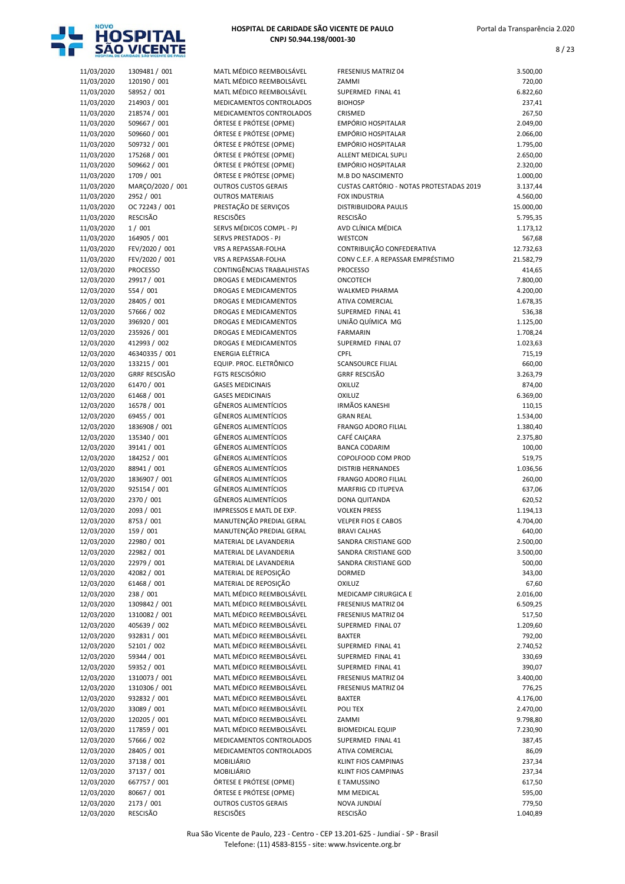| | | | | |
|---|---|---|---|---|
| 11/03/2020 | 1309481 / 001 | MATL MÉDICO REEMBOLSÁVEL | FRESENIUS MATRIZ 04 | 3.500,00 |
| 11/03/2020 | 120190 / 001 | MATL MÉDICO REEMBOLSÁVEL | ZAMMI | 720,00 |
| 11/03/2020 | 58952 / 001 | MATL MÉDICO REEMBOLSÁVEL | SUPERMED FINAL 41 | 6.822,60 |
| 11/03/2020 | 214903 / 001 | MEDICAMENTOS CONTROLADOS | BIOHOSP | 237,41 |
| 11/03/2020 | 218574 / 001 | MEDICAMENTOS CONTROLADOS | CRISMED | 267,50 |
| 11/03/2020 | 509667 / 001 | ÓRTESE E PRÓTESE (OPME) | EMPÓRIO HOSPITALAR | 2.049,00 |
| 11/03/2020 | 509660 / 001 | ÓRTESE E PRÓTESE (OPME) | EMPÓRIO HOSPITALAR | 2.066,00 |
| 11/03/2020 | 509732 / 001 | ÓRTESE E PRÓTESE (OPME) | EMPÓRIO HOSPITALAR | 1.795,00 |
| 11/03/2020 | 175268 / 001 | ÓRTESE E PRÓTESE (OPME) | ALLENT MEDICAL SUPLI | 2.650,00 |
| 11/03/2020 | 509662 / 001 | ÓRTESE E PRÓTESE (OPME) | EMPÓRIO HOSPITALAR | 2.320,00 |
| 11/03/2020 | 1709 / 001 | ÓRTESE E PRÓTESE (OPME) | M.B DO NASCIMENTO | 1.000,00 |
| 11/03/2020 | MARÇO/2020 / 001 | OUTROS CUSTOS GERAIS | CUSTAS CARTÓRIO - NOTAS PROTESTADAS 2019 | 3.137,44 |
| 11/03/2020 | 2952 / 001 | OUTROS MATERIAIS | FOX INDUSTRIA | 4.560,00 |
| 11/03/2020 | OC 72243 / 001 | PRESTAÇÃO DE SERVIÇOS | DISTRIBUIDORA PAULIS | 15.000,00 |
| 11/03/2020 | RESCISÃO | RESCISÕES | RESCISÃO | 5.795,35 |
| 11/03/2020 | 1 / 001 | SERVS MÉDICOS COMPL - PJ | AVD CLÍNICA MÉDICA | 1.173,12 |
| 11/03/2020 | 164905 / 001 | SERVS PRESTADOS - PJ | WESTCON | 567,68 |
| 11/03/2020 | FEV/2020 / 001 | VRS A REPASSAR-FOLHA | CONTRIBUIÇÃO CONFEDERATIVA | 12.732,63 |
| 11/03/2020 | FEV/2020 / 001 | VRS A REPASSAR-FOLHA | CONV C.E.F. A REPASSAR EMPRÉSTIMO | 21.582,79 |
| 12/03/2020 | PROCESSO | CONTINGÊNCIAS TRABALHISTAS | PROCESSO | 414,65 |
| 12/03/2020 | 29917 / 001 | DROGAS E MEDICAMENTOS | ONCOTECH | 7.800,00 |
| 12/03/2020 | 554 / 001 | DROGAS E MEDICAMENTOS | WALKMED PHARMA | 4.200,00 |
| 12/03/2020 | 28405 / 001 | DROGAS E MEDICAMENTOS | ATIVA COMERCIAL | 1.678,35 |
| 12/03/2020 | 57666 / 002 | DROGAS E MEDICAMENTOS | SUPERMED FINAL 41 | 536,38 |
| 12/03/2020 | 396920 / 001 | DROGAS E MEDICAMENTOS | UNIÃO QUÍMICA MG | 1.125,00 |
| 12/03/2020 | 235926 / 001 | DROGAS E MEDICAMENTOS | FARMARIN | 1.708,24 |
| 12/03/2020 | 412993 / 002 | DROGAS E MEDICAMENTOS | SUPERMED FINAL 07 | 1.023,63 |
| 12/03/2020 | 46340335 / 001 | ENERGIA ELÉTRICA | CPFL | 715,19 |
| 12/03/2020 | 133215 / 001 | EQUIP. PROC. ELETRÔNICO | SCANSOURCE FILIAL | 660,00 |
| 12/03/2020 | GRRF RESCISÃO | FGTS RESCISÓRIO | GRRF RESCISÃO | 3.263,79 |
| 12/03/2020 | 61470 / 001 | GASES MEDICINAIS | OXILUZ | 874,00 |
| 12/03/2020 | 61468 / 001 | GASES MEDICINAIS | OXILUZ | 6.369,00 |
| 12/03/2020 | 16578 / 001 | GÊNEROS ALIMENTÍCIOS | IRMÃOS KANESHI | 110,15 |
| 12/03/2020 | 69455 / 001 | GÊNEROS ALIMENTÍCIOS | GRAN REAL | 1.534,00 |
| 12/03/2020 | 1836908 / 001 | GÊNEROS ALIMENTÍCIOS | FRANGO ADORO FILIAL | 1.380,40 |
| 12/03/2020 | 135340 / 001 | GÊNEROS ALIMENTÍCIOS | CAFÉ CAIÇARA | 2.375,80 |
| 12/03/2020 | 39141 / 001 | GÊNEROS ALIMENTÍCIOS | BANCA CODARIM | 100,00 |
| 12/03/2020 | 184252 / 001 | GÊNEROS ALIMENTÍCIOS | COPOLFOOD COM PROD | 519,75 |
| 12/03/2020 | 88941 / 001 | GÊNEROS ALIMENTÍCIOS | DISTRIB HERNANDES | 1.036,56 |
| 12/03/2020 | 1836907 / 001 | GÊNEROS ALIMENTÍCIOS | FRANGO ADORO FILIAL | 260,00 |
| 12/03/2020 | 925154 / 001 | GÊNEROS ALIMENTÍCIOS | MARFRIG CD ITUPEVA | 637,06 |
| 12/03/2020 | 2370 / 001 | GÊNEROS ALIMENTÍCIOS | DONA QUITANDA | 620,52 |
| 12/03/2020 | 2093 / 001 | IMPRESSOS E MATL DE EXP. | VOLKEN PRESS | 1.194,13 |
| 12/03/2020 | 8753 / 001 | MANUTENÇÃO PREDIAL GERAL | VELPER FIOS E CABOS | 4.704,00 |
| 12/03/2020 | 159 / 001 | MANUTENÇÃO PREDIAL GERAL | BRAVI CALHAS | 640,00 |
| 12/03/2020 | 22980 / 001 | MATERIAL DE LAVANDERIA | SANDRA CRISTIANE GOD | 2.500,00 |
| 12/03/2020 | 22982 / 001 | MATERIAL DE LAVANDERIA | SANDRA CRISTIANE GOD | 3.500,00 |
| 12/03/2020 | 22979 / 001 | MATERIAL DE LAVANDERIA | SANDRA CRISTIANE GOD | 500,00 |
| 12/03/2020 | 42082 / 001 | MATERIAL DE REPOSIÇÃO | DORMED | 343,00 |
| 12/03/2020 | 61468 / 001 | MATERIAL DE REPOSIÇÃO | OXILUZ | 67,60 |
| 12/03/2020 | 238 / 001 | MATL MÉDICO REEMBOLSÁVEL | MEDICAMP CIRURGICA E | 2.016,00 |
| 12/03/2020 | 1309842 / 001 | MATL MÉDICO REEMBOLSÁVEL | FRESENIUS MATRIZ 04 | 6.509,25 |
| 12/03/2020 | 1310082 / 001 | MATL MÉDICO REEMBOLSÁVEL | FRESENIUS MATRIZ 04 | 517,50 |
| 12/03/2020 | 405639 / 002 | MATL MÉDICO REEMBOLSÁVEL | SUPERMED FINAL 07 | 1.209,60 |
| 12/03/2020 | 932831 / 001 | MATL MÉDICO REEMBOLSÁVEL | BAXTER | 792,00 |
| 12/03/2020 | 52101 / 002 | MATL MÉDICO REEMBOLSÁVEL | SUPERMED FINAL 41 | 2.740,52 |
| 12/03/2020 | 59344 / 001 | MATL MÉDICO REEMBOLSÁVEL | SUPERMED FINAL 41 | 330,69 |
| 12/03/2020 | 59352 / 001 | MATL MÉDICO REEMBOLSÁVEL | SUPERMED FINAL 41 | 390,07 |
| 12/03/2020 | 1310073 / 001 | MATL MÉDICO REEMBOLSÁVEL | FRESENIUS MATRIZ 04 | 3.400,00 |
| 12/03/2020 | 1310306 / 001 | MATL MÉDICO REEMBOLSÁVEL | FRESENIUS MATRIZ 04 | 776,25 |
| 12/03/2020 | 932832 / 001 | MATL MÉDICO REEMBOLSÁVEL | BAXTER | 4.176,00 |
| 12/03/2020 | 33089 / 001 | MATL MÉDICO REEMBOLSÁVEL | POLI TEX | 2.470,00 |
| 12/03/2020 | 120205 / 001 | MATL MÉDICO REEMBOLSÁVEL | ZAMMI | 9.798,80 |
| 12/03/2020 | 117859 / 001 | MATL MÉDICO REEMBOLSÁVEL | BIOMEDICAL EQUIP | 7.230,90 |
| 12/03/2020 | 57666 / 002 | MEDICAMENTOS CONTROLADOS | SUPERMED FINAL 41 | 387,45 |
| 12/03/2020 | 28405 / 001 | MEDICAMENTOS CONTROLADOS | ATIVA COMERCIAL | 86,09 |
| 12/03/2020 | 37138 / 001 | MOBILIÁRIO | KLINT FIOS CAMPINAS | 237,34 |
| 12/03/2020 | 37137 / 001 | MOBILIÁRIO | KLINT FIOS CAMPINAS | 237,34 |
| 12/03/2020 | 667757 / 001 | ÓRTESE E PRÓTESE (OPME) | E TAMUSSINO | 617,50 |
| 12/03/2020 | 80667 / 001 | ÓRTESE E PRÓTESE (OPME) | MM MEDICAL | 595,00 |
| 12/03/2020 | 2173 / 001 | OUTROS CUSTOS GERAIS | NOVA JUNDIAÍ | 779,50 |
| 12/03/2020 | RESCISÃO | RESCISÕES | RESCISÃO | 1.040,89 |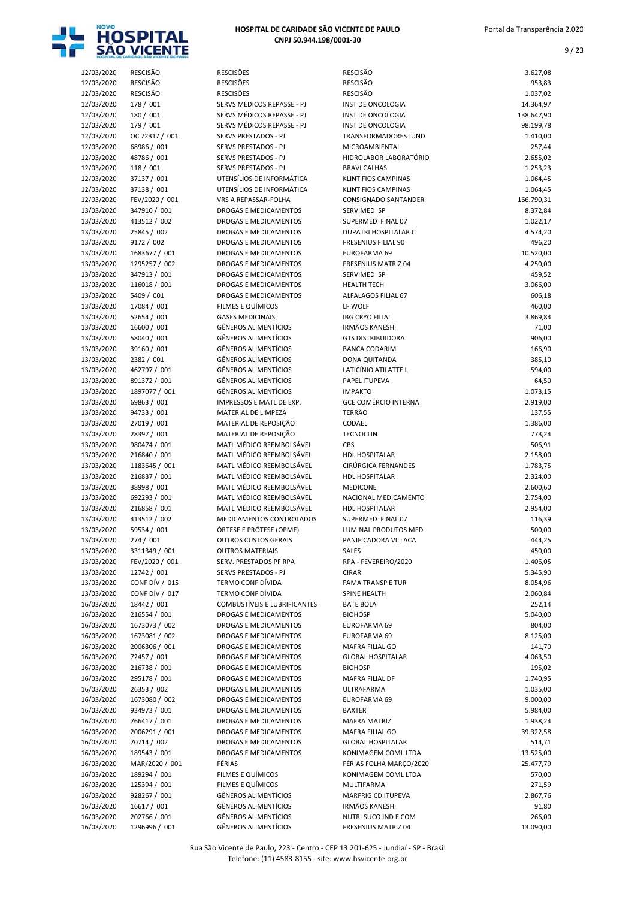| | | | | |
|---|---|---|---|---|
| 12/03/2020 | RESCISÃO | RESCISÕES | RESCISÃO | 3.627,08 |
| 12/03/2020 | RESCISÃO | RESCISÕES | RESCISÃO | 953,83 |
| 12/03/2020 | RESCISÃO | RESCISÕES | RESCISÃO | 1.037,02 |
| 12/03/2020 | 178 / 001 | SERVS MÉDICOS REPASSE - PJ | INST DE ONCOLOGIA | 14.364,97 |
| 12/03/2020 | 180 / 001 | SERVS MÉDICOS REPASSE - PJ | INST DE ONCOLOGIA | 138.647,90 |
| 12/03/2020 | 179 / 001 | SERVS MÉDICOS REPASSE - PJ | INST DE ONCOLOGIA | 98.199,78 |
| 12/03/2020 | OC 72317 / 001 | SERVS PRESTADOS - PJ | TRANSFORMADORES JUND | 1.410,00 |
| 12/03/2020 | 68986 / 001 | SERVS PRESTADOS - PJ | MICROAMBIENTAL | 257,44 |
| 12/03/2020 | 48786 / 001 | SERVS PRESTADOS - PJ | HIDROLABOR LABORATÓRIO | 2.655,02 |
| 12/03/2020 | 118 / 001 | SERVS PRESTADOS - PJ | BRAVI CALHAS | 1.253,23 |
| 12/03/2020 | 37137 / 001 | UTENSÍLIOS DE INFORMÁTICA | KLINT FIOS CAMPINAS | 1.064,45 |
| 12/03/2020 | 37138 / 001 | UTENSÍLIOS DE INFORMÁTICA | KLINT FIOS CAMPINAS | 1.064,45 |
| 12/03/2020 | FEV/2020 / 001 | VRS A REPASSAR-FOLHA | CONSIGNADO SANTANDER | 166.790,31 |
| 13/03/2020 | 347910 / 001 | DROGAS E MEDICAMENTOS | SERVIMED SP | 8.372,84 |
| 13/03/2020 | 413512 / 002 | DROGAS E MEDICAMENTOS | SUPERMED FINAL 07 | 1.022,17 |
| 13/03/2020 | 25845 / 002 | DROGAS E MEDICAMENTOS | DUPATRI HOSPITALAR C | 4.574,20 |
| 13/03/2020 | 9172 / 002 | DROGAS E MEDICAMENTOS | FRESENIUS FILIAL 90 | 496,20 |
| 13/03/2020 | 1683677 / 001 | DROGAS E MEDICAMENTOS | EUROFARMA 69 | 10.520,00 |
| 13/03/2020 | 1295257 / 002 | DROGAS E MEDICAMENTOS | FRESENIUS MATRIZ 04 | 4.250,00 |
| 13/03/2020 | 347913 / 001 | DROGAS E MEDICAMENTOS | SERVIMED SP | 459,52 |
| 13/03/2020 | 116018 / 001 | DROGAS E MEDICAMENTOS | HEALTH TECH | 3.066,00 |
| 13/03/2020 | 5409 / 001 | DROGAS E MEDICAMENTOS | ALFALAGOS FILIAL 67 | 606,18 |
| 13/03/2020 | 17084 / 001 | FILMES E QUÍMICOS | LF WOLF | 460,00 |
| 13/03/2020 | 52654 / 001 | GASES MEDICINAIS | IBG CRYO FILIAL | 3.869,84 |
| 13/03/2020 | 16600 / 001 | GÊNEROS ALIMENTÍCIOS | IRMÃOS KANESHI | 71,00 |
| 13/03/2020 | 58040 / 001 | GÊNEROS ALIMENTÍCIOS | GTS DISTRIBUIDORA | 906,00 |
| 13/03/2020 | 39160 / 001 | GÊNEROS ALIMENTÍCIOS | BANCA CODARIM | 166,90 |
| 13/03/2020 | 2382 / 001 | GÊNEROS ALIMENTÍCIOS | DONA QUITANDA | 385,10 |
| 13/03/2020 | 462797 / 001 | GÊNEROS ALIMENTÍCIOS | LATICÍNIO ATILATTE L | 594,00 |
| 13/03/2020 | 891372 / 001 | GÊNEROS ALIMENTÍCIOS | PAPEL ITUPEVA | 64,50 |
| 13/03/2020 | 1897077 / 001 | GÊNEROS ALIMENTÍCIOS | IMPAKTO | 1.073,15 |
| 13/03/2020 | 69863 / 001 | IMPRESSOS E MATL DE EXP. | GCE COMÉRCIO INTERNA | 2.919,00 |
| 13/03/2020 | 94733 / 001 | MATERIAL DE LIMPEZA | TERRÃO | 137,55 |
| 13/03/2020 | 27019 / 001 | MATERIAL DE REPOSIÇÃO | CODAEL | 1.386,00 |
| 13/03/2020 | 28397 / 001 | MATERIAL DE REPOSIÇÃO | TECNOCLIN | 773,24 |
| 13/03/2020 | 980474 / 001 | MATL MÉDICO REEMBOLSÁVEL | CBS | 506,91 |
| 13/03/2020 | 216840 / 001 | MATL MÉDICO REEMBOLSÁVEL | HDL HOSPITALAR | 2.158,00 |
| 13/03/2020 | 1183645 / 001 | MATL MÉDICO REEMBOLSÁVEL | CIRÚRGICA FERNANDES | 1.783,75 |
| 13/03/2020 | 216837 / 001 | MATL MÉDICO REEMBOLSÁVEL | HDL HOSPITALAR | 2.324,00 |
| 13/03/2020 | 38998 / 001 | MATL MÉDICO REEMBOLSÁVEL | MEDICONE | 2.600,60 |
| 13/03/2020 | 692293 / 001 | MATL MÉDICO REEMBOLSÁVEL | NACIONAL MEDICAMENTO | 2.754,00 |
| 13/03/2020 | 216858 / 001 | MATL MÉDICO REEMBOLSÁVEL | HDL HOSPITALAR | 2.954,00 |
| 13/03/2020 | 413512 / 002 | MEDICAMENTOS CONTROLADOS | SUPERMED FINAL 07 | 116,39 |
| 13/03/2020 | 59534 / 001 | ÓRTESE E PRÓTESE (OPME) | LUMINAL PRODUTOS MED | 500,00 |
| 13/03/2020 | 274 / 001 | OUTROS CUSTOS GERAIS | PANIFICADORA VILLACA | 444,25 |
| 13/03/2020 | 3311349 / 001 | OUTROS MATERIAIS | SALES | 450,00 |
| 13/03/2020 | FEV/2020 / 001 | SERV. PRESTADOS PF RPA | RPA - FEVEREIRO/2020 | 1.406,05 |
| 13/03/2020 | 12742 / 001 | SERVS PRESTADOS - PJ | CIRAR | 5.345,90 |
| 13/03/2020 | CONF DÍV / 015 | TERMO CONF DÍVIDA | FAMA TRANSP E TUR | 8.054,96 |
| 13/03/2020 | CONF DÍV / 017 | TERMO CONF DÍVIDA | SPINE HEALTH | 2.060,84 |
| 16/03/2020 | 18442 / 001 | COMBUSTÍVEIS E LUBRIFICANTES | BATE BOLA | 252,14 |
| 16/03/2020 | 216554 / 001 | DROGAS E MEDICAMENTOS | BIOHOSP | 5.040,00 |
| 16/03/2020 | 1673073 / 002 | DROGAS E MEDICAMENTOS | EUROFARMA 69 | 804,00 |
| 16/03/2020 | 1673081 / 002 | DROGAS E MEDICAMENTOS | EUROFARMA 69 | 8.125,00 |
| 16/03/2020 | 2006306 / 001 | DROGAS E MEDICAMENTOS | MAFRA FILIAL GO | 141,70 |
| 16/03/2020 | 72457 / 001 | DROGAS E MEDICAMENTOS | GLOBAL HOSPITALAR | 4.063,50 |
| 16/03/2020 | 216738 / 001 | DROGAS E MEDICAMENTOS | BIOHOSP | 195,02 |
| 16/03/2020 | 295178 / 001 | DROGAS E MEDICAMENTOS | MAFRA FILIAL DF | 1.740,95 |
| 16/03/2020 | 26353 / 002 | DROGAS E MEDICAMENTOS | ULTRAFARMA | 1.035,00 |
| 16/03/2020 | 1673080 / 002 | DROGAS E MEDICAMENTOS | EUROFARMA 69 | 9.000,00 |
| 16/03/2020 | 934973 / 001 | DROGAS E MEDICAMENTOS | BAXTER | 5.984,00 |
| 16/03/2020 | 766417 / 001 | DROGAS E MEDICAMENTOS | MAFRA MATRIZ | 1.938,24 |
| 16/03/2020 | 2006291 / 001 | DROGAS E MEDICAMENTOS | MAFRA FILIAL GO | 39.322,58 |
| 16/03/2020 | 70714 / 002 | DROGAS E MEDICAMENTOS | GLOBAL HOSPITALAR | 514,71 |
| 16/03/2020 | 189543 / 001 | DROGAS E MEDICAMENTOS | KONIMAGEM COML LTDA | 13.525,00 |
| 16/03/2020 | MAR/2020 / 001 | FÉRIAS | FÉRIAS FOLHA MARÇO/2020 | 25.477,79 |
| 16/03/2020 | 189294 / 001 | FILMES E QUÍMICOS | KONIMAGEM COML LTDA | 570,00 |
| 16/03/2020 | 125394 / 001 | FILMES E QUÍMICOS | MULTIFARMA | 271,59 |
| 16/03/2020 | 928267 / 001 | GÊNEROS ALIMENTÍCIOS | MARFRIG CD ITUPEVA | 2.867,76 |
| 16/03/2020 | 16617 / 001 | GÊNEROS ALIMENTÍCIOS | IRMÃOS KANESHI | 91,80 |
| 16/03/2020 | 202766 / 001 | GÊNEROS ALIMENTÍCIOS | NUTRI SUCO IND E COM | 266,00 |
| 16/03/2020 | 1296996 / 001 | GÊNEROS ALIMENTÍCIOS | FRESENIUS MATRIZ 04 | 13.090,00 |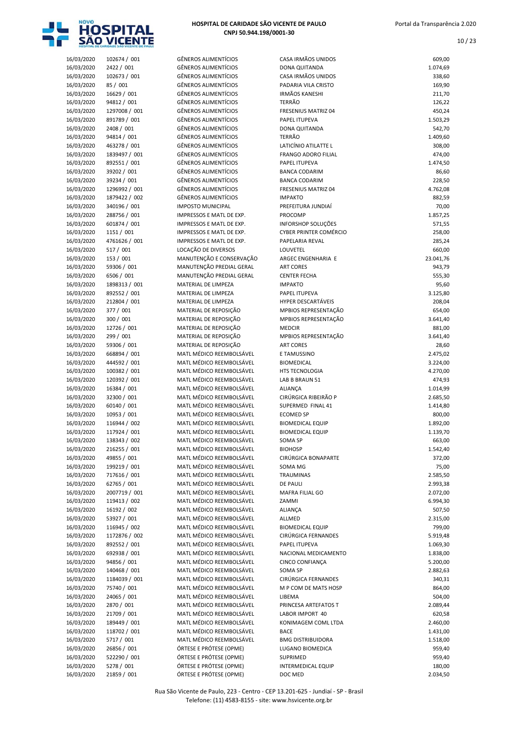| | | | | |
|---|---|---|---|---|
| 16/03/2020 | 102674 / 001 | GÊNEROS ALIMENTÍCIOS | CASA IRMÃOS UNIDOS | 609,00 |
| 16/03/2020 | 2422 / 001 | GÊNEROS ALIMENTÍCIOS | DONA QUITANDA | 1.074,69 |
| 16/03/2020 | 102673 / 001 | GÊNEROS ALIMENTÍCIOS | CASA IRMÃOS UNIDOS | 338,60 |
| 16/03/2020 | 85 / 001 | GÊNEROS ALIMENTÍCIOS | PADARIA VILA CRISTO | 169,90 |
| 16/03/2020 | 16629 / 001 | GÊNEROS ALIMENTÍCIOS | IRMÃOS KANESHI | 211,70 |
| 16/03/2020 | 94812 / 001 | GÊNEROS ALIMENTÍCIOS | TERRÃO | 126,22 |
| 16/03/2020 | 1297008 / 001 | GÊNEROS ALIMENTÍCIOS | FRESENIUS MATRIZ 04 | 450,24 |
| 16/03/2020 | 891789 / 001 | GÊNEROS ALIMENTÍCIOS | PAPEL ITUPEVA | 1.503,29 |
| 16/03/2020 | 2408 / 001 | GÊNEROS ALIMENTÍCIOS | DONA QUITANDA | 542,70 |
| 16/03/2020 | 94814 / 001 | GÊNEROS ALIMENTÍCIOS | TERRÃO | 1.409,60 |
| 16/03/2020 | 463278 / 001 | GÊNEROS ALIMENTÍCIOS | LATICÍNIO ATILATTE L | 308,00 |
| 16/03/2020 | 1839497 / 001 | GÊNEROS ALIMENTÍCIOS | FRANGO ADORO FILIAL | 474,00 |
| 16/03/2020 | 892551 / 001 | GÊNEROS ALIMENTÍCIOS | PAPEL ITUPEVA | 1.474,50 |
| 16/03/2020 | 39202 / 001 | GÊNEROS ALIMENTÍCIOS | BANCA CODARIM | 86,60 |
| 16/03/2020 | 39234 / 001 | GÊNEROS ALIMENTÍCIOS | BANCA CODARIM | 228,50 |
| 16/03/2020 | 1296992 / 001 | GÊNEROS ALIMENTÍCIOS | FRESENIUS MATRIZ 04 | 4.762,08 |
| 16/03/2020 | 1879422 / 002 | GÊNEROS ALIMENTÍCIOS | IMPAKTO | 882,59 |
| 16/03/2020 | 340196 / 001 | IMPOSTO MUNICIPAL | PREFEITURA JUNDIAÍ | 70,00 |
| 16/03/2020 | 288756 / 001 | IMPRESSOS E MATL DE EXP. | PROCOMP | 1.857,25 |
| 16/03/2020 | 601874 / 001 | IMPRESSOS E MATL DE EXP. | INFORSHOP SOLUÇÕES | 571,55 |
| 16/03/2020 | 1151 / 001 | IMPRESSOS E MATL DE EXP. | CYBER PRINTER COMÉRCIO | 258,00 |
| 16/03/2020 | 4761626 / 001 | IMPRESSOS E MATL DE EXP. | PAPELARIA REVAL | 285,24 |
| 16/03/2020 | 517 / 001 | LOCAÇÃO DE DIVERSOS | LOUVETEL | 660,00 |
| 16/03/2020 | 153 / 001 | MANUTENÇÃO E CONSERVAÇÃO | ARGEC ENGENHARIA E | 23.041,76 |
| 16/03/2020 | 59306 / 001 | MANUTENÇÃO PREDIAL GERAL | ART CORES | 943,79 |
| 16/03/2020 | 6506 / 001 | MANUTENÇÃO PREDIAL GERAL | CENTER FECHA | 555,30 |
| 16/03/2020 | 1898313 / 001 | MATERIAL DE LIMPEZA | IMPAKTO | 95,60 |
| 16/03/2020 | 892552 / 001 | MATERIAL DE LIMPEZA | PAPEL ITUPEVA | 3.125,80 |
| 16/03/2020 | 212804 / 001 | MATERIAL DE LIMPEZA | HYPER DESCARTÁVEIS | 208,04 |
| 16/03/2020 | 377 / 001 | MATERIAL DE REPOSIÇÃO | MPBIOS REPRESENTAÇÃO | 654,00 |
| 16/03/2020 | 300 / 001 | MATERIAL DE REPOSIÇÃO | MPBIOS REPRESENTAÇÃO | 3.641,40 |
| 16/03/2020 | 12726 / 001 | MATERIAL DE REPOSIÇÃO | MEDCIR | 881,00 |
| 16/03/2020 | 299 / 001 | MATERIAL DE REPOSIÇÃO | MPBIOS REPRESENTAÇÃO | 3.641,40 |
| 16/03/2020 | 59306 / 001 | MATERIAL DE REPOSIÇÃO | ART CORES | 28,60 |
| 16/03/2020 | 668894 / 001 | MATL MÉDICO REEMBOLSÁVEL | E TAMUSSINO | 2.475,02 |
| 16/03/2020 | 444592 / 001 | MATL MÉDICO REEMBOLSÁVEL | BIOMEDICAL | 3.224,00 |
| 16/03/2020 | 100382 / 001 | MATL MÉDICO REEMBOLSÁVEL | HTS TECNOLOGIA | 4.270,00 |
| 16/03/2020 | 120392 / 001 | MATL MÉDICO REEMBOLSÁVEL | LAB B BRAUN 51 | 474,93 |
| 16/03/2020 | 16384 / 001 | MATL MÉDICO REEMBOLSÁVEL | ALIANÇA | 1.014,99 |
| 16/03/2020 | 32300 / 001 | MATL MÉDICO REEMBOLSÁVEL | CIRÚRGICA RIBEIRÃO P | 2.685,50 |
| 16/03/2020 | 60140 / 001 | MATL MÉDICO REEMBOLSÁVEL | SUPERMED FINAL 41 | 1.414,80 |
| 16/03/2020 | 10953 / 001 | MATL MÉDICO REEMBOLSÁVEL | ECOMED SP | 800,00 |
| 16/03/2020 | 116944 / 002 | MATL MÉDICO REEMBOLSÁVEL | BIOMEDICAL EQUIP | 1.892,00 |
| 16/03/2020 | 117924 / 001 | MATL MÉDICO REEMBOLSÁVEL | BIOMEDICAL EQUIP | 1.139,70 |
| 16/03/2020 | 138343 / 002 | MATL MÉDICO REEMBOLSÁVEL | SOMA SP | 663,00 |
| 16/03/2020 | 216255 / 001 | MATL MÉDICO REEMBOLSÁVEL | BIOHOSP | 1.542,40 |
| 16/03/2020 | 49855 / 001 | MATL MÉDICO REEMBOLSÁVEL | CIRÚRGICA BONAPARTE | 372,00 |
| 16/03/2020 | 199219 / 001 | MATL MÉDICO REEMBOLSÁVEL | SOMA MG | 75,00 |
| 16/03/2020 | 717616 / 001 | MATL MÉDICO REEMBOLSÁVEL | TRAUMINAS | 2.585,50 |
| 16/03/2020 | 62765 / 001 | MATL MÉDICO REEMBOLSÁVEL | DE PAULI | 2.993,38 |
| 16/03/2020 | 2007719 / 001 | MATL MÉDICO REEMBOLSÁVEL | MAFRA FILIAL GO | 2.072,00 |
| 16/03/2020 | 119413 / 002 | MATL MÉDICO REEMBOLSÁVEL | ZAMMI | 6.994,30 |
| 16/03/2020 | 16192 / 002 | MATL MÉDICO REEMBOLSÁVEL | ALIANÇA | 507,50 |
| 16/03/2020 | 53927 / 001 | MATL MÉDICO REEMBOLSÁVEL | ALLMED | 2.315,00 |
| 16/03/2020 | 116945 / 002 | MATL MÉDICO REEMBOLSÁVEL | BIOMEDICAL EQUIP | 799,00 |
| 16/03/2020 | 1172876 / 002 | MATL MÉDICO REEMBOLSÁVEL | CIRÚRGICA FERNANDES | 5.919,48 |
| 16/03/2020 | 892552 / 001 | MATL MÉDICO REEMBOLSÁVEL | PAPEL ITUPEVA | 1.069,30 |
| 16/03/2020 | 692938 / 001 | MATL MÉDICO REEMBOLSÁVEL | NACIONAL MEDICAMENTO | 1.838,00 |
| 16/03/2020 | 94856 / 001 | MATL MÉDICO REEMBOLSÁVEL | CINCO CONFIANÇA | 5.200,00 |
| 16/03/2020 | 140468 / 001 | MATL MÉDICO REEMBOLSÁVEL | SOMA SP | 2.882,63 |
| 16/03/2020 | 1184039 / 001 | MATL MÉDICO REEMBOLSÁVEL | CIRÚRGICA FERNANDES | 340,31 |
| 16/03/2020 | 75740 / 001 | MATL MÉDICO REEMBOLSÁVEL | M P COM DE MATS HOSP | 864,00 |
| 16/03/2020 | 24065 / 001 | MATL MÉDICO REEMBOLSÁVEL | LIBEMA | 504,00 |
| 16/03/2020 | 2870 / 001 | MATL MÉDICO REEMBOLSÁVEL | PRINCESA ARTEFATOS T | 2.089,44 |
| 16/03/2020 | 21709 / 001 | MATL MÉDICO REEMBOLSÁVEL | LABOR IMPORT 40 | 620,58 |
| 16/03/2020 | 189449 / 001 | MATL MÉDICO REEMBOLSÁVEL | KONIMAGEM COML LTDA | 2.460,00 |
| 16/03/2020 | 118702 / 001 | MATL MÉDICO REEMBOLSÁVEL | BACE | 1.431,00 |
| 16/03/2020 | 5717 / 001 | MATL MÉDICO REEMBOLSÁVEL | BMG DISTRIBUIDORA | 1.518,00 |
| 16/03/2020 | 26856 / 001 | ÓRTESE E PRÓTESE (OPME) | LUGANO BIOMEDICA | 959,40 |
| 16/03/2020 | 522290 / 001 | ÓRTESE E PRÓTESE (OPME) | SUPRIMED | 959,40 |
| 16/03/2020 | 5278 / 001 | ÓRTESE E PRÓTESE (OPME) | INTERMEDICAL EQUIP | 180,00 |
| 16/03/2020 | 21859 / 001 | ÓRTESE E PRÓTESE (OPME) | DOC MED | 2.034,50 |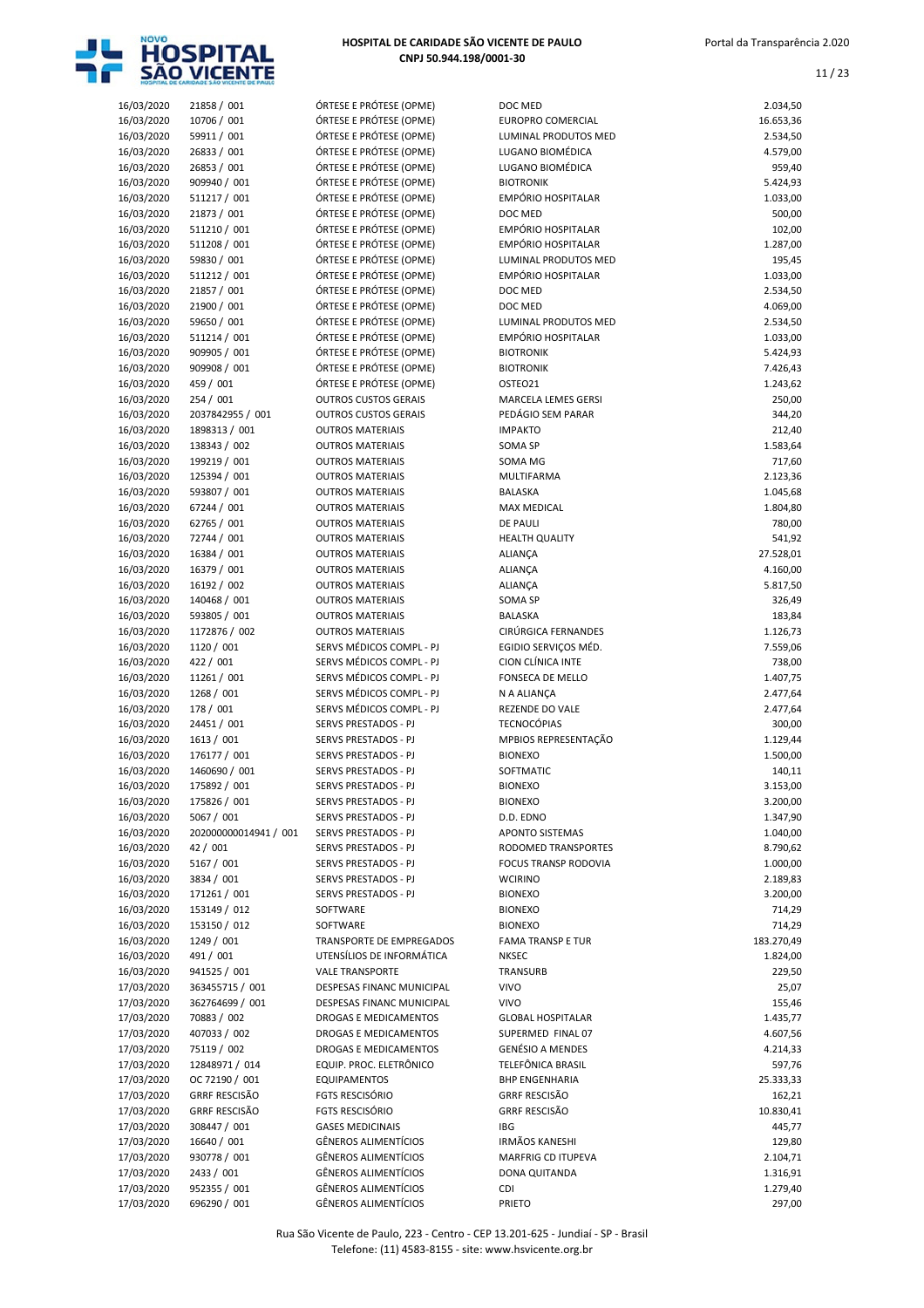**HOSPITAL DE CARIDADE SÃO VICENTE DE PAULO**
**CNPJ 50.944.198/0001-30**

| | | | | |
|---|---|---|---|---|
| 16/03/2020 | 21858 / 001 | ÓRTESE E PRÓTESE (OPME) | DOC MED | 2.034,50 |
| 16/03/2020 | 10706 / 001 | ÓRTESE E PRÓTESE (OPME) | EUROPRO COMERCIAL | 16.653,36 |
| 16/03/2020 | 59911 / 001 | ÓRTESE E PRÓTESE (OPME) | LUMINAL PRODUTOS MED | 2.534,50 |
| 16/03/2020 | 26833 / 001 | ÓRTESE E PRÓTESE (OPME) | LUGANO BIOMÉDICA | 4.579,00 |
| 16/03/2020 | 26853 / 001 | ÓRTESE E PRÓTESE (OPME) | LUGANO BIOMÉDICA | 959,40 |
| 16/03/2020 | 909940 / 001 | ÓRTESE E PRÓTESE (OPME) | BIOTRONIK | 5.424,93 |
| 16/03/2020 | 511217 / 001 | ÓRTESE E PRÓTESE (OPME) | EMPÓRIO HOSPITALAR | 1.033,00 |
| 16/03/2020 | 21873 / 001 | ÓRTESE E PRÓTESE (OPME) | DOC MED | 500,00 |
| 16/03/2020 | 511210 / 001 | ÓRTESE E PRÓTESE (OPME) | EMPÓRIO HOSPITALAR | 102,00 |
| 16/03/2020 | 511208 / 001 | ÓRTESE E PRÓTESE (OPME) | EMPÓRIO HOSPITALAR | 1.287,00 |
| 16/03/2020 | 59830 / 001 | ÓRTESE E PRÓTESE (OPME) | LUMINAL PRODUTOS MED | 195,45 |
| 16/03/2020 | 511212 / 001 | ÓRTESE E PRÓTESE (OPME) | EMPÓRIO HOSPITALAR | 1.033,00 |
| 16/03/2020 | 21857 / 001 | ÓRTESE E PRÓTESE (OPME) | DOC MED | 2.534,50 |
| 16/03/2020 | 21900 / 001 | ÓRTESE E PRÓTESE (OPME) | DOC MED | 4.069,00 |
| 16/03/2020 | 59650 / 001 | ÓRTESE E PRÓTESE (OPME) | LUMINAL PRODUTOS MED | 2.534,50 |
| 16/03/2020 | 511214 / 001 | ÓRTESE E PRÓTESE (OPME) | EMPÓRIO HOSPITALAR | 1.033,00 |
| 16/03/2020 | 909905 / 001 | ÓRTESE E PRÓTESE (OPME) | BIOTRONIK | 5.424,93 |
| 16/03/2020 | 909908 / 001 | ÓRTESE E PRÓTESE (OPME) | BIOTRONIK | 7.426,43 |
| 16/03/2020 | 459 / 001 | ÓRTESE E PRÓTESE (OPME) | OSTEO21 | 1.243,62 |
| 16/03/2020 | 254 / 001 | OUTROS CUSTOS GERAIS | MARCELA LEMES GERSI | 250,00 |
| 16/03/2020 | 2037842955 / 001 | OUTROS CUSTOS GERAIS | PEDÁGIO SEM PARAR | 344,20 |
| 16/03/2020 | 1898313 / 001 | OUTROS MATERIAIS | IMPAKTO | 212,40 |
| 16/03/2020 | 138343 / 002 | OUTROS MATERIAIS | SOMA SP | 1.583,64 |
| 16/03/2020 | 199219 / 001 | OUTROS MATERIAIS | SOMA MG | 717,60 |
| 16/03/2020 | 125394 / 001 | OUTROS MATERIAIS | MULTIFARMA | 2.123,36 |
| 16/03/2020 | 593807 / 001 | OUTROS MATERIAIS | BALASKA | 1.045,68 |
| 16/03/2020 | 67244 / 001 | OUTROS MATERIAIS | MAX MEDICAL | 1.804,80 |
| 16/03/2020 | 62765 / 001 | OUTROS MATERIAIS | DE PAULI | 780,00 |
| 16/03/2020 | 72744 / 001 | OUTROS MATERIAIS | HEALTH QUALITY | 541,92 |
| 16/03/2020 | 16384 / 001 | OUTROS MATERIAIS | ALIANÇA | 27.528,01 |
| 16/03/2020 | 16379 / 001 | OUTROS MATERIAIS | ALIANÇA | 4.160,00 |
| 16/03/2020 | 16192 / 002 | OUTROS MATERIAIS | ALIANÇA | 5.817,50 |
| 16/03/2020 | 140468 / 001 | OUTROS MATERIAIS | SOMA SP | 326,49 |
| 16/03/2020 | 593805 / 001 | OUTROS MATERIAIS | BALASKA | 183,84 |
| 16/03/2020 | 1172876 / 002 | OUTROS MATERIAIS | CIRÚRGICA FERNANDES | 1.126,73 |
| 16/03/2020 | 1120 / 001 | SERVS MÉDICOS COMPL - PJ | EGIDIO SERVIÇOS MÉD. | 7.559,06 |
| 16/03/2020 | 422 / 001 | SERVS MÉDICOS COMPL - PJ | CION CLÍNICA INTE | 738,00 |
| 16/03/2020 | 11261 / 001 | SERVS MÉDICOS COMPL - PJ | FONSECA DE MELLO | 1.407,75 |
| 16/03/2020 | 1268 / 001 | SERVS MÉDICOS COMPL - PJ | N A ALIANÇA | 2.477,64 |
| 16/03/2020 | 178 / 001 | SERVS MÉDICOS COMPL - PJ | REZENDE DO VALE | 2.477,64 |
| 16/03/2020 | 24451 / 001 | SERVS PRESTADOS - PJ | TECNOCÓPIAS | 300,00 |
| 16/03/2020 | 1613 / 001 | SERVS PRESTADOS - PJ | MPBIOS REPRESENTAÇÃO | 1.129,44 |
| 16/03/2020 | 176177 / 001 | SERVS PRESTADOS - PJ | BIONEXO | 1.500,00 |
| 16/03/2020 | 1460690 / 001 | SERVS PRESTADOS - PJ | SOFTMATIC | 140,11 |
| 16/03/2020 | 175892 / 001 | SERVS PRESTADOS - PJ | BIONEXO | 3.153,00 |
| 16/03/2020 | 175826 / 001 | SERVS PRESTADOS - PJ | BIONEXO | 3.200,00 |
| 16/03/2020 | 5067 / 001 | SERVS PRESTADOS - PJ | D.D. EDNO | 1.347,90 |
| 16/03/2020 | 202000000014941 / 001 | SERVS PRESTADOS - PJ | APONTO SISTEMAS | 1.040,00 |
| 16/03/2020 | 42 / 001 | SERVS PRESTADOS - PJ | RODOMED TRANSPORTES | 8.790,62 |
| 16/03/2020 | 5167 / 001 | SERVS PRESTADOS - PJ | FOCUS TRANSP RODOVIA | 1.000,00 |
| 16/03/2020 | 3834 / 001 | SERVS PRESTADOS - PJ | WCIRINO | 2.189,83 |
| 16/03/2020 | 171261 / 001 | SERVS PRESTADOS - PJ | BIONEXO | 3.200,00 |
| 16/03/2020 | 153149 / 012 | SOFTWARE | BIONEXO | 714,29 |
| 16/03/2020 | 153150 / 012 | SOFTWARE | BIONEXO | 714,29 |
| 16/03/2020 | 1249 / 001 | TRANSPORTE DE EMPREGADOS | FAMA TRANSP E TUR | 183.270,49 |
| 16/03/2020 | 491 / 001 | UTENSÍLIOS DE INFORMÁTICA | NKSEC | 1.824,00 |
| 16/03/2020 | 941525 / 001 | VALE TRANSPORTE | TRANSURB | 229,50 |
| 17/03/2020 | 363455715 / 001 | DESPESAS FINANC MUNICIPAL | VIVO | 25,07 |
| 17/03/2020 | 362764699 / 001 | DESPESAS FINANC MUNICIPAL | VIVO | 155,46 |
| 17/03/2020 | 70883 / 002 | DROGAS E MEDICAMENTOS | GLOBAL HOSPITALAR | 1.435,77 |
| 17/03/2020 | 407033 / 002 | DROGAS E MEDICAMENTOS | SUPERMED FINAL 07 | 4.607,56 |
| 17/03/2020 | 75119 / 002 | DROGAS E MEDICAMENTOS | GENÉSIO A MENDES | 4.214,33 |
| 17/03/2020 | 12848971 / 014 | EQUIP. PROC. ELETRÔNICO | TELEFÔNICA BRASIL | 597,76 |
| 17/03/2020 | OC 72190 / 001 | EQUIPAMENTOS | BHP ENGENHARIA | 25.333,33 |
| 17/03/2020 | GRRF RESCISÃO | FGTS RESCISÓRIO | GRRF RESCISÃO | 162,21 |
| 17/03/2020 | GRRF RESCISÃO | FGTS RESCISÓRIO | GRRF RESCISÃO | 10.830,41 |
| 17/03/2020 | 308447 / 001 | GASES MEDICINAIS | IBG | 445,77 |
| 17/03/2020 | 16640 / 001 | GÊNEROS ALIMENTÍCIOS | IRMÃOS KANESHI | 129,80 |
| 17/03/2020 | 930778 / 001 | GÊNEROS ALIMENTÍCIOS | MARFRIG CD ITUPEVA | 2.104,71 |
| 17/03/2020 | 2433 / 001 | GÊNEROS ALIMENTÍCIOS | DONA QUITANDA | 1.316,91 |
| 17/03/2020 | 952355 / 001 | GÊNEROS ALIMENTÍCIOS | CDI | 1.279,40 |
| 17/03/2020 | 696290 / 001 | GÊNEROS ALIMENTÍCIOS | PRIETO | 297,00 |

Rua São Vicente de Paulo, 223 - Centro - CEP 13.201-625 - Jundiaí - SP - Brasil
Telefone: (11) 4583-8155 - site: www.hsvicente.org.br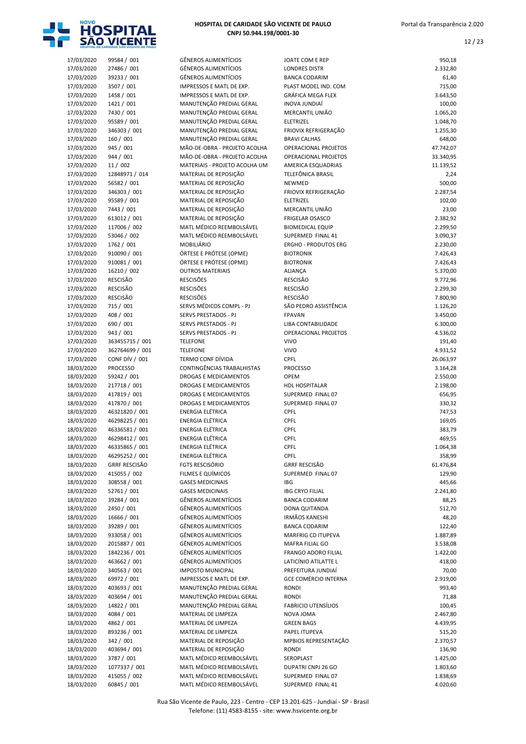| | | | | |
|---|---|---|---|---|
| 17/03/2020 | 99584 / 001 | GÊNEROS ALIMENTÍCIOS | JOATE COM E REP | 950,18 |
| 17/03/2020 | 27486 / 001 | GÊNEROS ALIMENTÍCIOS | LONDRES DISTR | 2.332,80 |
| 17/03/2020 | 39233 / 001 | GÊNEROS ALIMENTÍCIOS | BANCA CODARIM | 61,40 |
| 17/03/2020 | 3507 / 001 | IMPRESSOS E MATL DE EXP. | PLAST MODEL IND. COM | 715,00 |
| 17/03/2020 | 1458 / 001 | IMPRESSOS E MATL DE EXP. | GRÁFICA MEGA FLEX | 3.643,50 |
| 17/03/2020 | 1421 / 001 | MANUTENÇÃO PREDIAL GERAL | INOVA JUNDIAÍ | 100,00 |
| 17/03/2020 | 7430 / 001 | MANUTENÇÃO PREDIAL GERAL | MERCANTIL UNIÃO | 1.065,20 |
| 17/03/2020 | 95589 / 001 | MANUTENÇÃO PREDIAL GERAL | ELETRIZEL | 1.048,70 |
| 17/03/2020 | 346303 / 001 | MANUTENÇÃO PREDIAL GERAL | FRIOVIX REFRIGERAÇÃO | 1.255,30 |
| 17/03/2020 | 160 / 001 | MANUTENÇÃO PREDIAL GERAL | BRAVI CALHAS | 648,00 |
| 17/03/2020 | 945 / 001 | MÃO-DE-OBRA - PROJETO ACOLHA | OPERACIONAL PROJETOS | 47.742,07 |
| 17/03/2020 | 944 / 001 | MÃO-DE-OBRA - PROJETO ACOLHA | OPERACIONAL PROJETOS | 33.340,95 |
| 17/03/2020 | 11 / 002 | MATERIAIS - PROJETO ACOLHA UM | AMERICA ESQUADRIAS | 11.139,52 |
| 17/03/2020 | 12848971 / 014 | MATERIAL DE REPOSIÇÃO | TELEFÔNICA BRASIL | 2,24 |
| 17/03/2020 | 56582 / 001 | MATERIAL DE REPOSIÇÃO | NEWMED | 500,00 |
| 17/03/2020 | 346303 / 001 | MATERIAL DE REPOSIÇÃO | FRIOVIX REFRIGERAÇÃO | 2.287,54 |
| 17/03/2020 | 95589 / 001 | MATERIAL DE REPOSIÇÃO | ELETRIZEL | 102,00 |
| 17/03/2020 | 7443 / 001 | MATERIAL DE REPOSIÇÃO | MERCANTIL UNIÃO | 23,00 |
| 17/03/2020 | 613012 / 001 | MATERIAL DE REPOSIÇÃO | FRIGELAR OSASCO | 2.382,92 |
| 17/03/2020 | 117006 / 002 | MATL MÉDICO REEMBOLSÁVEL | BIOMEDICAL EQUIP | 2.299,50 |
| 17/03/2020 | 53046 / 002 | MATL MÉDICO REEMBOLSÁVEL | SUPERMED FINAL 41 | 3.090,37 |
| 17/03/2020 | 1762 / 001 | MOBILIÁRIO | ERGHO - PRODUTOS ERG | 2.230,00 |
| 17/03/2020 | 910090 / 001 | ÓRTESE E PRÓTESE (OPME) | BIOTRONIK | 7.426,43 |
| 17/03/2020 | 910081 / 001 | ÓRTESE E PRÓTESE (OPME) | BIOTRONIK | 7.426,43 |
| 17/03/2020 | 16210 / 002 | OUTROS MATERIAIS | ALIANÇA | 5.370,00 |
| 17/03/2020 | RESCISÃO | RESCISÕES | RESCISÃO | 9.772,96 |
| 17/03/2020 | RESCISÃO | RESCISÕES | RESCISÃO | 2.299,30 |
| 17/03/2020 | RESCISÃO | RESCISÕES | RESCISÃO | 7.800,90 |
| 17/03/2020 | 715 / 001 | SERVS MÉDICOS COMPL - PJ | SÃO PEDRO ASSISTÊNCIA | 1.126,20 |
| 17/03/2020 | 408 / 001 | SERVS PRESTADOS - PJ | FPAVAN | 3.450,00 |
| 17/03/2020 | 690 / 001 | SERVS PRESTADOS - PJ | LIBA CONTABILIDADE | 6.300,00 |
| 17/03/2020 | 943 / 001 | SERVS PRESTADOS - PJ | OPERACIONAL PROJETOS | 4.536,02 |
| 17/03/2020 | 363455715 / 001 | TELEFONE | VIVO | 191,40 |
| 17/03/2020 | 362764699 / 001 | TELEFONE | VIVO | 4.931,52 |
| 17/03/2020 | CONF DÍV / 001 | TERMO CONF DÍVIDA | CPFL | 26.063,97 |
| 18/03/2020 | PROCESSO | CONTINGÊNCIAS TRABALHISTAS | PROCESSO | 3.164,28 |
| 18/03/2020 | 59242 / 001 | DROGAS E MEDICAMENTOS | OPEM | 2.550,00 |
| 18/03/2020 | 217718 / 001 | DROGAS E MEDICAMENTOS | HDL HOSPITALAR | 2.198,00 |
| 18/03/2020 | 417819 / 001 | DROGAS E MEDICAMENTOS | SUPERMED FINAL 07 | 656,95 |
| 18/03/2020 | 417870 / 001 | DROGAS E MEDICAMENTOS | SUPERMED FINAL 07 | 330,32 |
| 18/03/2020 | 46321820 / 001 | ENERGIA ELÉTRICA | CPFL | 747,53 |
| 18/03/2020 | 46298225 / 001 | ENERGIA ELÉTRICA | CPFL | 169,05 |
| 18/03/2020 | 46336581 / 001 | ENERGIA ELÉTRICA | CPFL | 383,79 |
| 18/03/2020 | 46298412 / 001 | ENERGIA ELÉTRICA | CPFL | 469,55 |
| 18/03/2020 | 46335865 / 001 | ENERGIA ELÉTRICA | CPFL | 1.064,38 |
| 18/03/2020 | 46295252 / 001 | ENERGIA ELÉTRICA | CPFL | 358,99 |
| 18/03/2020 | GRRF RESCISÃO | FGTS RESCISÓRIO | GRRF RESCISÃO | 61.476,84 |
| 18/03/2020 | 415055 / 002 | FILMES E QUÍMICOS | SUPERMED FINAL 07 | 129,90 |
| 18/03/2020 | 308558 / 001 | GASES MEDICINAIS | IBG | 445,66 |
| 18/03/2020 | 52761 / 001 | GASES MEDICINAIS | IBG CRYO FILIAL | 2.241,80 |
| 18/03/2020 | 39284 / 001 | GÊNEROS ALIMENTÍCIOS | BANCA CODARIM | 88,25 |
| 18/03/2020 | 2450 / 001 | GÊNEROS ALIMENTÍCIOS | DONA QUITANDA | 512,70 |
| 18/03/2020 | 16666 / 001 | GÊNEROS ALIMENTÍCIOS | IRMÃOS KANESHI | 48,20 |
| 18/03/2020 | 39289 / 001 | GÊNEROS ALIMENTÍCIOS | BANCA CODARIM | 122,40 |
| 18/03/2020 | 933058 / 001 | GÊNEROS ALIMENTÍCIOS | MARFRIG CD ITUPEVA | 1.887,89 |
| 18/03/2020 | 2015887 / 001 | GÊNEROS ALIMENTÍCIOS | MAFRA FILIAL GO | 3.538,08 |
| 18/03/2020 | 1842236 / 001 | GÊNEROS ALIMENTÍCIOS | FRANGO ADORO FILIAL | 1.422,00 |
| 18/03/2020 | 463662 / 001 | GÊNEROS ALIMENTÍCIOS | LATICÍNIO ATILATTE L | 418,00 |
| 18/03/2020 | 340563 / 001 | IMPOSTO MUNICIPAL | PREFEITURA JUNDIAÍ | 70,00 |
| 18/03/2020 | 69972 / 001 | IMPRESSOS E MATL DE EXP. | GCE COMÉRCIO INTERNA | 2.919,00 |
| 18/03/2020 | 403693 / 001 | MANUTENÇÃO PREDIAL GERAL | RONDI | 993,40 |
| 18/03/2020 | 403694 / 001 | MANUTENÇÃO PREDIAL GERAL | RONDI | 71,88 |
| 18/03/2020 | 14822 / 001 | MANUTENÇÃO PREDIAL GERAL | FABRICIO UTENSÍLIOS | 100,45 |
| 18/03/2020 | 4084 / 001 | MATERIAL DE LIMPEZA | NOVA JOMA | 2.467,80 |
| 18/03/2020 | 4862 / 001 | MATERIAL DE LIMPEZA | GREEN BAGS | 4.439,95 |
| 18/03/2020 | 893236 / 001 | MATERIAL DE LIMPEZA | PAPEL ITUPEVA | 515,20 |
| 18/03/2020 | 342 / 001 | MATERIAL DE REPOSIÇÃO | MPBIOS REPRESENTAÇÃO | 2.370,57 |
| 18/03/2020 | 403694 / 001 | MATERIAL DE REPOSIÇÃO | RONDI | 136,90 |
| 18/03/2020 | 3787 / 001 | MATL MÉDICO REEMBOLSÁVEL | SEROPLAST | 1.425,00 |
| 18/03/2020 | 1077337 / 001 | MATL MÉDICO REEMBOLSÁVEL | DUPATRI CNPJ 26 GO | 1.803,60 |
| 18/03/2020 | 415055 / 002 | MATL MÉDICO REEMBOLSÁVEL | SUPERMED FINAL 07 | 1.838,69 |
| 18/03/2020 | 60845 / 001 | MATL MÉDICO REEMBOLSÁVEL | SUPERMED FINAL 41 | 4.020,60 |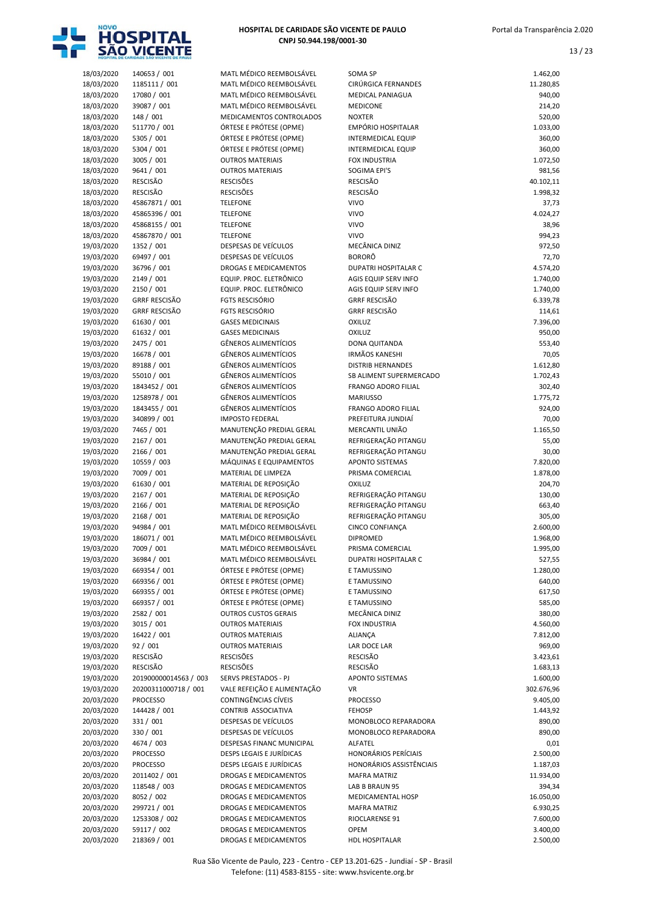| | | | | |
|---|---|---|---|---|
| 18/03/2020 | 140653 / 001 | MATL MÉDICO REEMBOLSÁVEL | SOMA SP | 1.462,00 |
| 18/03/2020 | 1185111 / 001 | MATL MÉDICO REEMBOLSÁVEL | CIRÚRGICA FERNANDES | 11.280,85 |
| 18/03/2020 | 17080 / 001 | MATL MÉDICO REEMBOLSÁVEL | MEDICAL PANIAGUA | 940,00 |
| 18/03/2020 | 39087 / 001 | MATL MÉDICO REEMBOLSÁVEL | MEDICONE | 214,20 |
| 18/03/2020 | 148 / 001 | MEDICAMENTOS CONTROLADOS | NOXTER | 520,00 |
| 18/03/2020 | 511770 / 001 | ÓRTESE E PRÓTESE (OPME) | EMPÓRIO HOSPITALAR | 1.033,00 |
| 18/03/2020 | 5305 / 001 | ÓRTESE E PRÓTESE (OPME) | INTERMEDICAL EQUIP | 360,00 |
| 18/03/2020 | 5304 / 001 | ÓRTESE E PRÓTESE (OPME) | INTERMEDICAL EQUIP | 360,00 |
| 18/03/2020 | 3005 / 001 | OUTROS MATERIAIS | FOX INDUSTRIA | 1.072,50 |
| 18/03/2020 | 9641 / 001 | OUTROS MATERIAIS | SOGIMA EPI'S | 981,56 |
| 18/03/2020 | RESCISÃO | RESCISÕES | RESCISÃO | 40.102,11 |
| 18/03/2020 | RESCISÃO | RESCISÕES | RESCISÃO | 1.998,32 |
| 18/03/2020 | 45867871 / 001 | TELEFONE | VIVO | 37,73 |
| 18/03/2020 | 45865396 / 001 | TELEFONE | VIVO | 4.024,27 |
| 18/03/2020 | 45868155 / 001 | TELEFONE | VIVO | 38,96 |
| 18/03/2020 | 45867870 / 001 | TELEFONE | VIVO | 994,23 |
| 19/03/2020 | 1352 / 001 | DESPESAS DE VEÍCULOS | MECÂNICA DINIZ | 972,50 |
| 19/03/2020 | 69497 / 001 | DESPESAS DE VEÍCULOS | BORORÔ | 72,70 |
| 19/03/2020 | 36796 / 001 | DROGAS E MEDICAMENTOS | DUPATRI HOSPITALAR C | 4.574,20 |
| 19/03/2020 | 2149 / 001 | EQUIP. PROC. ELETRÔNICO | AGIS EQUIP SERV INFO | 1.740,00 |
| 19/03/2020 | 2150 / 001 | EQUIP. PROC. ELETRÔNICO | AGIS EQUIP SERV INFO | 1.740,00 |
| 19/03/2020 | GRRF RESCISÃO | FGTS RESCISÓRIO | GRRF RESCISÃO | 6.339,78 |
| 19/03/2020 | GRRF RESCISÃO | FGTS RESCISÓRIO | GRRF RESCISÃO | 114,61 |
| 19/03/2020 | 61630 / 001 | GASES MEDICINAIS | OXILUZ | 7.396,00 |
| 19/03/2020 | 61632 / 001 | GASES MEDICINAIS | OXILUZ | 950,00 |
| 19/03/2020 | 2475 / 001 | GÊNEROS ALIMENTÍCIOS | DONA QUITANDA | 553,40 |
| 19/03/2020 | 16678 / 001 | GÊNEROS ALIMENTÍCIOS | IRMÃOS KANESHI | 70,05 |
| 19/03/2020 | 89188 / 001 | GÊNEROS ALIMENTÍCIOS | DISTRIB HERNANDES | 1.612,80 |
| 19/03/2020 | 55010 / 001 | GÊNEROS ALIMENTÍCIOS | SB ALIMENT SUPERMERCADO | 1.702,43 |
| 19/03/2020 | 1843452 / 001 | GÊNEROS ALIMENTÍCIOS | FRANGO ADORO FILIAL | 302,40 |
| 19/03/2020 | 1258978 / 001 | GÊNEROS ALIMENTÍCIOS | MARIUSSO | 1.775,72 |
| 19/03/2020 | 1843455 / 001 | GÊNEROS ALIMENTÍCIOS | FRANGO ADORO FILIAL | 924,00 |
| 19/03/2020 | 340899 / 001 | IMPOSTO FEDERAL | PREFEITURA JUNDIAÍ | 70,00 |
| 19/03/2020 | 7465 / 001 | MANUTENÇÃO PREDIAL GERAL | MERCANTIL UNIÃO | 1.165,50 |
| 19/03/2020 | 2167 / 001 | MANUTENÇÃO PREDIAL GERAL | REFRIGERAÇÃO PITANGU | 55,00 |
| 19/03/2020 | 2166 / 001 | MANUTENÇÃO PREDIAL GERAL | REFRIGERAÇÃO PITANGU | 30,00 |
| 19/03/2020 | 10559 / 003 | MÁQUINAS E EQUIPAMENTOS | APONTO SISTEMAS | 7.820,00 |
| 19/03/2020 | 7009 / 001 | MATERIAL DE LIMPEZA | PRISMA COMERCIAL | 1.878,00 |
| 19/03/2020 | 61630 / 001 | MATERIAL DE REPOSIÇÃO | OXILUZ | 204,70 |
| 19/03/2020 | 2167 / 001 | MATERIAL DE REPOSIÇÃO | REFRIGERAÇÃO PITANGU | 130,00 |
| 19/03/2020 | 2166 / 001 | MATERIAL DE REPOSIÇÃO | REFRIGERAÇÃO PITANGU | 663,40 |
| 19/03/2020 | 2168 / 001 | MATERIAL DE REPOSIÇÃO | REFRIGERAÇÃO PITANGU | 305,00 |
| 19/03/2020 | 94984 / 001 | MATL MÉDICO REEMBOLSÁVEL | CINCO CONFIANÇA | 2.600,00 |
| 19/03/2020 | 186071 / 001 | MATL MÉDICO REEMBOLSÁVEL | DIPROMED | 1.968,00 |
| 19/03/2020 | 7009 / 001 | MATL MÉDICO REEMBOLSÁVEL | PRISMA COMERCIAL | 1.995,00 |
| 19/03/2020 | 36984 / 001 | MATL MÉDICO REEMBOLSÁVEL | DUPATRI HOSPITALAR C | 527,55 |
| 19/03/2020 | 669354 / 001 | ÓRTESE E PRÓTESE (OPME) | E TAMUSSINO | 1.280,00 |
| 19/03/2020 | 669356 / 001 | ÓRTESE E PRÓTESE (OPME) | E TAMUSSINO | 640,00 |
| 19/03/2020 | 669355 / 001 | ÓRTESE E PRÓTESE (OPME) | E TAMUSSINO | 617,50 |
| 19/03/2020 | 669357 / 001 | ÓRTESE E PRÓTESE (OPME) | E TAMUSSINO | 585,00 |
| 19/03/2020 | 2582 / 001 | OUTROS CUSTOS GERAIS | MECÂNICA DINIZ | 380,00 |
| 19/03/2020 | 3015 / 001 | OUTROS MATERIAIS | FOX INDUSTRIA | 4.560,00 |
| 19/03/2020 | 16422 / 001 | OUTROS MATERIAIS | ALIANÇA | 7.812,00 |
| 19/03/2020 | 92 / 001 | OUTROS MATERIAIS | LAR DOCE LAR | 969,00 |
| 19/03/2020 | RESCISÃO | RESCISÕES | RESCISÃO | 3.423,61 |
| 19/03/2020 | RESCISÃO | RESCISÕES | RESCISÃO | 1.683,13 |
| 19/03/2020 | 201900000014563 / 003 | SERVS PRESTADOS - PJ | APONTO SISTEMAS | 1.600,00 |
| 19/03/2020 | 20200311000718 / 001 | VALE REFEIÇÃO E ALIMENTAÇÃO | VR | 302.676,96 |
| 20/03/2020 | PROCESSO | CONTINGÊNCIAS CÍVEIS | PROCESSO | 9.405,00 |
| 20/03/2020 | 144428 / 001 | CONTRIB ASSOCIATIVA | FEHOSP | 1.443,92 |
| 20/03/2020 | 331 / 001 | DESPESAS DE VEÍCULOS | MONOBLOCO REPARADORA | 890,00 |
| 20/03/2020 | 330 / 001 | DESPESAS DE VEÍCULOS | MONOBLOCO REPARADORA | 890,00 |
| 20/03/2020 | 4674 / 003 | DESPESAS FINANC MUNICIPAL | ALFATEL | 0,01 |
| 20/03/2020 | PROCESSO | DESPS LEGAIS E JURÍDICAS | HONORÁRIOS PERÍCIAIS | 2.500,00 |
| 20/03/2020 | PROCESSO | DESPS LEGAIS E JURÍDICAS | HONORÁRIOS ASSISTÊNCIAIS | 1.187,03 |
| 20/03/2020 | 2011402 / 001 | DROGAS E MEDICAMENTOS | MAFRA MATRIZ | 11.934,00 |
| 20/03/2020 | 118548 / 003 | DROGAS E MEDICAMENTOS | LAB B BRAUN 95 | 394,34 |
| 20/03/2020 | 8052 / 002 | DROGAS E MEDICAMENTOS | MEDICAMENTAL HOSP | 16.050,00 |
| 20/03/2020 | 299721 / 001 | DROGAS E MEDICAMENTOS | MAFRA MATRIZ | 6.930,25 |
| 20/03/2020 | 1253308 / 002 | DROGAS E MEDICAMENTOS | RIOCLARENSE 91 | 7.600,00 |
| 20/03/2020 | 59117 / 002 | DROGAS E MEDICAMENTOS | OPEM | 3.400,00 |
| 20/03/2020 | 218369 / 001 | DROGAS E MEDICAMENTOS | HDL HOSPITALAR | 2.500,00 |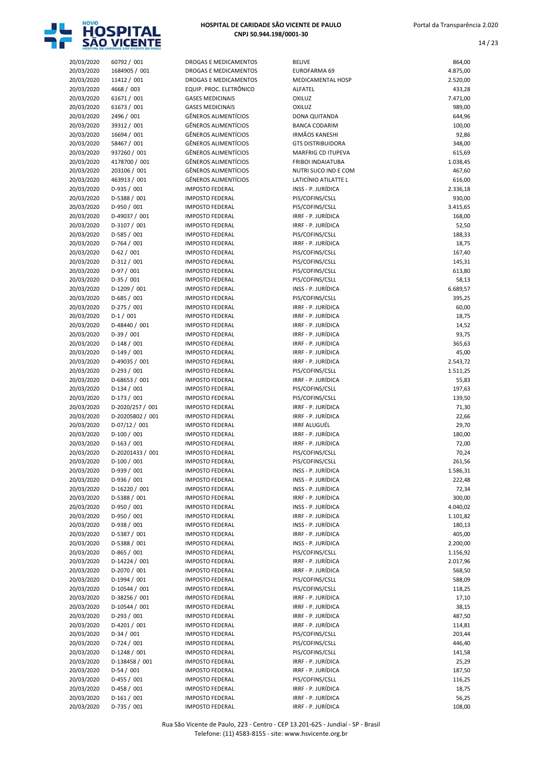| | | | | |
|---|---|---|---|---|
| 20/03/2020 | 60792 / 001 | DROGAS E MEDICAMENTOS | BELIVE | 864,00 |
| 20/03/2020 | 1684905 / 001 | DROGAS E MEDICAMENTOS | EUROFARMA 69 | 4.875,00 |
| 20/03/2020 | 11412 / 001 | DROGAS E MEDICAMENTOS | MEDICAMENTAL HOSP | 2.520,00 |
| 20/03/2020 | 4668 / 003 | EQUIP. PROC. ELETRÔNICO | ALFATEL | 433,28 |
| 20/03/2020 | 61671 / 001 | GASES MEDICINAIS | OXILUZ | 7.471,00 |
| 20/03/2020 | 61673 / 001 | GASES MEDICINAIS | OXILUZ | 989,00 |
| 20/03/2020 | 2496 / 001 | GÊNEROS ALIMENTÍCIOS | DONA QUITANDA | 644,96 |
| 20/03/2020 | 39312 / 001 | GÊNEROS ALIMENTÍCIOS | BANCA CODARIM | 100,00 |
| 20/03/2020 | 16694 / 001 | GÊNEROS ALIMENTÍCIOS | IRMÃOS KANESHI | 92,86 |
| 20/03/2020 | 58467 / 001 | GÊNEROS ALIMENTÍCIOS | GTS DISTRIBUIDORA | 348,00 |
| 20/03/2020 | 937260 / 001 | GÊNEROS ALIMENTÍCIOS | MARFRIG CD ITUPEVA | 615,69 |
| 20/03/2020 | 4178700 / 001 | GÊNEROS ALIMENTÍCIOS | FRIBOI INDAIATUBA | 1.038,45 |
| 20/03/2020 | 203106 / 001 | GÊNEROS ALIMENTÍCIOS | NUTRI SUCO IND E COM | 467,60 |
| 20/03/2020 | 463913 / 001 | GÊNEROS ALIMENTÍCIOS | LATICÍNIO ATILATTE L | 616,00 |
| 20/03/2020 | D-935 / 001 | IMPOSTO FEDERAL | INSS - P. JURÍDICA | 2.336,18 |
| 20/03/2020 | D-5388 / 001 | IMPOSTO FEDERAL | PIS/COFINS/CSLL | 930,00 |
| 20/03/2020 | D-950 / 001 | IMPOSTO FEDERAL | PIS/COFINS/CSLL | 3.415,65 |
| 20/03/2020 | D-49037 / 001 | IMPOSTO FEDERAL | IRRF - P. JURÍDICA | 168,00 |
| 20/03/2020 | D-3107 / 001 | IMPOSTO FEDERAL | IRRF - P. JURÍDICA | 52,50 |
| 20/03/2020 | D-585 / 001 | IMPOSTO FEDERAL | PIS/COFINS/CSLL | 188,33 |
| 20/03/2020 | D-764 / 001 | IMPOSTO FEDERAL | IRRF - P. JURÍDICA | 18,75 |
| 20/03/2020 | D-62 / 001 | IMPOSTO FEDERAL | PIS/COFINS/CSLL | 167,40 |
| 20/03/2020 | D-312 / 001 | IMPOSTO FEDERAL | PIS/COFINS/CSLL | 145,31 |
| 20/03/2020 | D-97 / 001 | IMPOSTO FEDERAL | PIS/COFINS/CSLL | 613,80 |
| 20/03/2020 | D-35 / 001 | IMPOSTO FEDERAL | PIS/COFINS/CSLL | 58,13 |
| 20/03/2020 | D-1209 / 001 | IMPOSTO FEDERAL | INSS - P. JURÍDICA | 6.689,57 |
| 20/03/2020 | D-685 / 001 | IMPOSTO FEDERAL | PIS/COFINS/CSLL | 395,25 |
| 20/03/2020 | D-275 / 001 | IMPOSTO FEDERAL | IRRF - P. JURÍDICA | 60,00 |
| 20/03/2020 | D-1 / 001 | IMPOSTO FEDERAL | IRRF - P. JURÍDICA | 18,75 |
| 20/03/2020 | D-48440 / 001 | IMPOSTO FEDERAL | IRRF - P. JURÍDICA | 14,52 |
| 20/03/2020 | D-39 / 001 | IMPOSTO FEDERAL | IRRF - P. JURÍDICA | 93,75 |
| 20/03/2020 | D-148 / 001 | IMPOSTO FEDERAL | IRRF - P. JURÍDICA | 365,63 |
| 20/03/2020 | D-149 / 001 | IMPOSTO FEDERAL | IRRF - P. JURÍDICA | 45,00 |
| 20/03/2020 | D-49035 / 001 | IMPOSTO FEDERAL | IRRF - P. JURÍDICA | 2.543,72 |
| 20/03/2020 | D-293 / 001 | IMPOSTO FEDERAL | PIS/COFINS/CSLL | 1.511,25 |
| 20/03/2020 | D-68653 / 001 | IMPOSTO FEDERAL | IRRF - P. JURÍDICA | 55,83 |
| 20/03/2020 | D-134 / 001 | IMPOSTO FEDERAL | PIS/COFINS/CSLL | 197,63 |
| 20/03/2020 | D-173 / 001 | IMPOSTO FEDERAL | PIS/COFINS/CSLL | 139,50 |
| 20/03/2020 | D-2020/257 / 001 | IMPOSTO FEDERAL | IRRF - P. JURÍDICA | 71,30 |
| 20/03/2020 | D-20205802 / 001 | IMPOSTO FEDERAL | IRRF - P. JURÍDICA | 22,66 |
| 20/03/2020 | D-07/12 / 001 | IMPOSTO FEDERAL | IRRF ALUGUÉL | 29,70 |
| 20/03/2020 | D-100 / 001 | IMPOSTO FEDERAL | IRRF - P. JURÍDICA | 180,00 |
| 20/03/2020 | D-163 / 001 | IMPOSTO FEDERAL | IRRF - P. JURÍDICA | 72,00 |
| 20/03/2020 | D-20201433 / 001 | IMPOSTO FEDERAL | PIS/COFINS/CSLL | 70,24 |
| 20/03/2020 | D-100 / 001 | IMPOSTO FEDERAL | PIS/COFINS/CSLL | 261,56 |
| 20/03/2020 | D-939 / 001 | IMPOSTO FEDERAL | INSS - P. JURÍDICA | 1.586,31 |
| 20/03/2020 | D-936 / 001 | IMPOSTO FEDERAL | INSS - P. JURÍDICA | 222,48 |
| 20/03/2020 | D-16220 / 001 | IMPOSTO FEDERAL | INSS - P. JURÍDICA | 72,34 |
| 20/03/2020 | D-5388 / 001 | IMPOSTO FEDERAL | IRRF - P. JURÍDICA | 300,00 |
| 20/03/2020 | D-950 / 001 | IMPOSTO FEDERAL | INSS - P. JURÍDICA | 4.040,02 |
| 20/03/2020 | D-950 / 001 | IMPOSTO FEDERAL | IRRF - P. JURÍDICA | 1.101,82 |
| 20/03/2020 | D-938 / 001 | IMPOSTO FEDERAL | INSS - P. JURÍDICA | 180,13 |
| 20/03/2020 | D-5387 / 001 | IMPOSTO FEDERAL | IRRF - P. JURÍDICA | 405,00 |
| 20/03/2020 | D-5388 / 001 | IMPOSTO FEDERAL | INSS - P. JURÍDICA | 2.200,00 |
| 20/03/2020 | D-865 / 001 | IMPOSTO FEDERAL | PIS/COFINS/CSLL | 1.156,92 |
| 20/03/2020 | D-14224 / 001 | IMPOSTO FEDERAL | IRRF - P. JURÍDICA | 2.017,96 |
| 20/03/2020 | D-2070 / 001 | IMPOSTO FEDERAL | IRRF - P. JURÍDICA | 568,50 |
| 20/03/2020 | D-1994 / 001 | IMPOSTO FEDERAL | PIS/COFINS/CSLL | 588,09 |
| 20/03/2020 | D-10544 / 001 | IMPOSTO FEDERAL | PIS/COFINS/CSLL | 118,25 |
| 20/03/2020 | D-38256 / 001 | IMPOSTO FEDERAL | IRRF - P. JURÍDICA | 17,10 |
| 20/03/2020 | D-10544 / 001 | IMPOSTO FEDERAL | IRRF - P. JURÍDICA | 38,15 |
| 20/03/2020 | D-293 / 001 | IMPOSTO FEDERAL | IRRF - P. JURÍDICA | 487,50 |
| 20/03/2020 | D-4201 / 001 | IMPOSTO FEDERAL | IRRF - P. JURÍDICA | 114,81 |
| 20/03/2020 | D-34 / 001 | IMPOSTO FEDERAL | PIS/COFINS/CSLL | 203,44 |
| 20/03/2020 | D-724 / 001 | IMPOSTO FEDERAL | PIS/COFINS/CSLL | 446,40 |
| 20/03/2020 | D-1248 / 001 | IMPOSTO FEDERAL | PIS/COFINS/CSLL | 141,58 |
| 20/03/2020 | D-138458 / 001 | IMPOSTO FEDERAL | IRRF - P. JURÍDICA | 25,29 |
| 20/03/2020 | D-54 / 001 | IMPOSTO FEDERAL | IRRF - P. JURÍDICA | 187,50 |
| 20/03/2020 | D-455 / 001 | IMPOSTO FEDERAL | PIS/COFINS/CSLL | 116,25 |
| 20/03/2020 | D-458 / 001 | IMPOSTO FEDERAL | IRRF - P. JURÍDICA | 18,75 |
| 20/03/2020 | D-161 / 001 | IMPOSTO FEDERAL | IRRF - P. JURÍDICA | 56,25 |
| 20/03/2020 | D-735 / 001 | IMPOSTO FEDERAL | IRRF - P. JURÍDICA | 108,00 |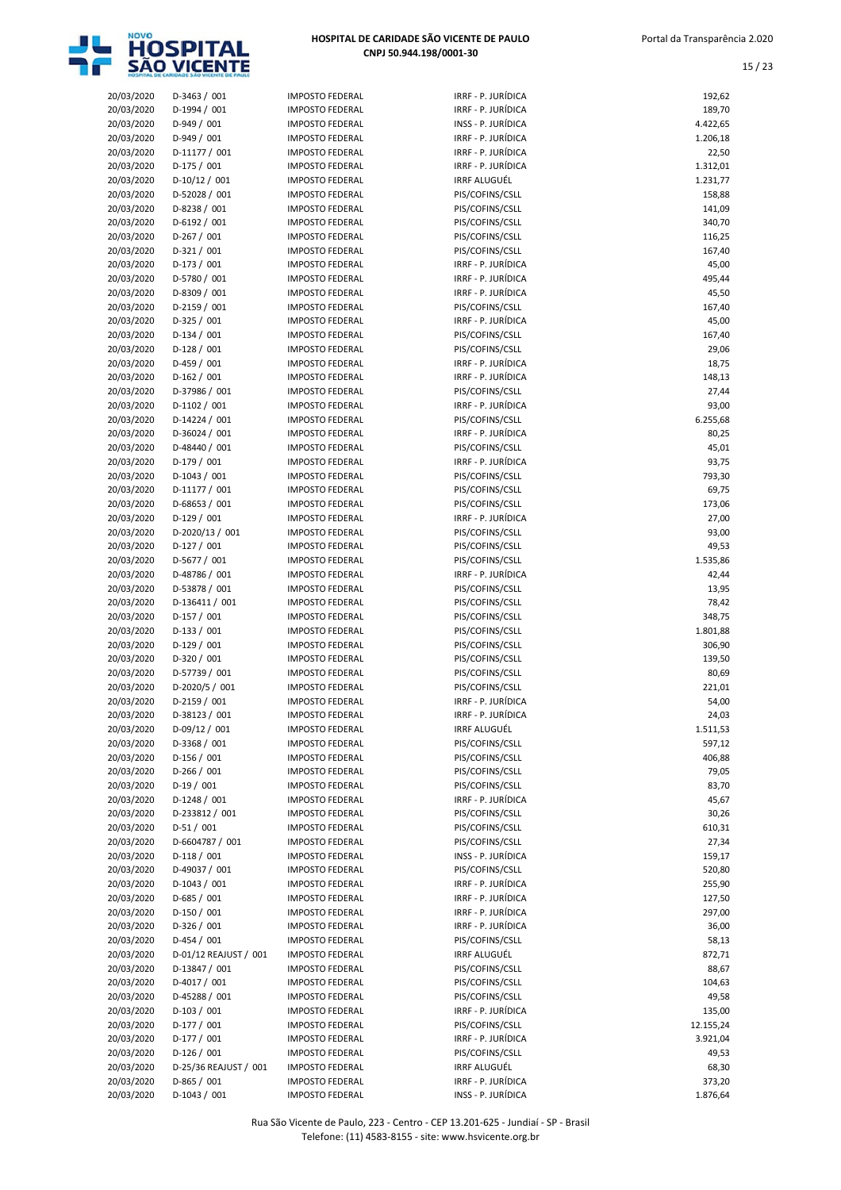| | | | | |
|---|---|---|---|---|
| 20/03/2020 | D-3463 / 001 | IMPOSTO FEDERAL | IRRF - P. JURÍDICA | 192,62 |
| 20/03/2020 | D-1994 / 001 | IMPOSTO FEDERAL | IRRF - P. JURÍDICA | 189,70 |
| 20/03/2020 | D-949 / 001 | IMPOSTO FEDERAL | INSS - P. JURÍDICA | 4.422,65 |
| 20/03/2020 | D-949 / 001 | IMPOSTO FEDERAL | IRRF - P. JURÍDICA | 1.206,18 |
| 20/03/2020 | D-11177 / 001 | IMPOSTO FEDERAL | IRRF - P. JURÍDICA | 22,50 |
| 20/03/2020 | D-175 / 001 | IMPOSTO FEDERAL | IRRF - P. JURÍDICA | 1.312,01 |
| 20/03/2020 | D-10/12 / 001 | IMPOSTO FEDERAL | IRRF ALUGUÉL | 1.231,77 |
| 20/03/2020 | D-52028 / 001 | IMPOSTO FEDERAL | PIS/COFINS/CSLL | 158,88 |
| 20/03/2020 | D-8238 / 001 | IMPOSTO FEDERAL | PIS/COFINS/CSLL | 141,09 |
| 20/03/2020 | D-6192 / 001 | IMPOSTO FEDERAL | PIS/COFINS/CSLL | 340,70 |
| 20/03/2020 | D-267 / 001 | IMPOSTO FEDERAL | PIS/COFINS/CSLL | 116,25 |
| 20/03/2020 | D-321 / 001 | IMPOSTO FEDERAL | PIS/COFINS/CSLL | 167,40 |
| 20/03/2020 | D-173 / 001 | IMPOSTO FEDERAL | IRRF - P. JURÍDICA | 45,00 |
| 20/03/2020 | D-5780 / 001 | IMPOSTO FEDERAL | IRRF - P. JURÍDICA | 495,44 |
| 20/03/2020 | D-8309 / 001 | IMPOSTO FEDERAL | IRRF - P. JURÍDICA | 45,50 |
| 20/03/2020 | D-2159 / 001 | IMPOSTO FEDERAL | PIS/COFINS/CSLL | 167,40 |
| 20/03/2020 | D-325 / 001 | IMPOSTO FEDERAL | IRRF - P. JURÍDICA | 45,00 |
| 20/03/2020 | D-134 / 001 | IMPOSTO FEDERAL | PIS/COFINS/CSLL | 167,40 |
| 20/03/2020 | D-128 / 001 | IMPOSTO FEDERAL | PIS/COFINS/CSLL | 29,06 |
| 20/03/2020 | D-459 / 001 | IMPOSTO FEDERAL | IRRF - P. JURÍDICA | 18,75 |
| 20/03/2020 | D-162 / 001 | IMPOSTO FEDERAL | IRRF - P. JURÍDICA | 148,13 |
| 20/03/2020 | D-37986 / 001 | IMPOSTO FEDERAL | PIS/COFINS/CSLL | 27,44 |
| 20/03/2020 | D-1102 / 001 | IMPOSTO FEDERAL | IRRF - P. JURÍDICA | 93,00 |
| 20/03/2020 | D-14224 / 001 | IMPOSTO FEDERAL | PIS/COFINS/CSLL | 6.255,68 |
| 20/03/2020 | D-36024 / 001 | IMPOSTO FEDERAL | IRRF - P. JURÍDICA | 80,25 |
| 20/03/2020 | D-48440 / 001 | IMPOSTO FEDERAL | PIS/COFINS/CSLL | 45,01 |
| 20/03/2020 | D-179 / 001 | IMPOSTO FEDERAL | IRRF - P. JURÍDICA | 93,75 |
| 20/03/2020 | D-1043 / 001 | IMPOSTO FEDERAL | PIS/COFINS/CSLL | 793,30 |
| 20/03/2020 | D-11177 / 001 | IMPOSTO FEDERAL | PIS/COFINS/CSLL | 69,75 |
| 20/03/2020 | D-68653 / 001 | IMPOSTO FEDERAL | PIS/COFINS/CSLL | 173,06 |
| 20/03/2020 | D-129 / 001 | IMPOSTO FEDERAL | IRRF - P. JURÍDICA | 27,00 |
| 20/03/2020 | D-2020/13 / 001 | IMPOSTO FEDERAL | PIS/COFINS/CSLL | 93,00 |
| 20/03/2020 | D-127 / 001 | IMPOSTO FEDERAL | PIS/COFINS/CSLL | 49,53 |
| 20/03/2020 | D-5677 / 001 | IMPOSTO FEDERAL | PIS/COFINS/CSLL | 1.535,86 |
| 20/03/2020 | D-48786 / 001 | IMPOSTO FEDERAL | IRRF - P. JURÍDICA | 42,44 |
| 20/03/2020 | D-53878 / 001 | IMPOSTO FEDERAL | PIS/COFINS/CSLL | 13,95 |
| 20/03/2020 | D-136411 / 001 | IMPOSTO FEDERAL | PIS/COFINS/CSLL | 78,42 |
| 20/03/2020 | D-157 / 001 | IMPOSTO FEDERAL | PIS/COFINS/CSLL | 348,75 |
| 20/03/2020 | D-133 / 001 | IMPOSTO FEDERAL | PIS/COFINS/CSLL | 1.801,88 |
| 20/03/2020 | D-129 / 001 | IMPOSTO FEDERAL | PIS/COFINS/CSLL | 306,90 |
| 20/03/2020 | D-320 / 001 | IMPOSTO FEDERAL | PIS/COFINS/CSLL | 139,50 |
| 20/03/2020 | D-57739 / 001 | IMPOSTO FEDERAL | PIS/COFINS/CSLL | 80,69 |
| 20/03/2020 | D-2020/5 / 001 | IMPOSTO FEDERAL | PIS/COFINS/CSLL | 221,01 |
| 20/03/2020 | D-2159 / 001 | IMPOSTO FEDERAL | IRRF - P. JURÍDICA | 54,00 |
| 20/03/2020 | D-38123 / 001 | IMPOSTO FEDERAL | IRRF - P. JURÍDICA | 24,03 |
| 20/03/2020 | D-09/12 / 001 | IMPOSTO FEDERAL | IRRF ALUGUÉL | 1.511,53 |
| 20/03/2020 | D-3368 / 001 | IMPOSTO FEDERAL | PIS/COFINS/CSLL | 597,12 |
| 20/03/2020 | D-156 / 001 | IMPOSTO FEDERAL | PIS/COFINS/CSLL | 406,88 |
| 20/03/2020 | D-266 / 001 | IMPOSTO FEDERAL | PIS/COFINS/CSLL | 79,05 |
| 20/03/2020 | D-19 / 001 | IMPOSTO FEDERAL | PIS/COFINS/CSLL | 83,70 |
| 20/03/2020 | D-1248 / 001 | IMPOSTO FEDERAL | IRRF - P. JURÍDICA | 45,67 |
| 20/03/2020 | D-233812 / 001 | IMPOSTO FEDERAL | PIS/COFINS/CSLL | 30,26 |
| 20/03/2020 | D-51 / 001 | IMPOSTO FEDERAL | PIS/COFINS/CSLL | 610,31 |
| 20/03/2020 | D-6604787 / 001 | IMPOSTO FEDERAL | PIS/COFINS/CSLL | 27,34 |
| 20/03/2020 | D-118 / 001 | IMPOSTO FEDERAL | INSS - P. JURÍDICA | 159,17 |
| 20/03/2020 | D-49037 / 001 | IMPOSTO FEDERAL | PIS/COFINS/CSLL | 520,80 |
| 20/03/2020 | D-1043 / 001 | IMPOSTO FEDERAL | IRRF - P. JURÍDICA | 255,90 |
| 20/03/2020 | D-685 / 001 | IMPOSTO FEDERAL | IRRF - P. JURÍDICA | 127,50 |
| 20/03/2020 | D-150 / 001 | IMPOSTO FEDERAL | IRRF - P. JURÍDICA | 297,00 |
| 20/03/2020 | D-326 / 001 | IMPOSTO FEDERAL | IRRF - P. JURÍDICA | 36,00 |
| 20/03/2020 | D-454 / 001 | IMPOSTO FEDERAL | PIS/COFINS/CSLL | 58,13 |
| 20/03/2020 | D-01/12 REAJUST / 001 | IMPOSTO FEDERAL | IRRF ALUGUÉL | 872,71 |
| 20/03/2020 | D-13847 / 001 | IMPOSTO FEDERAL | PIS/COFINS/CSLL | 88,67 |
| 20/03/2020 | D-4017 / 001 | IMPOSTO FEDERAL | PIS/COFINS/CSLL | 104,63 |
| 20/03/2020 | D-45288 / 001 | IMPOSTO FEDERAL | PIS/COFINS/CSLL | 49,58 |
| 20/03/2020 | D-103 / 001 | IMPOSTO FEDERAL | IRRF - P. JURÍDICA | 135,00 |
| 20/03/2020 | D-177 / 001 | IMPOSTO FEDERAL | PIS/COFINS/CSLL | 12.155,24 |
| 20/03/2020 | D-177 / 001 | IMPOSTO FEDERAL | IRRF - P. JURÍDICA | 3.921,04 |
| 20/03/2020 | D-126 / 001 | IMPOSTO FEDERAL | PIS/COFINS/CSLL | 49,53 |
| 20/03/2020 | D-25/36 REAJUST / 001 | IMPOSTO FEDERAL | IRRF ALUGUÉL | 68,30 |
| 20/03/2020 | D-865 / 001 | IMPOSTO FEDERAL | IRRF - P. JURÍDICA | 373,20 |
| 20/03/2020 | D-1043 / 001 | IMPOSTO FEDERAL | INSS - P. JURÍDICA | 1.876,64 |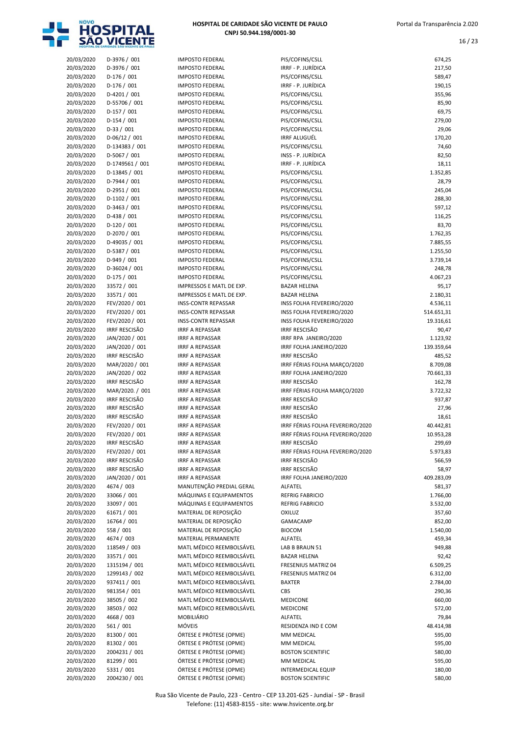| | | | | |
|---|---|---|---|---|
| 20/03/2020 | D-3976 / 001 | IMPOSTO FEDERAL | PIS/COFINS/CSLL | 674,25 |
| 20/03/2020 | D-3976 / 001 | IMPOSTO FEDERAL | IRRF - P. JURÍDICA | 217,50 |
| 20/03/2020 | D-176 / 001 | IMPOSTO FEDERAL | PIS/COFINS/CSLL | 589,47 |
| 20/03/2020 | D-176 / 001 | IMPOSTO FEDERAL | IRRF - P. JURÍDICA | 190,15 |
| 20/03/2020 | D-4201 / 001 | IMPOSTO FEDERAL | PIS/COFINS/CSLL | 355,96 |
| 20/03/2020 | D-55706 / 001 | IMPOSTO FEDERAL | PIS/COFINS/CSLL | 85,90 |
| 20/03/2020 | D-157 / 001 | IMPOSTO FEDERAL | PIS/COFINS/CSLL | 69,75 |
| 20/03/2020 | D-154 / 001 | IMPOSTO FEDERAL | PIS/COFINS/CSLL | 279,00 |
| 20/03/2020 | D-33 / 001 | IMPOSTO FEDERAL | PIS/COFINS/CSLL | 29,06 |
| 20/03/2020 | D-06/12 / 001 | IMPOSTO FEDERAL | IRRF ALUGUÉL | 170,20 |
| 20/03/2020 | D-134383 / 001 | IMPOSTO FEDERAL | PIS/COFINS/CSLL | 74,60 |
| 20/03/2020 | D-5067 / 001 | IMPOSTO FEDERAL | INSS - P. JURÍDICA | 82,50 |
| 20/03/2020 | D-1749561 / 001 | IMPOSTO FEDERAL | IRRF - P. JURÍDICA | 18,11 |
| 20/03/2020 | D-13845 / 001 | IMPOSTO FEDERAL | PIS/COFINS/CSLL | 1.352,85 |
| 20/03/2020 | D-7944 / 001 | IMPOSTO FEDERAL | PIS/COFINS/CSLL | 28,79 |
| 20/03/2020 | D-2951 / 001 | IMPOSTO FEDERAL | PIS/COFINS/CSLL | 245,04 |
| 20/03/2020 | D-1102 / 001 | IMPOSTO FEDERAL | PIS/COFINS/CSLL | 288,30 |
| 20/03/2020 | D-3463 / 001 | IMPOSTO FEDERAL | PIS/COFINS/CSLL | 597,12 |
| 20/03/2020 | D-438 / 001 | IMPOSTO FEDERAL | PIS/COFINS/CSLL | 116,25 |
| 20/03/2020 | D-120 / 001 | IMPOSTO FEDERAL | PIS/COFINS/CSLL | 83,70 |
| 20/03/2020 | D-2070 / 001 | IMPOSTO FEDERAL | PIS/COFINS/CSLL | 1.762,35 |
| 20/03/2020 | D-49035 / 001 | IMPOSTO FEDERAL | PIS/COFINS/CSLL | 7.885,55 |
| 20/03/2020 | D-5387 / 001 | IMPOSTO FEDERAL | PIS/COFINS/CSLL | 1.255,50 |
| 20/03/2020 | D-949 / 001 | IMPOSTO FEDERAL | PIS/COFINS/CSLL | 3.739,14 |
| 20/03/2020 | D-36024 / 001 | IMPOSTO FEDERAL | PIS/COFINS/CSLL | 248,78 |
| 20/03/2020 | D-175 / 001 | IMPOSTO FEDERAL | PIS/COFINS/CSLL | 4.067,23 |
| 20/03/2020 | 33572 / 001 | IMPRESSOS E MATL DE EXP. | BAZAR HELENA | 95,17 |
| 20/03/2020 | 33571 / 001 | IMPRESSOS E MATL DE EXP. | BAZAR HELENA | 2.180,31 |
| 20/03/2020 | FEV/2020 / 001 | INSS-CONTR REPASSAR | INSS FOLHA FEVEREIRO/2020 | 4.536,11 |
| 20/03/2020 | FEV/2020 / 001 | INSS-CONTR REPASSAR | INSS FOLHA FEVEREIRO/2020 | 514.651,31 |
| 20/03/2020 | FEV/2020 / 001 | INSS-CONTR REPASSAR | INSS FOLHA FEVEREIRO/2020 | 19.316,61 |
| 20/03/2020 | IRRF RESCISÃO | IRRF A REPASSAR | IRRF RESCISÃO | 90,47 |
| 20/03/2020 | JAN/2020 / 001 | IRRF A REPASSAR | IRRF RPA JANEIRO/2020 | 1.123,92 |
| 20/03/2020 | JAN/2020 / 001 | IRRF A REPASSAR | IRRF FOLHA JANEIRO/2020 | 139.359,64 |
| 20/03/2020 | IRRF RESCISÃO | IRRF A REPASSAR | IRRF RESCISÃO | 485,52 |
| 20/03/2020 | MAR/2020 / 001 | IRRF A REPASSAR | IRRF FÉRIAS FOLHA MARÇO/2020 | 8.709,08 |
| 20/03/2020 | JAN/2020 / 002 | IRRF A REPASSAR | IRRF FOLHA JANEIRO/2020 | 70.661,33 |
| 20/03/2020 | IRRF RESCISÃO | IRRF A REPASSAR | IRRF RESCISÃO | 162,78 |
| 20/03/2020 | MAR/2020. / 001 | IRRF A REPASSAR | IRRF FÉRIAS FOLHA MARÇO/2020 | 3.722,32 |
| 20/03/2020 | IRRF RESCISÃO | IRRF A REPASSAR | IRRF RESCISÃO | 937,87 |
| 20/03/2020 | IRRF RESCISÃO | IRRF A REPASSAR | IRRF RESCISÃO | 27,96 |
| 20/03/2020 | IRRF RESCISÃO | IRRF A REPASSAR | IRRF RESCISÃO | 18,61 |
| 20/03/2020 | FEV/2020 / 001 | IRRF A REPASSAR | IRRF FÉRIAS FOLHA FEVEREIRO/2020 | 40.442,81 |
| 20/03/2020 | FEV/2020 / 001 | IRRF A REPASSAR | IRRF FÉRIAS FOLHA FEVEREIRO/2020 | 10.953,28 |
| 20/03/2020 | IRRF RESCISÃO | IRRF A REPASSAR | IRRF RESCISÃO | 299,69 |
| 20/03/2020 | FEV/2020 / 001 | IRRF A REPASSAR | IRRF FÉRIAS FOLHA FEVEREIRO/2020 | 5.973,83 |
| 20/03/2020 | IRRF RESCISÃO | IRRF A REPASSAR | IRRF RESCISÃO | 566,59 |
| 20/03/2020 | IRRF RESCISÃO | IRRF A REPASSAR | IRRF RESCISÃO | 58,97 |
| 20/03/2020 | JAN/2020 / 001 | IRRF A REPASSAR | IRRF FOLHA JANEIRO/2020 | 409.283,09 |
| 20/03/2020 | 4674 / 003 | MANUTENÇÃO PREDIAL GERAL | ALFATEL | 581,37 |
| 20/03/2020 | 33066 / 001 | MÁQUINAS E EQUIPAMENTOS | REFRIG FABRICIO | 1.766,00 |
| 20/03/2020 | 33097 / 001 | MÁQUINAS E EQUIPAMENTOS | REFRIG FABRICIO | 3.532,00 |
| 20/03/2020 | 61671 / 001 | MATERIAL DE REPOSIÇÃO | OXILUZ | 357,60 |
| 20/03/2020 | 16764 / 001 | MATERIAL DE REPOSIÇÃO | GAMACAMP | 852,00 |
| 20/03/2020 | 558 / 001 | MATERIAL DE REPOSIÇÃO | BIOCOM | 1.540,00 |
| 20/03/2020 | 4674 / 003 | MATERIAL PERMANENTE | ALFATEL | 459,34 |
| 20/03/2020 | 118549 / 003 | MATL MÉDICO REEMBOLSÁVEL | LAB B BRAUN 51 | 949,88 |
| 20/03/2020 | 33571 / 001 | MATL MÉDICO REEMBOLSÁVEL | BAZAR HELENA | 92,42 |
| 20/03/2020 | 1315194 / 001 | MATL MÉDICO REEMBOLSÁVEL | FRESENIUS MATRIZ 04 | 6.509,25 |
| 20/03/2020 | 1299143 / 002 | MATL MÉDICO REEMBOLSÁVEL | FRESENIUS MATRIZ 04 | 6.312,00 |
| 20/03/2020 | 937411 / 001 | MATL MÉDICO REEMBOLSÁVEL | BAXTER | 2.784,00 |
| 20/03/2020 | 981354 / 001 | MATL MÉDICO REEMBOLSÁVEL | CBS | 290,36 |
| 20/03/2020 | 38505 / 002 | MATL MÉDICO REEMBOLSÁVEL | MEDICONE | 660,00 |
| 20/03/2020 | 38503 / 002 | MATL MÉDICO REEMBOLSÁVEL | MEDICONE | 572,00 |
| 20/03/2020 | 4668 / 003 | MOBILIÁRIO | ALFATEL | 79,84 |
| 20/03/2020 | 561 / 001 | MÓVEIS | RESIDENZA IND E COM | 48.414,98 |
| 20/03/2020 | 81300 / 001 | ÓRTESE E PRÓTESE (OPME) | MM MEDICAL | 595,00 |
| 20/03/2020 | 81302 / 001 | ÓRTESE E PRÓTESE (OPME) | MM MEDICAL | 595,00 |
| 20/03/2020 | 2004231 / 001 | ÓRTESE E PRÓTESE (OPME) | BOSTON SCIENTIFIC | 580,00 |
| 20/03/2020 | 81299 / 001 | ÓRTESE E PRÓTESE (OPME) | MM MEDICAL | 595,00 |
| 20/03/2020 | 5331 / 001 | ÓRTESE E PRÓTESE (OPME) | INTERMEDICAL EQUIP | 180,00 |
| 20/03/2020 | 2004230 / 001 | ÓRTESE E PRÓTESE (OPME) | BOSTON SCIENTIFIC | 580,00 |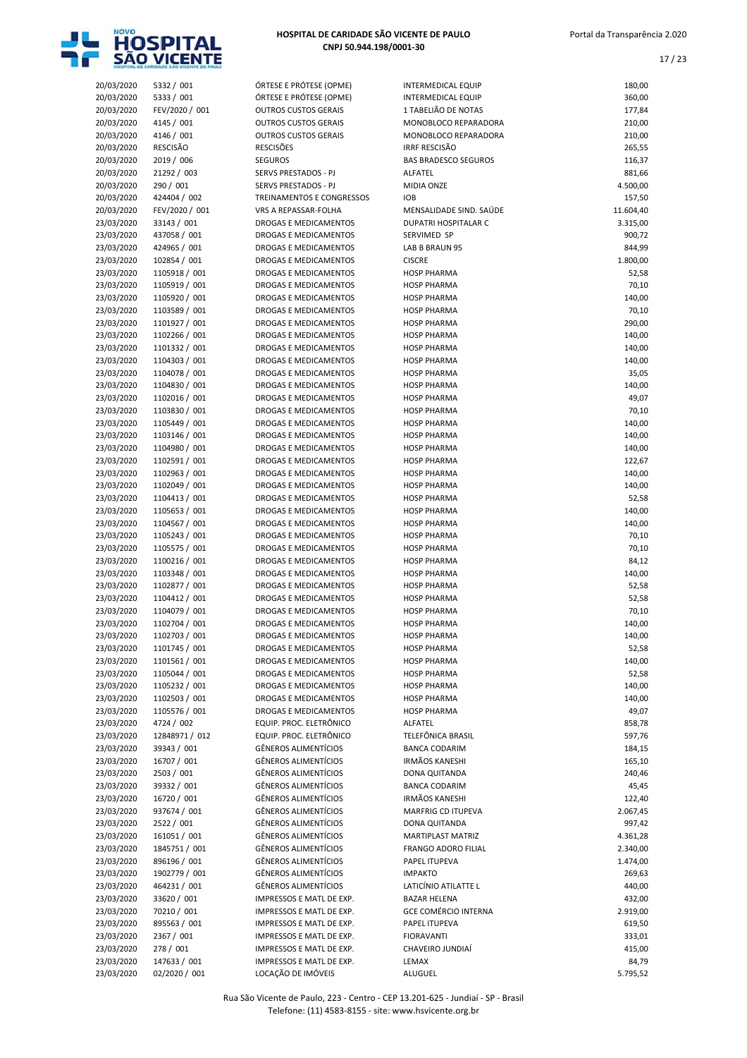# HOSPITAL DE CARIDADE SÃO VICENTE DE PAULO
**CNPJ 50.944.198/0001-30**

Portal da Transparência 2.020

| | | | | |
|---|---|---|---|---|
| 20/03/2020 | 5332 / 001 | ÓRTESE E PRÓTESE (OPME) | INTERMEDICAL EQUIP | 180,00 |
| 20/03/2020 | 5333 / 001 | ÓRTESE E PRÓTESE (OPME) | INTERMEDICAL EQUIP | 360,00 |
| 20/03/2020 | FEV/2020 / 001 | OUTROS CUSTOS GERAIS | 1 TABELIÃO DE NOTAS | 177,84 |
| 20/03/2020 | 4145 / 001 | OUTROS CUSTOS GERAIS | MONOBLOCO REPARADORA | 210,00 |
| 20/03/2020 | 4146 / 001 | OUTROS CUSTOS GERAIS | MONOBLOCO REPARADORA | 210,00 |
| 20/03/2020 | RESCISÃO | RESCISÕES | IRRF RESCISÃO | 265,55 |
| 20/03/2020 | 2019 / 006 | SEGUROS | BAS BRADESCO SEGUROS | 116,37 |
| 20/03/2020 | 21292 / 003 | SERVS PRESTADOS - PJ | ALFATEL | 881,66 |
| 20/03/2020 | 290 / 001 | SERVS PRESTADOS - PJ | MIDIA ONZE | 4.500,00 |
| 20/03/2020 | 424404 / 002 | TREINAMENTOS E CONGRESSOS | IOB | 157,50 |
| 20/03/2020 | FEV/2020 / 001 | VRS A REPASSAR-FOLHA | MENSALIDADE SIND. SAÚDE | 11.604,40 |
| 23/03/2020 | 33143 / 001 | DROGAS E MEDICAMENTOS | DUPATRI HOSPITALAR C | 3.315,00 |
| 23/03/2020 | 437058 / 001 | DROGAS E MEDICAMENTOS | SERVIMED SP | 900,72 |
| 23/03/2020 | 424965 / 001 | DROGAS E MEDICAMENTOS | LAB B BRAUN 95 | 844,99 |
| 23/03/2020 | 102854 / 001 | DROGAS E MEDICAMENTOS | CISCRE | 1.800,00 |
| 23/03/2020 | 1105918 / 001 | DROGAS E MEDICAMENTOS | HOSP PHARMA | 52,58 |
| 23/03/2020 | 1105919 / 001 | DROGAS E MEDICAMENTOS | HOSP PHARMA | 70,10 |
| 23/03/2020 | 1105920 / 001 | DROGAS E MEDICAMENTOS | HOSP PHARMA | 140,00 |
| 23/03/2020 | 1103589 / 001 | DROGAS E MEDICAMENTOS | HOSP PHARMA | 70,10 |
| 23/03/2020 | 1101927 / 001 | DROGAS E MEDICAMENTOS | HOSP PHARMA | 290,00 |
| 23/03/2020 | 1102266 / 001 | DROGAS E MEDICAMENTOS | HOSP PHARMA | 140,00 |
| 23/03/2020 | 1101332 / 001 | DROGAS E MEDICAMENTOS | HOSP PHARMA | 140,00 |
| 23/03/2020 | 1104303 / 001 | DROGAS E MEDICAMENTOS | HOSP PHARMA | 140,00 |
| 23/03/2020 | 1104078 / 001 | DROGAS E MEDICAMENTOS | HOSP PHARMA | 35,05 |
| 23/03/2020 | 1104830 / 001 | DROGAS E MEDICAMENTOS | HOSP PHARMA | 140,00 |
| 23/03/2020 | 1102016 / 001 | DROGAS E MEDICAMENTOS | HOSP PHARMA | 49,07 |
| 23/03/2020 | 1103830 / 001 | DROGAS E MEDICAMENTOS | HOSP PHARMA | 70,10 |
| 23/03/2020 | 1105449 / 001 | DROGAS E MEDICAMENTOS | HOSP PHARMA | 140,00 |
| 23/03/2020 | 1103146 / 001 | DROGAS E MEDICAMENTOS | HOSP PHARMA | 140,00 |
| 23/03/2020 | 1104980 / 001 | DROGAS E MEDICAMENTOS | HOSP PHARMA | 140,00 |
| 23/03/2020 | 1102591 / 001 | DROGAS E MEDICAMENTOS | HOSP PHARMA | 122,67 |
| 23/03/2020 | 1102963 / 001 | DROGAS E MEDICAMENTOS | HOSP PHARMA | 140,00 |
| 23/03/2020 | 1102049 / 001 | DROGAS E MEDICAMENTOS | HOSP PHARMA | 140,00 |
| 23/03/2020 | 1104413 / 001 | DROGAS E MEDICAMENTOS | HOSP PHARMA | 52,58 |
| 23/03/2020 | 1105653 / 001 | DROGAS E MEDICAMENTOS | HOSP PHARMA | 140,00 |
| 23/03/2020 | 1104567 / 001 | DROGAS E MEDICAMENTOS | HOSP PHARMA | 140,00 |
| 23/03/2020 | 1105243 / 001 | DROGAS E MEDICAMENTOS | HOSP PHARMA | 70,10 |
| 23/03/2020 | 1105575 / 001 | DROGAS E MEDICAMENTOS | HOSP PHARMA | 70,10 |
| 23/03/2020 | 1100216 / 001 | DROGAS E MEDICAMENTOS | HOSP PHARMA | 84,12 |
| 23/03/2020 | 1103348 / 001 | DROGAS E MEDICAMENTOS | HOSP PHARMA | 140,00 |
| 23/03/2020 | 1102877 / 001 | DROGAS E MEDICAMENTOS | HOSP PHARMA | 52,58 |
| 23/03/2020 | 1104412 / 001 | DROGAS E MEDICAMENTOS | HOSP PHARMA | 52,58 |
| 23/03/2020 | 1104079 / 001 | DROGAS E MEDICAMENTOS | HOSP PHARMA | 70,10 |
| 23/03/2020 | 1102704 / 001 | DROGAS E MEDICAMENTOS | HOSP PHARMA | 140,00 |
| 23/03/2020 | 1102703 / 001 | DROGAS E MEDICAMENTOS | HOSP PHARMA | 140,00 |
| 23/03/2020 | 1101745 / 001 | DROGAS E MEDICAMENTOS | HOSP PHARMA | 52,58 |
| 23/03/2020 | 1101561 / 001 | DROGAS E MEDICAMENTOS | HOSP PHARMA | 140,00 |
| 23/03/2020 | 1105044 / 001 | DROGAS E MEDICAMENTOS | HOSP PHARMA | 52,58 |
| 23/03/2020 | 1105232 / 001 | DROGAS E MEDICAMENTOS | HOSP PHARMA | 140,00 |
| 23/03/2020 | 1102503 / 001 | DROGAS E MEDICAMENTOS | HOSP PHARMA | 140,00 |
| 23/03/2020 | 1105576 / 001 | DROGAS E MEDICAMENTOS | HOSP PHARMA | 49,07 |
| 23/03/2020 | 4724 / 002 | EQUIP. PROC. ELETRÔNICO | ALFATEL | 858,78 |
| 23/03/2020 | 12848971 / 012 | EQUIP. PROC. ELETRÔNICO | TELEFÔNICA BRASIL | 597,76 |
| 23/03/2020 | 39343 / 001 | GÊNEROS ALIMENTÍCIOS | BANCA CODARIM | 184,15 |
| 23/03/2020 | 16707 / 001 | GÊNEROS ALIMENTÍCIOS | IRMÃOS KANESHI | 165,10 |
| 23/03/2020 | 2503 / 001 | GÊNEROS ALIMENTÍCIOS | DONA QUITANDA | 240,46 |
| 23/03/2020 | 39332 / 001 | GÊNEROS ALIMENTÍCIOS | BANCA CODARIM | 45,45 |
| 23/03/2020 | 16720 / 001 | GÊNEROS ALIMENTÍCIOS | IRMÃOS KANESHI | 122,40 |
| 23/03/2020 | 937674 / 001 | GÊNEROS ALIMENTÍCIOS | MARFRIG CD ITUPEVA | 2.067,45 |
| 23/03/2020 | 2522 / 001 | GÊNEROS ALIMENTÍCIOS | DONA QUITANDA | 997,42 |
| 23/03/2020 | 161051 / 001 | GÊNEROS ALIMENTÍCIOS | MARTIPLAST MATRIZ | 4.361,28 |
| 23/03/2020 | 1845751 / 001 | GÊNEROS ALIMENTÍCIOS | FRANGO ADORO FILIAL | 2.340,00 |
| 23/03/2020 | 896196 / 001 | GÊNEROS ALIMENTÍCIOS | PAPEL ITUPEVA | 1.474,00 |
| 23/03/2020 | 1902779 / 001 | GÊNEROS ALIMENTÍCIOS | IMPAKTO | 269,63 |
| 23/03/2020 | 464231 / 001 | GÊNEROS ALIMENTÍCIOS | LATICÍNIO ATILATTE L | 440,00 |
| 23/03/2020 | 33620 / 001 | IMPRESSOS E MATL DE EXP. | BAZAR HELENA | 432,00 |
| 23/03/2020 | 70210 / 001 | IMPRESSOS E MATL DE EXP. | GCE COMÉRCIO INTERNA | 2.919,00 |
| 23/03/2020 | 895563 / 001 | IMPRESSOS E MATL DE EXP. | PAPEL ITUPEVA | 619,50 |
| 23/03/2020 | 2367 / 001 | IMPRESSOS E MATL DE EXP. | FIORAVANTI | 333,01 |
| 23/03/2020 | 278 / 001 | IMPRESSOS E MATL DE EXP. | CHAVEIRO JUNDIAÍ | 415,00 |
| 23/03/2020 | 147633 / 001 | IMPRESSOS E MATL DE EXP. | LEMAX | 84,79 |
| 23/03/2020 | 02/2020 / 001 | LOCAÇÃO DE IMÓVEIS | ALUGUEL | 5.795,52 |

Rua São Vicente de Paulo, 223 - Centro - CEP 13.201-625 - Jundiaí - SP - Brasil
Telefone: (11) 4583-8155 - site: www.hsvicente.org.br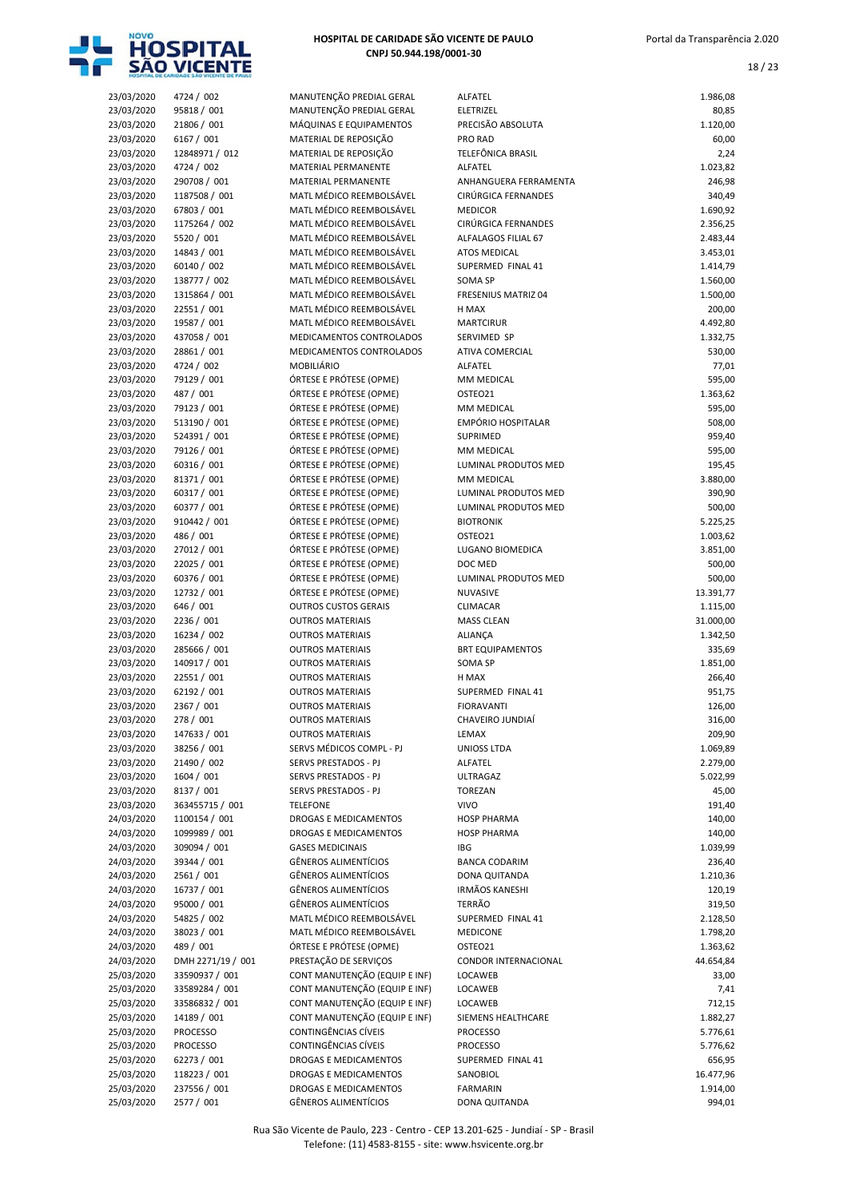| | | | | |
|---|---|---|---|---|
| 23/03/2020 | 4724 / 002 | MANUTENÇÃO PREDIAL GERAL | ALFATEL | 1.986,08 |
| 23/03/2020 | 95818 / 001 | MANUTENÇÃO PREDIAL GERAL | ELETRIZEL | 80,85 |
| 23/03/2020 | 21806 / 001 | MÁQUINAS E EQUIPAMENTOS | PRECISÃO ABSOLUTA | 1.120,00 |
| 23/03/2020 | 6167 / 001 | MATERIAL DE REPOSIÇÃO | PRO RAD | 60,00 |
| 23/03/2020 | 12848971 / 012 | MATERIAL DE REPOSIÇÃO | TELEFÔNICA BRASIL | 2,24 |
| 23/03/2020 | 4724 / 002 | MATERIAL PERMANENTE | ALFATEL | 1.023,82 |
| 23/03/2020 | 290708 / 001 | MATERIAL PERMANENTE | ANHANGUERA FERRAMENTA | 246,98 |
| 23/03/2020 | 1187508 / 001 | MATL MÉDICO REEMBOLSÁVEL | CIRÚRGICA FERNANDES | 340,49 |
| 23/03/2020 | 67803 / 001 | MATL MÉDICO REEMBOLSÁVEL | MEDICOR | 1.690,92 |
| 23/03/2020 | 1175264 / 002 | MATL MÉDICO REEMBOLSÁVEL | CIRÚRGICA FERNANDES | 2.356,25 |
| 23/03/2020 | 5520 / 001 | MATL MÉDICO REEMBOLSÁVEL | ALFALAGOS FILIAL 67 | 2.483,44 |
| 23/03/2020 | 14843 / 001 | MATL MÉDICO REEMBOLSÁVEL | ATOS MEDICAL | 3.453,01 |
| 23/03/2020 | 60140 / 002 | MATL MÉDICO REEMBOLSÁVEL | SUPERMED FINAL 41 | 1.414,79 |
| 23/03/2020 | 138777 / 002 | MATL MÉDICO REEMBOLSÁVEL | SOMA SP | 1.560,00 |
| 23/03/2020 | 1315864 / 001 | MATL MÉDICO REEMBOLSÁVEL | FRESENIUS MATRIZ 04 | 1.500,00 |
| 23/03/2020 | 22551 / 001 | MATL MÉDICO REEMBOLSÁVEL | H MAX | 200,00 |
| 23/03/2020 | 19587 / 001 | MATL MÉDICO REEMBOLSÁVEL | MARTCIRUR | 4.492,80 |
| 23/03/2020 | 437058 / 001 | MEDICAMENTOS CONTROLADOS | SERVIMED SP | 1.332,75 |
| 23/03/2020 | 28861 / 001 | MEDICAMENTOS CONTROLADOS | ATIVA COMERCIAL | 530,00 |
| 23/03/2020 | 4724 / 002 | MOBILIÁRIO | ALFATEL | 77,01 |
| 23/03/2020 | 79129 / 001 | ÓRTESE E PRÓTESE (OPME) | MM MEDICAL | 595,00 |
| 23/03/2020 | 487 / 001 | ÓRTESE E PRÓTESE (OPME) | OSTEO21 | 1.363,62 |
| 23/03/2020 | 79123 / 001 | ÓRTESE E PRÓTESE (OPME) | MM MEDICAL | 595,00 |
| 23/03/2020 | 513190 / 001 | ÓRTESE E PRÓTESE (OPME) | EMPÓRIO HOSPITALAR | 508,00 |
| 23/03/2020 | 524391 / 001 | ÓRTESE E PRÓTESE (OPME) | SUPRIMED | 959,40 |
| 23/03/2020 | 79126 / 001 | ÓRTESE E PRÓTESE (OPME) | MM MEDICAL | 595,00 |
| 23/03/2020 | 60316 / 001 | ÓRTESE E PRÓTESE (OPME) | LUMINAL PRODUTOS MED | 195,45 |
| 23/03/2020 | 81371 / 001 | ÓRTESE E PRÓTESE (OPME) | MM MEDICAL | 3.880,00 |
| 23/03/2020 | 60317 / 001 | ÓRTESE E PRÓTESE (OPME) | LUMINAL PRODUTOS MED | 390,90 |
| 23/03/2020 | 60377 / 001 | ÓRTESE E PRÓTESE (OPME) | LUMINAL PRODUTOS MED | 500,00 |
| 23/03/2020 | 910442 / 001 | ÓRTESE E PRÓTESE (OPME) | BIOTRONIK | 5.225,25 |
| 23/03/2020 | 486 / 001 | ÓRTESE E PRÓTESE (OPME) | OSTEO21 | 1.003,62 |
| 23/03/2020 | 27012 / 001 | ÓRTESE E PRÓTESE (OPME) | LUGANO BIOMEDICA | 3.851,00 |
| 23/03/2020 | 22025 / 001 | ÓRTESE E PRÓTESE (OPME) | DOC MED | 500,00 |
| 23/03/2020 | 60376 / 001 | ÓRTESE E PRÓTESE (OPME) | LUMINAL PRODUTOS MED | 500,00 |
| 23/03/2020 | 12732 / 001 | ÓRTESE E PRÓTESE (OPME) | NUVASIVE | 13.391,77 |
| 23/03/2020 | 646 / 001 | OUTROS CUSTOS GERAIS | CLIMACAR | 1.115,00 |
| 23/03/2020 | 2236 / 001 | OUTROS MATERIAIS | MASS CLEAN | 31.000,00 |
| 23/03/2020 | 16234 / 002 | OUTROS MATERIAIS | ALIANÇA | 1.342,50 |
| 23/03/2020 | 285666 / 001 | OUTROS MATERIAIS | BRT EQUIPAMENTOS | 335,69 |
| 23/03/2020 | 140917 / 001 | OUTROS MATERIAIS | SOMA SP | 1.851,00 |
| 23/03/2020 | 22551 / 001 | OUTROS MATERIAIS | H MAX | 266,40 |
| 23/03/2020 | 62192 / 001 | OUTROS MATERIAIS | SUPERMED FINAL 41 | 951,75 |
| 23/03/2020 | 2367 / 001 | OUTROS MATERIAIS | FIORAVANTI | 126,00 |
| 23/03/2020 | 278 / 001 | OUTROS MATERIAIS | CHAVEIRO JUNDIAÍ | 316,00 |
| 23/03/2020 | 147633 / 001 | OUTROS MATERIAIS | LEMAX | 209,90 |
| 23/03/2020 | 38256 / 001 | SERVS MÉDICOS COMPL - PJ | UNIOSS LTDA | 1.069,89 |
| 23/03/2020 | 21490 / 002 | SERVS PRESTADOS - PJ | ALFATEL | 2.279,00 |
| 23/03/2020 | 1604 / 001 | SERVS PRESTADOS - PJ | ULTRAGAZ | 5.022,99 |
| 23/03/2020 | 8137 / 001 | SERVS PRESTADOS - PJ | TOREZAN | 45,00 |
| 23/03/2020 | 363455715 / 001 | TELEFONE | VIVO | 191,40 |
| 24/03/2020 | 1100154 / 001 | DROGAS E MEDICAMENTOS | HOSP PHARMA | 140,00 |
| 24/03/2020 | 1099989 / 001 | DROGAS E MEDICAMENTOS | HOSP PHARMA | 140,00 |
| 24/03/2020 | 309094 / 001 | GASES MEDICINAIS | IBG | 1.039,99 |
| 24/03/2020 | 39344 / 001 | GÊNEROS ALIMENTÍCIOS | BANCA CODARIM | 236,40 |
| 24/03/2020 | 2561 / 001 | GÊNEROS ALIMENTÍCIOS | DONA QUITANDA | 1.210,36 |
| 24/03/2020 | 16737 / 001 | GÊNEROS ALIMENTÍCIOS | IRMÃOS KANESHI | 120,19 |
| 24/03/2020 | 95000 / 001 | GÊNEROS ALIMENTÍCIOS | TERRÃO | 319,50 |
| 24/03/2020 | 54825 / 002 | MATL MÉDICO REEMBOLSÁVEL | SUPERMED FINAL 41 | 2.128,50 |
| 24/03/2020 | 38023 / 001 | MATL MÉDICO REEMBOLSÁVEL | MEDICONE | 1.798,20 |
| 24/03/2020 | 489 / 001 | ÓRTESE E PRÓTESE (OPME) | OSTEO21 | 1.363,62 |
| 24/03/2020 | DMH 2271/19 / 001 | PRESTAÇÃO DE SERVIÇOS | CONDOR INTERNACIONAL | 44.654,84 |
| 25/03/2020 | 33590937 / 001 | CONT MANUTENÇÃO (EQUIP E INF) | LOCAWEB | 33,00 |
| 25/03/2020 | 33589284 / 001 | CONT MANUTENÇÃO (EQUIP E INF) | LOCAWEB | 7,41 |
| 25/03/2020 | 33586832 / 001 | CONT MANUTENÇÃO (EQUIP E INF) | LOCAWEB | 712,15 |
| 25/03/2020 | 14189 / 001 | CONT MANUTENÇÃO (EQUIP E INF) | SIEMENS HEALTHCARE | 1.882,27 |
| 25/03/2020 | PROCESSO | CONTINGÊNCIAS CÍVEIS | PROCESSO | 5.776,61 |
| 25/03/2020 | PROCESSO | CONTINGÊNCIAS CÍVEIS | PROCESSO | 5.776,62 |
| 25/03/2020 | 62273 / 001 | DROGAS E MEDICAMENTOS | SUPERMED FINAL 41 | 656,95 |
| 25/03/2020 | 118223 / 001 | DROGAS E MEDICAMENTOS | SANOBIOL | 16.477,96 |
| 25/03/2020 | 237556 / 001 | DROGAS E MEDICAMENTOS | FARMARIN | 1.914,00 |
| 25/03/2020 | 2577 / 001 | GÊNEROS ALIMENTÍCIOS | DONA QUITANDA | 994,01 |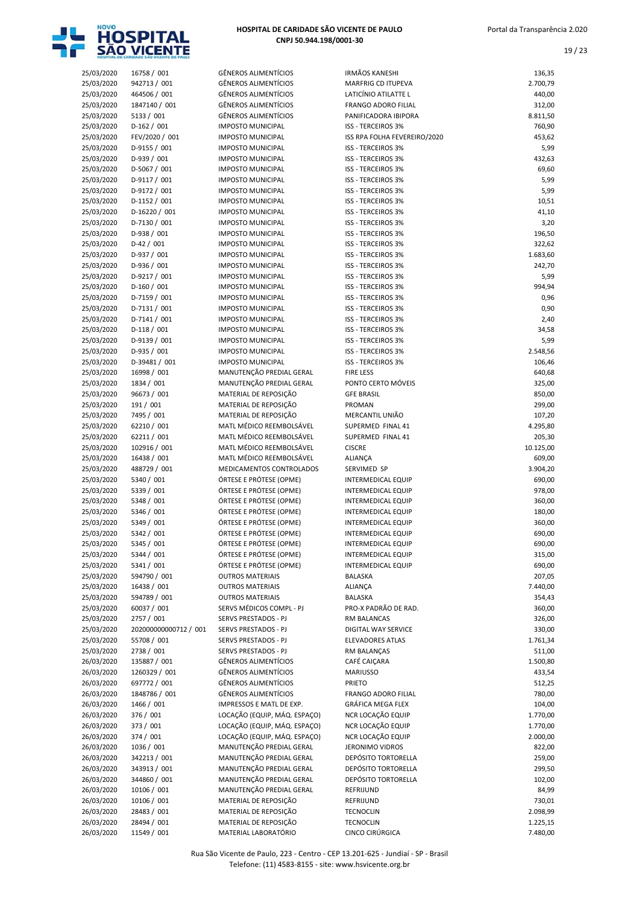| 25/03/2020 | 16758 / 001 | GÊNEROS ALIMENTÍCIOS | IRMÃOS KANESHI | 136,35 |
|---|---|---|---|---|
| 25/03/2020 | 942713 / 001 | GÊNEROS ALIMENTÍCIOS | MARFRIG CD ITUPEVA | 2.700,79 |
| 25/03/2020 | 464506 / 001 | GÊNEROS ALIMENTÍCIOS | LATICÍNIO ATILATTE L | 440,00 |
| 25/03/2020 | 1847140 / 001 | GÊNEROS ALIMENTÍCIOS | FRANGO ADORO FILIAL | 312,00 |
| 25/03/2020 | 5133 / 001 | GÊNEROS ALIMENTÍCIOS | PANIFICADORA IBIPORA | 8.811,50 |
| 25/03/2020 | D-162 / 001 | IMPOSTO MUNICIPAL | ISS - TERCEIROS 3% | 760,90 |
| 25/03/2020 | FEV/2020 / 001 | IMPOSTO MUNICIPAL | ISS RPA FOLHA FEVEREIRO/2020 | 453,62 |
| 25/03/2020 | D-9155 / 001 | IMPOSTO MUNICIPAL | ISS - TERCEIROS 3% | 5,99 |
| 25/03/2020 | D-939 / 001 | IMPOSTO MUNICIPAL | ISS - TERCEIROS 3% | 432,63 |
| 25/03/2020 | D-5067 / 001 | IMPOSTO MUNICIPAL | ISS - TERCEIROS 3% | 69,60 |
| 25/03/2020 | D-9117 / 001 | IMPOSTO MUNICIPAL | ISS - TERCEIROS 3% | 5,99 |
| 25/03/2020 | D-9172 / 001 | IMPOSTO MUNICIPAL | ISS - TERCEIROS 3% | 5,99 |
| 25/03/2020 | D-1152 / 001 | IMPOSTO MUNICIPAL | ISS - TERCEIROS 3% | 10,51 |
| 25/03/2020 | D-16220 / 001 | IMPOSTO MUNICIPAL | ISS - TERCEIROS 3% | 41,10 |
| 25/03/2020 | D-7130 / 001 | IMPOSTO MUNICIPAL | ISS - TERCEIROS 3% | 3,20 |
| 25/03/2020 | D-938 / 001 | IMPOSTO MUNICIPAL | ISS - TERCEIROS 3% | 196,50 |
| 25/03/2020 | D-42 / 001 | IMPOSTO MUNICIPAL | ISS - TERCEIROS 3% | 322,62 |
| 25/03/2020 | D-937 / 001 | IMPOSTO MUNICIPAL | ISS - TERCEIROS 3% | 1.683,60 |
| 25/03/2020 | D-936 / 001 | IMPOSTO MUNICIPAL | ISS - TERCEIROS 3% | 242,70 |
| 25/03/2020 | D-9217 / 001 | IMPOSTO MUNICIPAL | ISS - TERCEIROS 3% | 5,99 |
| 25/03/2020 | D-160 / 001 | IMPOSTO MUNICIPAL | ISS - TERCEIROS 3% | 994,94 |
| 25/03/2020 | D-7159 / 001 | IMPOSTO MUNICIPAL | ISS - TERCEIROS 3% | 0,96 |
| 25/03/2020 | D-7131 / 001 | IMPOSTO MUNICIPAL | ISS - TERCEIROS 3% | 0,90 |
| 25/03/2020 | D-7141 / 001 | IMPOSTO MUNICIPAL | ISS - TERCEIROS 3% | 2,40 |
| 25/03/2020 | D-118 / 001 | IMPOSTO MUNICIPAL | ISS - TERCEIROS 3% | 34,58 |
| 25/03/2020 | D-9139 / 001 | IMPOSTO MUNICIPAL | ISS - TERCEIROS 3% | 5,99 |
| 25/03/2020 | D-935 / 001 | IMPOSTO MUNICIPAL | ISS - TERCEIROS 3% | 2.548,56 |
| 25/03/2020 | D-39481 / 001 | IMPOSTO MUNICIPAL | ISS - TERCEIROS 3% | 106,46 |
| 25/03/2020 | 16998 / 001 | MANUTENÇÃO PREDIAL GERAL | FIRE LESS | 640,68 |
| 25/03/2020 | 1834 / 001 | MANUTENÇÃO PREDIAL GERAL | PONTO CERTO MÓVEIS | 325,00 |
| 25/03/2020 | 96673 / 001 | MATERIAL DE REPOSIÇÃO | GFE BRASIL | 850,00 |
| 25/03/2020 | 191 / 001 | MATERIAL DE REPOSIÇÃO | PROMAN | 299,00 |
| 25/03/2020 | 7495 / 001 | MATERIAL DE REPOSIÇÃO | MERCANTIL UNIÃO | 107,20 |
| 25/03/2020 | 62210 / 001 | MATL MÉDICO REEMBOLSÁVEL | SUPERMED FINAL 41 | 4.295,80 |
| 25/03/2020 | 62211 / 001 | MATL MÉDICO REEMBOLSÁVEL | SUPERMED FINAL 41 | 205,30 |
| 25/03/2020 | 102916 / 001 | MATL MÉDICO REEMBOLSÁVEL | CISCRE | 10.125,00 |
| 25/03/2020 | 16438 / 001 | MATL MÉDICO REEMBOLSÁVEL | ALIANÇA | 609,00 |
| 25/03/2020 | 488729 / 001 | MEDICAMENTOS CONTROLADOS | SERVIMED SP | 3.904,20 |
| 25/03/2020 | 5340 / 001 | ÓRTESE E PRÓTESE (OPME) | INTERMEDICAL EQUIP | 690,00 |
| 25/03/2020 | 5339 / 001 | ÓRTESE E PRÓTESE (OPME) | INTERMEDICAL EQUIP | 978,00 |
| 25/03/2020 | 5348 / 001 | ÓRTESE E PRÓTESE (OPME) | INTERMEDICAL EQUIP | 360,00 |
| 25/03/2020 | 5346 / 001 | ÓRTESE E PRÓTESE (OPME) | INTERMEDICAL EQUIP | 180,00 |
| 25/03/2020 | 5349 / 001 | ÓRTESE E PRÓTESE (OPME) | INTERMEDICAL EQUIP | 360,00 |
| 25/03/2020 | 5342 / 001 | ÓRTESE E PRÓTESE (OPME) | INTERMEDICAL EQUIP | 690,00 |
| 25/03/2020 | 5345 / 001 | ÓRTESE E PRÓTESE (OPME) | INTERMEDICAL EQUIP | 690,00 |
| 25/03/2020 | 5344 / 001 | ÓRTESE E PRÓTESE (OPME) | INTERMEDICAL EQUIP | 315,00 |
| 25/03/2020 | 5341 / 001 | ÓRTESE E PRÓTESE (OPME) | INTERMEDICAL EQUIP | 690,00 |
| 25/03/2020 | 594790 / 001 | OUTROS MATERIAIS | BALASKA | 207,05 |
| 25/03/2020 | 16438 / 001 | OUTROS MATERIAIS | ALIANÇA | 7.440,00 |
| 25/03/2020 | 594789 / 001 | OUTROS MATERIAIS | BALASKA | 354,43 |
| 25/03/2020 | 60037 / 001 | SERVS MÉDICOS COMPL - PJ | PRO-X PADRÃO DE RAD. | 360,00 |
| 25/03/2020 | 2757 / 001 | SERVS PRESTADOS - PJ | RM BALANCAS | 326,00 |
| 25/03/2020 | 202000000000712 / 001 | SERVS PRESTADOS - PJ | DIGITAL WAY SERVICE | 330,00 |
| 25/03/2020 | 55708 / 001 | SERVS PRESTADOS - PJ | ELEVADORES ATLAS | 1.761,34 |
| 25/03/2020 | 2738 / 001 | SERVS PRESTADOS - PJ | RM BALANÇAS | 511,00 |
| 26/03/2020 | 135887 / 001 | GÊNEROS ALIMENTÍCIOS | CAFÉ CAIÇARA | 1.500,80 |
| 26/03/2020 | 1260329 / 001 | GÊNEROS ALIMENTÍCIOS | MARIUSSO | 433,54 |
| 26/03/2020 | 697772 / 001 | GÊNEROS ALIMENTÍCIOS | PRIETO | 512,25 |
| 26/03/2020 | 1848786 / 001 | GÊNEROS ALIMENTÍCIOS | FRANGO ADORO FILIAL | 780,00 |
| 26/03/2020 | 1466 / 001 | IMPRESSOS E MATL DE EXP. | GRÁFICA MEGA FLEX | 104,00 |
| 26/03/2020 | 376 / 001 | LOCAÇÃO (EQUIP, MÁQ. ESPAÇO) | NCR LOCAÇÃO EQUIP | 1.770,00 |
| 26/03/2020 | 373 / 001 | LOCAÇÃO (EQUIP, MÁQ. ESPAÇO) | NCR LOCAÇÃO EQUIP | 1.770,00 |
| 26/03/2020 | 374 / 001 | LOCAÇÃO (EQUIP, MÁQ. ESPAÇO) | NCR LOCAÇÃO EQUIP | 2.000,00 |
| 26/03/2020 | 1036 / 001 | MANUTENÇÃO PREDIAL GERAL | JERONIMO VIDROS | 822,00 |
| 26/03/2020 | 342213 / 001 | MANUTENÇÃO PREDIAL GERAL | DEPÓSITO TORTORELLA | 259,00 |
| 26/03/2020 | 343913 / 001 | MANUTENÇÃO PREDIAL GERAL | DEPÓSITO TORTORELLA | 299,50 |
| 26/03/2020 | 344860 / 001 | MANUTENÇÃO PREDIAL GERAL | DEPÓSITO TORTORELLA | 102,00 |
| 26/03/2020 | 10106 / 001 | MANUTENÇÃO PREDIAL GERAL | REFRIJUND | 84,99 |
| 26/03/2020 | 10106 / 001 | MATERIAL DE REPOSIÇÃO | REFRIJUND | 730,01 |
| 26/03/2020 | 28483 / 001 | MATERIAL DE REPOSIÇÃO | TECNOCLIN | 2.098,99 |
| 26/03/2020 | 28494 / 001 | MATERIAL DE REPOSIÇÃO | TECNOCLIN | 1.225,15 |
| 26/03/2020 | 11549 / 001 | MATERIAL LABORATÓRIO | CINCO CIRÚRGICA | 7.480,00 |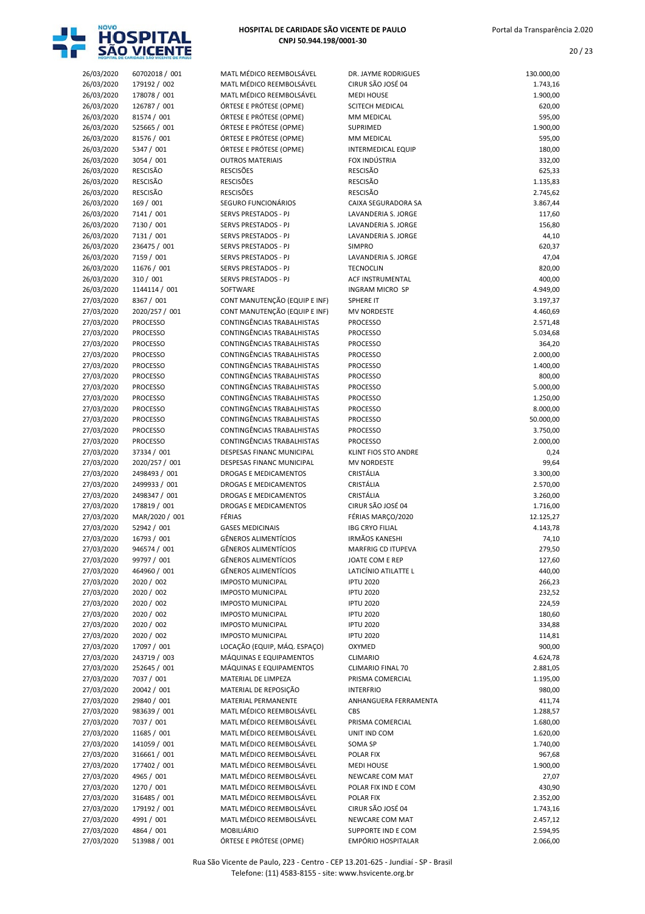| | | | | |
|---|---|---|---|---|
| 26/03/2020 | 60702018 / 001 | MATL MÉDICO REEMBOLSÁVEL | DR. JAYME RODRIGUES | 130.000,00 |
| 26/03/2020 | 179192 / 002 | MATL MÉDICO REEMBOLSÁVEL | CIRUR SÃO JOSÉ 04 | 1.743,16 |
| 26/03/2020 | 178078 / 001 | MATL MÉDICO REEMBOLSÁVEL | MEDI HOUSE | 1.900,00 |
| 26/03/2020 | 126787 / 001 | ÓRTESE E PRÓTESE (OPME) | SCITECH MEDICAL | 620,00 |
| 26/03/2020 | 81574 / 001 | ÓRTESE E PRÓTESE (OPME) | MM MEDICAL | 595,00 |
| 26/03/2020 | 525665 / 001 | ÓRTESE E PRÓTESE (OPME) | SUPRIMED | 1.900,00 |
| 26/03/2020 | 81576 / 001 | ÓRTESE E PRÓTESE (OPME) | MM MEDICAL | 595,00 |
| 26/03/2020 | 5347 / 001 | ÓRTESE E PRÓTESE (OPME) | INTERMEDICAL EQUIP | 180,00 |
| 26/03/2020 | 3054 / 001 | OUTROS MATERIAIS | FOX INDÚSTRIA | 332,00 |
| 26/03/2020 | RESCISÃO | RESCISÕES | RESCISÃO | 625,33 |
| 26/03/2020 | RESCISÃO | RESCISÕES | RESCISÃO | 1.135,83 |
| 26/03/2020 | RESCISÃO | RESCISÕES | RESCISÃO | 2.745,62 |
| 26/03/2020 | 169 / 001 | SEGURO FUNCIONÁRIOS | CAIXA SEGURADORA SA | 3.867,44 |
| 26/03/2020 | 7141 / 001 | SERVS PRESTADOS - PJ | LAVANDERIA S. JORGE | 117,60 |
| 26/03/2020 | 7130 / 001 | SERVS PRESTADOS - PJ | LAVANDERIA S. JORGE | 156,80 |
| 26/03/2020 | 7131 / 001 | SERVS PRESTADOS - PJ | LAVANDERIA S. JORGE | 44,10 |
| 26/03/2020 | 236475 / 001 | SERVS PRESTADOS - PJ | SIMPRO | 620,37 |
| 26/03/2020 | 7159 / 001 | SERVS PRESTADOS - PJ | LAVANDERIA S. JORGE | 47,04 |
| 26/03/2020 | 11676 / 001 | SERVS PRESTADOS - PJ | TECNOCLIN | 820,00 |
| 26/03/2020 | 310 / 001 | SERVS PRESTADOS - PJ | ACF INSTRUMENTAL | 400,00 |
| 26/03/2020 | 1144114 / 001 | SOFTWARE | INGRAM MICRO SP | 4.949,00 |
| 27/03/2020 | 8367 / 001 | CONT MANUTENÇÃO (EQUIP E INF) | SPHERE IT | 3.197,37 |
| 27/03/2020 | 2020/257 / 001 | CONT MANUTENÇÃO (EQUIP E INF) | MV NORDESTE | 4.460,69 |
| 27/03/2020 | PROCESSO | CONTINGÊNCIAS TRABALHISTAS | PROCESSO | 2.571,48 |
| 27/03/2020 | PROCESSO | CONTINGÊNCIAS TRABALHISTAS | PROCESSO | 5.034,68 |
| 27/03/2020 | PROCESSO | CONTINGÊNCIAS TRABALHISTAS | PROCESSO | 364,20 |
| 27/03/2020 | PROCESSO | CONTINGÊNCIAS TRABALHISTAS | PROCESSO | 2.000,00 |
| 27/03/2020 | PROCESSO | CONTINGÊNCIAS TRABALHISTAS | PROCESSO | 1.400,00 |
| 27/03/2020 | PROCESSO | CONTINGÊNCIAS TRABALHISTAS | PROCESSO | 800,00 |
| 27/03/2020 | PROCESSO | CONTINGÊNCIAS TRABALHISTAS | PROCESSO | 5.000,00 |
| 27/03/2020 | PROCESSO | CONTINGÊNCIAS TRABALHISTAS | PROCESSO | 1.250,00 |
| 27/03/2020 | PROCESSO | CONTINGÊNCIAS TRABALHISTAS | PROCESSO | 8.000,00 |
| 27/03/2020 | PROCESSO | CONTINGÊNCIAS TRABALHISTAS | PROCESSO | 50.000,00 |
| 27/03/2020 | PROCESSO | CONTINGÊNCIAS TRABALHISTAS | PROCESSO | 3.750,00 |
| 27/03/2020 | PROCESSO | CONTINGÊNCIAS TRABALHISTAS | PROCESSO | 2.000,00 |
| 27/03/2020 | 37334 / 001 | DESPESAS FINANC MUNICIPAL | KLINT FIOS STO ANDRE | 0,24 |
| 27/03/2020 | 2020/257 / 001 | DESPESAS FINANC MUNICIPAL | MV NORDESTE | 99,64 |
| 27/03/2020 | 2498493 / 001 | DROGAS E MEDICAMENTOS | CRISTÁLIA | 3.300,00 |
| 27/03/2020 | 2499933 / 001 | DROGAS E MEDICAMENTOS | CRISTÁLIA | 2.570,00 |
| 27/03/2020 | 2498347 / 001 | DROGAS E MEDICAMENTOS | CRISTÁLIA | 3.260,00 |
| 27/03/2020 | 178819 / 001 | DROGAS E MEDICAMENTOS | CIRUR SÃO JOSÉ 04 | 1.716,00 |
| 27/03/2020 | MAR/2020 / 001 | FÉRIAS | FÉRIAS MARÇO/2020 | 12.125,27 |
| 27/03/2020 | 52942 / 001 | GASES MEDICINAIS | IBG CRYO FILIAL | 4.143,78 |
| 27/03/2020 | 16793 / 001 | GÊNEROS ALIMENTÍCIOS | IRMÃOS KANESHI | 74,10 |
| 27/03/2020 | 946574 / 001 | GÊNEROS ALIMENTÍCIOS | MARFRIG CD ITUPEVA | 279,50 |
| 27/03/2020 | 99797 / 001 | GÊNEROS ALIMENTÍCIOS | JOATE COM E REP | 127,60 |
| 27/03/2020 | 464960 / 001 | GÊNEROS ALIMENTÍCIOS | LATICÍNIO ATILATTE L | 440,00 |
| 27/03/2020 | 2020 / 002 | IMPOSTO MUNICIPAL | IPTU 2020 | 266,23 |
| 27/03/2020 | 2020 / 002 | IMPOSTO MUNICIPAL | IPTU 2020 | 232,52 |
| 27/03/2020 | 2020 / 002 | IMPOSTO MUNICIPAL | IPTU 2020 | 224,59 |
| 27/03/2020 | 2020 / 002 | IMPOSTO MUNICIPAL | IPTU 2020 | 180,60 |
| 27/03/2020 | 2020 / 002 | IMPOSTO MUNICIPAL | IPTU 2020 | 334,88 |
| 27/03/2020 | 2020 / 002 | IMPOSTO MUNICIPAL | IPTU 2020 | 114,81 |
| 27/03/2020 | 17097 / 001 | LOCAÇÃO (EQUIP, MÁQ. ESPAÇO) | OXYMED | 900,00 |
| 27/03/2020 | 243719 / 003 | MÁQUINAS E EQUIPAMENTOS | CLIMARIO | 4.624,78 |
| 27/03/2020 | 252645 / 001 | MÁQUINAS E EQUIPAMENTOS | CLIMARIO FINAL 70 | 2.881,05 |
| 27/03/2020 | 7037 / 001 | MATERIAL DE LIMPEZA | PRISMA COMERCIAL | 1.195,00 |
| 27/03/2020 | 20042 / 001 | MATERIAL DE REPOSIÇÃO | INTERFRIO | 980,00 |
| 27/03/2020 | 29840 / 001 | MATERIAL PERMANENTE | ANHANGUERA FERRAMENTA | 411,74 |
| 27/03/2020 | 983639 / 001 | MATL MÉDICO REEMBOLSÁVEL | CBS | 1.288,57 |
| 27/03/2020 | 7037 / 001 | MATL MÉDICO REEMBOLSÁVEL | PRISMA COMERCIAL | 1.680,00 |
| 27/03/2020 | 11685 / 001 | MATL MÉDICO REEMBOLSÁVEL | UNIT IND COM | 1.620,00 |
| 27/03/2020 | 141059 / 001 | MATL MÉDICO REEMBOLSÁVEL | SOMA SP | 1.740,00 |
| 27/03/2020 | 316661 / 001 | MATL MÉDICO REEMBOLSÁVEL | POLAR FIX | 967,68 |
| 27/03/2020 | 177402 / 001 | MATL MÉDICO REEMBOLSÁVEL | MEDI HOUSE | 1.900,00 |
| 27/03/2020 | 4965 / 001 | MATL MÉDICO REEMBOLSÁVEL | NEWCARE COM MAT | 27,07 |
| 27/03/2020 | 1270 / 001 | MATL MÉDICO REEMBOLSÁVEL | POLAR FIX IND E COM | 430,90 |
| 27/03/2020 | 316485 / 001 | MATL MÉDICO REEMBOLSÁVEL | POLAR FIX | 2.352,00 |
| 27/03/2020 | 179192 / 001 | MATL MÉDICO REEMBOLSÁVEL | CIRUR SÃO JOSÉ 04 | 1.743,16 |
| 27/03/2020 | 4991 / 001 | MATL MÉDICO REEMBOLSÁVEL | NEWCARE COM MAT | 2.457,12 |
| 27/03/2020 | 4864 / 001 | MOBILIÁRIO | SUPPORTE IND E COM | 2.594,95 |
| 27/03/2020 | 513988 / 001 | ÓRTESE E PRÓTESE (OPME) | EMPÓRIO HOSPITALAR | 2.066,00 |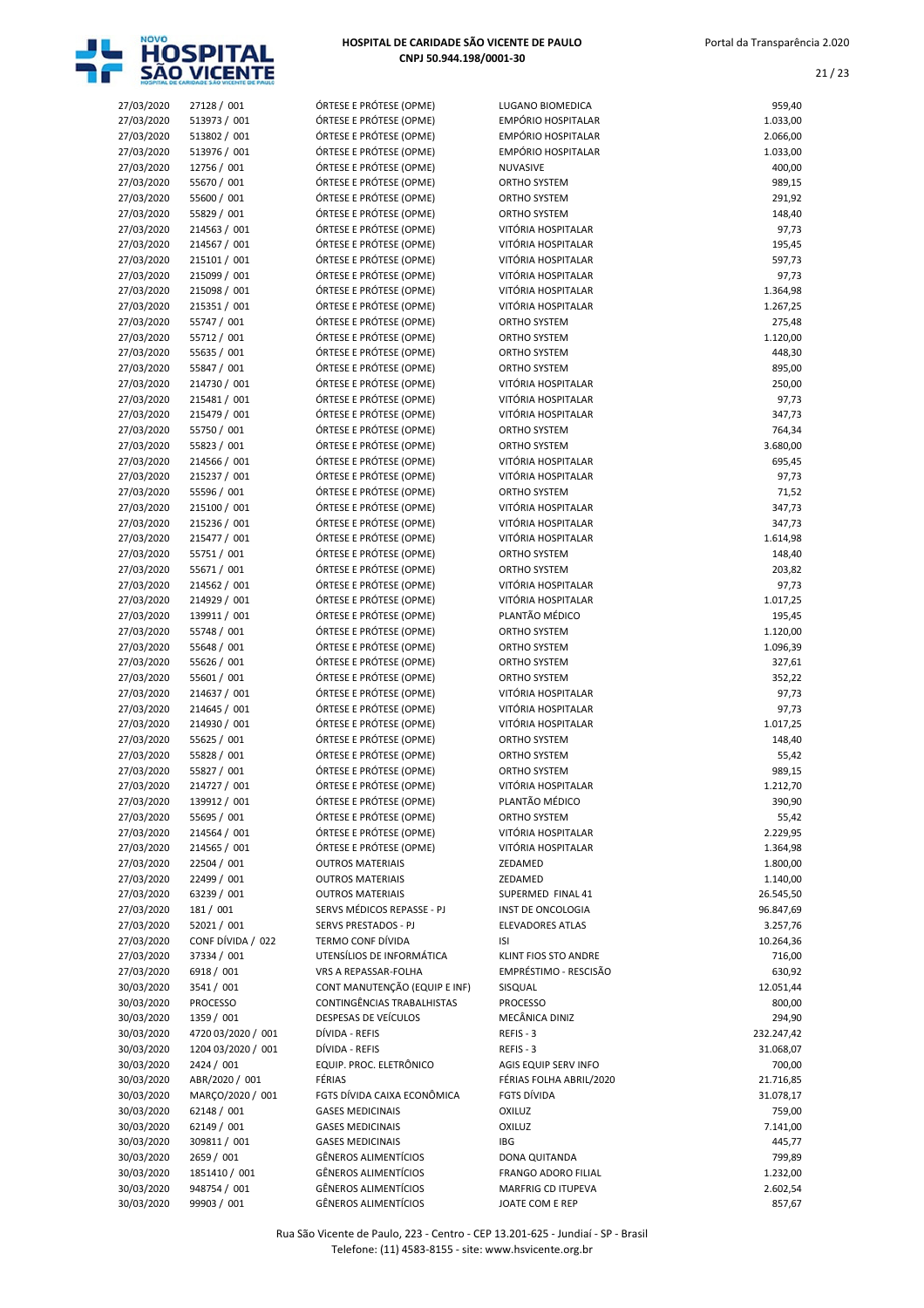| | | | | |
|---|---|---|---|---|
| 27/03/2020 | 27128 / 001 | ÓRTESE E PRÓTESE (OPME) | LUGANO BIOMEDICA | 959,40 |
| 27/03/2020 | 513973 / 001 | ÓRTESE E PRÓTESE (OPME) | EMPÓRIO HOSPITALAR | 1.033,00 |
| 27/03/2020 | 513802 / 001 | ÓRTESE E PRÓTESE (OPME) | EMPÓRIO HOSPITALAR | 2.066,00 |
| 27/03/2020 | 513976 / 001 | ÓRTESE E PRÓTESE (OPME) | EMPÓRIO HOSPITALAR | 1.033,00 |
| 27/03/2020 | 12756 / 001 | ÓRTESE E PRÓTESE (OPME) | NUVASIVE | 400,00 |
| 27/03/2020 | 55670 / 001 | ÓRTESE E PRÓTESE (OPME) | ORTHO SYSTEM | 989,15 |
| 27/03/2020 | 55600 / 001 | ÓRTESE E PRÓTESE (OPME) | ORTHO SYSTEM | 291,92 |
| 27/03/2020 | 55829 / 001 | ÓRTESE E PRÓTESE (OPME) | ORTHO SYSTEM | 148,40 |
| 27/03/2020 | 214563 / 001 | ÓRTESE E PRÓTESE (OPME) | VITÓRIA HOSPITALAR | 97,73 |
| 27/03/2020 | 214567 / 001 | ÓRTESE E PRÓTESE (OPME) | VITÓRIA HOSPITALAR | 195,45 |
| 27/03/2020 | 215101 / 001 | ÓRTESE E PRÓTESE (OPME) | VITÓRIA HOSPITALAR | 597,73 |
| 27/03/2020 | 215099 / 001 | ÓRTESE E PRÓTESE (OPME) | VITÓRIA HOSPITALAR | 97,73 |
| 27/03/2020 | 215098 / 001 | ÓRTESE E PRÓTESE (OPME) | VITÓRIA HOSPITALAR | 1.364,98 |
| 27/03/2020 | 215351 / 001 | ÓRTESE E PRÓTESE (OPME) | VITÓRIA HOSPITALAR | 1.267,25 |
| 27/03/2020 | 55747 / 001 | ÓRTESE E PRÓTESE (OPME) | ORTHO SYSTEM | 275,48 |
| 27/03/2020 | 55712 / 001 | ÓRTESE E PRÓTESE (OPME) | ORTHO SYSTEM | 1.120,00 |
| 27/03/2020 | 55635 / 001 | ÓRTESE E PRÓTESE (OPME) | ORTHO SYSTEM | 448,30 |
| 27/03/2020 | 55847 / 001 | ÓRTESE E PRÓTESE (OPME) | ORTHO SYSTEM | 895,00 |
| 27/03/2020 | 214730 / 001 | ÓRTESE E PRÓTESE (OPME) | VITÓRIA HOSPITALAR | 250,00 |
| 27/03/2020 | 215481 / 001 | ÓRTESE E PRÓTESE (OPME) | VITÓRIA HOSPITALAR | 97,73 |
| 27/03/2020 | 215479 / 001 | ÓRTESE E PRÓTESE (OPME) | VITÓRIA HOSPITALAR | 347,73 |
| 27/03/2020 | 55750 / 001 | ÓRTESE E PRÓTESE (OPME) | ORTHO SYSTEM | 764,34 |
| 27/03/2020 | 55823 / 001 | ÓRTESE E PRÓTESE (OPME) | ORTHO SYSTEM | 3.680,00 |
| 27/03/2020 | 214566 / 001 | ÓRTESE E PRÓTESE (OPME) | VITÓRIA HOSPITALAR | 695,45 |
| 27/03/2020 | 215237 / 001 | ÓRTESE E PRÓTESE (OPME) | VITÓRIA HOSPITALAR | 97,73 |
| 27/03/2020 | 55596 / 001 | ÓRTESE E PRÓTESE (OPME) | ORTHO SYSTEM | 71,52 |
| 27/03/2020 | 215100 / 001 | ÓRTESE E PRÓTESE (OPME) | VITÓRIA HOSPITALAR | 347,73 |
| 27/03/2020 | 215236 / 001 | ÓRTESE E PRÓTESE (OPME) | VITÓRIA HOSPITALAR | 347,73 |
| 27/03/2020 | 215477 / 001 | ÓRTESE E PRÓTESE (OPME) | VITÓRIA HOSPITALAR | 1.614,98 |
| 27/03/2020 | 55751 / 001 | ÓRTESE E PRÓTESE (OPME) | ORTHO SYSTEM | 148,40 |
| 27/03/2020 | 55671 / 001 | ÓRTESE E PRÓTESE (OPME) | ORTHO SYSTEM | 203,82 |
| 27/03/2020 | 214562 / 001 | ÓRTESE E PRÓTESE (OPME) | VITÓRIA HOSPITALAR | 97,73 |
| 27/03/2020 | 214929 / 001 | ÓRTESE E PRÓTESE (OPME) | VITÓRIA HOSPITALAR | 1.017,25 |
| 27/03/2020 | 139911 / 001 | ÓRTESE E PRÓTESE (OPME) | PLANTÃO MÉDICO | 195,45 |
| 27/03/2020 | 55748 / 001 | ÓRTESE E PRÓTESE (OPME) | ORTHO SYSTEM | 1.120,00 |
| 27/03/2020 | 55648 / 001 | ÓRTESE E PRÓTESE (OPME) | ORTHO SYSTEM | 1.096,39 |
| 27/03/2020 | 55626 / 001 | ÓRTESE E PRÓTESE (OPME) | ORTHO SYSTEM | 327,61 |
| 27/03/2020 | 55601 / 001 | ÓRTESE E PRÓTESE (OPME) | ORTHO SYSTEM | 352,22 |
| 27/03/2020 | 214637 / 001 | ÓRTESE E PRÓTESE (OPME) | VITÓRIA HOSPITALAR | 97,73 |
| 27/03/2020 | 214645 / 001 | ÓRTESE E PRÓTESE (OPME) | VITÓRIA HOSPITALAR | 97,73 |
| 27/03/2020 | 214930 / 001 | ÓRTESE E PRÓTESE (OPME) | VITÓRIA HOSPITALAR | 1.017,25 |
| 27/03/2020 | 55625 / 001 | ÓRTESE E PRÓTESE (OPME) | ORTHO SYSTEM | 148,40 |
| 27/03/2020 | 55828 / 001 | ÓRTESE E PRÓTESE (OPME) | ORTHO SYSTEM | 55,42 |
| 27/03/2020 | 55827 / 001 | ÓRTESE E PRÓTESE (OPME) | ORTHO SYSTEM | 989,15 |
| 27/03/2020 | 214727 / 001 | ÓRTESE E PRÓTESE (OPME) | VITÓRIA HOSPITALAR | 1.212,70 |
| 27/03/2020 | 139912 / 001 | ÓRTESE E PRÓTESE (OPME) | PLANTÃO MÉDICO | 390,90 |
| 27/03/2020 | 55695 / 001 | ÓRTESE E PRÓTESE (OPME) | ORTHO SYSTEM | 55,42 |
| 27/03/2020 | 214564 / 001 | ÓRTESE E PRÓTESE (OPME) | VITÓRIA HOSPITALAR | 2.229,95 |
| 27/03/2020 | 214565 / 001 | ÓRTESE E PRÓTESE (OPME) | VITÓRIA HOSPITALAR | 1.364,98 |
| 27/03/2020 | 22504 / 001 | OUTROS MATERIAIS | ZEDAMED | 1.800,00 |
| 27/03/2020 | 22499 / 001 | OUTROS MATERIAIS | ZEDAMED | 1.140,00 |
| 27/03/2020 | 63239 / 001 | OUTROS MATERIAIS | SUPERMED FINAL 41 | 26.545,50 |
| 27/03/2020 | 181 / 001 | SERVS MÉDICOS REPASSE - PJ | INST DE ONCOLOGIA | 96.847,69 |
| 27/03/2020 | 52021 / 001 | SERVS PRESTADOS - PJ | ELEVADORES ATLAS | 3.257,76 |
| 27/03/2020 | CONF DÍVIDA / 022 | TERMO CONF DÍVIDA | ISI | 10.264,36 |
| 27/03/2020 | 37334 / 001 | UTENSÍLIOS DE INFORMÁTICA | KLINT FIOS STO ANDRE | 716,00 |
| 27/03/2020 | 6918 / 001 | VRS A REPASSAR-FOLHA | EMPRÉSTIMO - RESCISÃO | 630,92 |
| 30/03/2020 | 3541 / 001 | CONT MANUTENÇÃO (EQUIP E INF) | SISQUAL | 12.051,44 |
| 30/03/2020 | PROCESSO | CONTINGÊNCIAS TRABALHISTAS | PROCESSO | 800,00 |
| 30/03/2020 | 1359 / 001 | DESPESAS DE VEÍCULOS | MECÂNICA DINIZ | 294,90 |
| 30/03/2020 | 4720 03/2020 / 001 | DÍVIDA - REFIS | REFIS - 3 | 232.247,42 |
| 30/03/2020 | 1204 03/2020 / 001 | DÍVIDA - REFIS | REFIS - 3 | 31.068,07 |
| 30/03/2020 | 2424 / 001 | EQUIP. PROC. ELETRÔNICO | AGIS EQUIP SERV INFO | 700,00 |
| 30/03/2020 | ABR/2020 / 001 | FÉRIAS | FÉRIAS FOLHA ABRIL/2020 | 21.716,85 |
| 30/03/2020 | MARÇO/2020 / 001 | FGTS DÍVIDA CAIXA ECONÔMICA | FGTS DÍVIDA | 31.078,17 |
| 30/03/2020 | 62148 / 001 | GASES MEDICINAIS | OXILUZ | 759,00 |
| 30/03/2020 | 62149 / 001 | GASES MEDICINAIS | OXILUZ | 7.141,00 |
| 30/03/2020 | 309811 / 001 | GASES MEDICINAIS | IBG | 445,77 |
| 30/03/2020 | 2659 / 001 | GÊNEROS ALIMENTÍCIOS | DONA QUITANDA | 799,89 |
| 30/03/2020 | 1851410 / 001 | GÊNEROS ALIMENTÍCIOS | FRANGO ADORO FILIAL | 1.232,00 |
| 30/03/2020 | 948754 / 001 | GÊNEROS ALIMENTÍCIOS | MARFRIG CD ITUPEVA | 2.602,54 |
| 30/03/2020 | 99903 / 001 | GÊNEROS ALIMENTÍCIOS | JOATE COM E REP | 857,67 |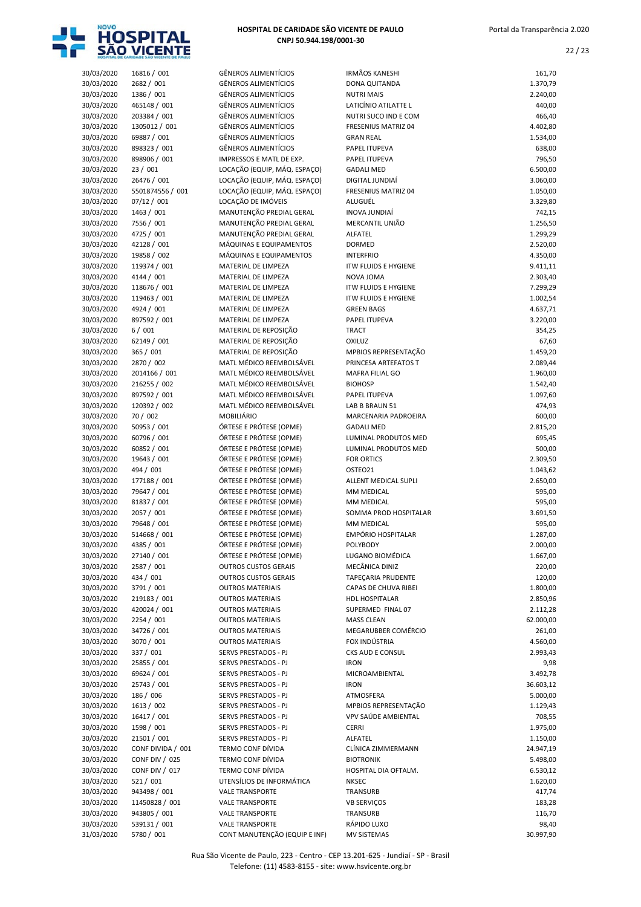| | | | | |
|---|---|---|---|---|
| 30/03/2020 | 16816 / 001 | GÊNEROS ALIMENTÍCIOS | IRMÃOS KANESHI | 161,70 |
| 30/03/2020 | 2682 / 001 | GÊNEROS ALIMENTÍCIOS | DONA QUITANDA | 1.370,79 |
| 30/03/2020 | 1386 / 001 | GÊNEROS ALIMENTÍCIOS | NUTRI MAIS | 2.240,00 |
| 30/03/2020 | 465148 / 001 | GÊNEROS ALIMENTÍCIOS | LATICÍNIO ATILATTE L | 440,00 |
| 30/03/2020 | 203384 / 001 | GÊNEROS ALIMENTÍCIOS | NUTRI SUCO IND E COM | 466,40 |
| 30/03/2020 | 1305012 / 001 | GÊNEROS ALIMENTÍCIOS | FRESENIUS MATRIZ 04 | 4.402,80 |
| 30/03/2020 | 69887 / 001 | GÊNEROS ALIMENTÍCIOS | GRAN REAL | 1.534,00 |
| 30/03/2020 | 898323 / 001 | GÊNEROS ALIMENTÍCIOS | PAPEL ITUPEVA | 638,00 |
| 30/03/2020 | 898906 / 001 | IMPRESSOS E MATL DE EXP. | PAPEL ITUPEVA | 796,50 |
| 30/03/2020 | 23 / 001 | LOCAÇÃO (EQUIP, MÁQ. ESPAÇO) | GADALI MED | 6.500,00 |
| 30/03/2020 | 26476 / 001 | LOCAÇÃO (EQUIP, MÁQ. ESPAÇO) | DIGITAL JUNDIAÍ | 3.060,00 |
| 30/03/2020 | 5501874556 / 001 | LOCAÇÃO (EQUIP, MÁQ. ESPAÇO) | FRESENIUS MATRIZ 04 | 1.050,00 |
| 30/03/2020 | 07/12 / 001 | LOCAÇÃO DE IMÓVEIS | ALUGUÉL | 3.329,80 |
| 30/03/2020 | 1463 / 001 | MANUTENÇÃO PREDIAL GERAL | INOVA JUNDIAÍ | 742,15 |
| 30/03/2020 | 7556 / 001 | MANUTENÇÃO PREDIAL GERAL | MERCANTIL UNIÃO | 1.256,50 |
| 30/03/2020 | 4725 / 001 | MANUTENÇÃO PREDIAL GERAL | ALFATEL | 1.299,29 |
| 30/03/2020 | 42128 / 001 | MÁQUINAS E EQUIPAMENTOS | DORMED | 2.520,00 |
| 30/03/2020 | 19858 / 002 | MÁQUINAS E EQUIPAMENTOS | INTERFRIO | 4.350,00 |
| 30/03/2020 | 119374 / 001 | MATERIAL DE LIMPEZA | ITW FLUIDS E HYGIENE | 9.411,11 |
| 30/03/2020 | 4144 / 001 | MATERIAL DE LIMPEZA | NOVA JOMA | 2.303,40 |
| 30/03/2020 | 118676 / 001 | MATERIAL DE LIMPEZA | ITW FLUIDS E HYGIENE | 7.299,29 |
| 30/03/2020 | 119463 / 001 | MATERIAL DE LIMPEZA | ITW FLUIDS E HYGIENE | 1.002,54 |
| 30/03/2020 | 4924 / 001 | MATERIAL DE LIMPEZA | GREEN BAGS | 4.637,71 |
| 30/03/2020 | 897592 / 001 | MATERIAL DE LIMPEZA | PAPEL ITUPEVA | 3.220,00 |
| 30/03/2020 | 6 / 001 | MATERIAL DE REPOSIÇÃO | TRACT | 354,25 |
| 30/03/2020 | 62149 / 001 | MATERIAL DE REPOSIÇÃO | OXILUZ | 67,60 |
| 30/03/2020 | 365 / 001 | MATERIAL DE REPOSIÇÃO | MPBIOS REPRESENTAÇÃO | 1.459,20 |
| 30/03/2020 | 2870 / 002 | MATL MÉDICO REEMBOLSÁVEL | PRINCESA ARTEFATOS T | 2.089,44 |
| 30/03/2020 | 2014166 / 001 | MATL MÉDICO REEMBOLSÁVEL | MAFRA FILIAL GO | 1.960,00 |
| 30/03/2020 | 216255 / 002 | MATL MÉDICO REEMBOLSÁVEL | BIOHOSP | 1.542,40 |
| 30/03/2020 | 897592 / 001 | MATL MÉDICO REEMBOLSÁVEL | PAPEL ITUPEVA | 1.097,60 |
| 30/03/2020 | 120392 / 002 | MATL MÉDICO REEMBOLSÁVEL | LAB B BRAUN 51 | 474,93 |
| 30/03/2020 | 70 / 002 | MOBILIÁRIO | MARCENARIA PADROEIRA | 600,00 |
| 30/03/2020 | 50953 / 001 | ÓRTESE E PRÓTESE (OPME) | GADALI MED | 2.815,20 |
| 30/03/2020 | 60796 / 001 | ÓRTESE E PRÓTESE (OPME) | LUMINAL PRODUTOS MED | 695,45 |
| 30/03/2020 | 60852 / 001 | ÓRTESE E PRÓTESE (OPME) | LUMINAL PRODUTOS MED | 500,00 |
| 30/03/2020 | 19643 / 001 | ÓRTESE E PRÓTESE (OPME) | FOR ORTICS | 2.309,50 |
| 30/03/2020 | 494 / 001 | ÓRTESE E PRÓTESE (OPME) | OSTEO21 | 1.043,62 |
| 30/03/2020 | 177188 / 001 | ÓRTESE E PRÓTESE (OPME) | ALLENT MEDICAL SUPLI | 2.650,00 |
| 30/03/2020 | 79647 / 001 | ÓRTESE E PRÓTESE (OPME) | MM MEDICAL | 595,00 |
| 30/03/2020 | 81837 / 001 | ÓRTESE E PRÓTESE (OPME) | MM MEDICAL | 595,00 |
| 30/03/2020 | 2057 / 001 | ÓRTESE E PRÓTESE (OPME) | SOMMA PROD HOSPITALAR | 3.691,50 |
| 30/03/2020 | 79648 / 001 | ÓRTESE E PRÓTESE (OPME) | MM MEDICAL | 595,00 |
| 30/03/2020 | 514668 / 001 | ÓRTESE E PRÓTESE (OPME) | EMPÓRIO HOSPITALAR | 1.287,00 |
| 30/03/2020 | 4385 / 001 | ÓRTESE E PRÓTESE (OPME) | POLYBODY | 2.000,00 |
| 30/03/2020 | 27140 / 001 | ÓRTESE E PRÓTESE (OPME) | LUGANO BIOMÉDICA | 1.667,00 |
| 30/03/2020 | 2587 / 001 | OUTROS CUSTOS GERAIS | MECÂNICA DINIZ | 220,00 |
| 30/03/2020 | 434 / 001 | OUTROS CUSTOS GERAIS | TAPEÇARIA PRUDENTE | 120,00 |
| 30/03/2020 | 3791 / 001 | OUTROS MATERIAIS | CAPAS DE CHUVA RIBEI | 1.800,00 |
| 30/03/2020 | 219183 / 001 | OUTROS MATERIAIS | HDL HOSPITALAR | 2.850,96 |
| 30/03/2020 | 420024 / 001 | OUTROS MATERIAIS | SUPERMED FINAL 07 | 2.112,28 |
| 30/03/2020 | 2254 / 001 | OUTROS MATERIAIS | MASS CLEAN | 62.000,00 |
| 30/03/2020 | 34726 / 001 | OUTROS MATERIAIS | MEGARUBBER COMÉRCIO | 261,00 |
| 30/03/2020 | 3070 / 001 | OUTROS MATERIAIS | FOX INDÚSTRIA | 4.560,00 |
| 30/03/2020 | 337 / 001 | SERVS PRESTADOS - PJ | CKS AUD E CONSUL | 2.993,43 |
| 30/03/2020 | 25855 / 001 | SERVS PRESTADOS - PJ | IRON | 9,98 |
| 30/03/2020 | 69624 / 001 | SERVS PRESTADOS - PJ | MICROAMBIENTAL | 3.492,78 |
| 30/03/2020 | 25743 / 001 | SERVS PRESTADOS - PJ | IRON | 36.603,12 |
| 30/03/2020 | 186 / 006 | SERVS PRESTADOS - PJ | ATMOSFERA | 5.000,00 |
| 30/03/2020 | 1613 / 002 | SERVS PRESTADOS - PJ | MPBIOS REPRESENTAÇÃO | 1.129,43 |
| 30/03/2020 | 16417 / 001 | SERVS PRESTADOS - PJ | VPV SAÚDE AMBIENTAL | 708,55 |
| 30/03/2020 | 1598 / 001 | SERVS PRESTADOS - PJ | CERRI | 1.975,00 |
| 30/03/2020 | 21501 / 001 | SERVS PRESTADOS - PJ | ALFATEL | 1.150,00 |
| 30/03/2020 | CONF DIVIDA / 001 | TERMO CONF DÍVIDA | CLÍNICA ZIMMERMANN | 24.947,19 |
| 30/03/2020 | CONF DIV / 025 | TERMO CONF DÍVIDA | BIOTRONIK | 5.498,00 |
| 30/03/2020 | CONF DIV / 017 | TERMO CONF DÍVIDA | HOSPITAL DIA OFTALM. | 6.530,12 |
| 30/03/2020 | 521 / 001 | UTENSÍLIOS DE INFORMÁTICA | NKSEC | 1.620,00 |
| 30/03/2020 | 943498 / 001 | VALE TRANSPORTE | TRANSURB | 417,74 |
| 30/03/2020 | 11450828 / 001 | VALE TRANSPORTE | VB SERVIÇOS | 183,28 |
| 30/03/2020 | 943805 / 001 | VALE TRANSPORTE | TRANSURB | 116,70 |
| 30/03/2020 | 539131 / 001 | VALE TRANSPORTE | RÁPIDO LUXO | 98,40 |
| 31/03/2020 | 5780 / 001 | CONT MANUTENÇÃO (EQUIP E INF) | MV SISTEMAS | 30.997,90 |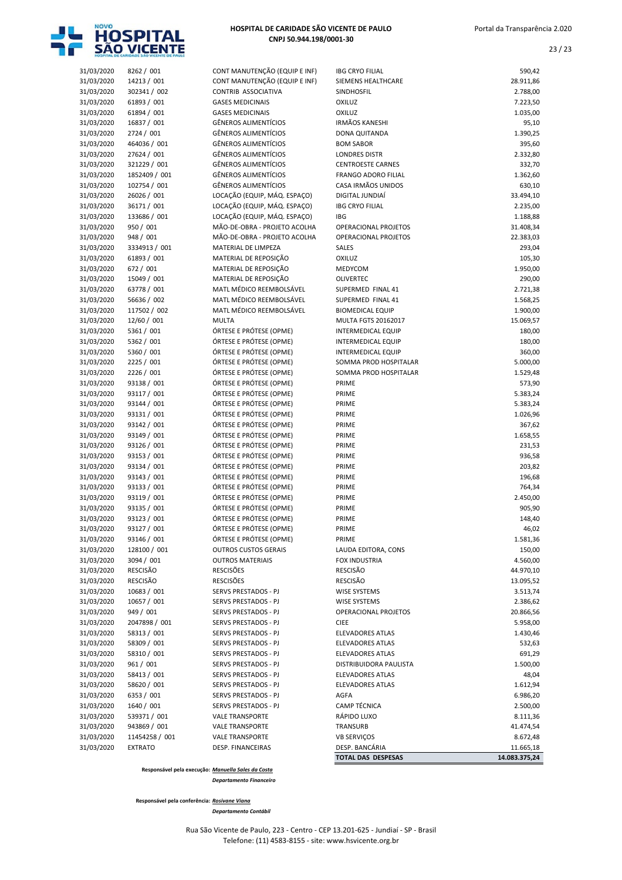**HOSPITAL DE CARIDADE SÃO VICENTE DE PAULO**
**CNPJ 50.944.198/0001-30**

| | | | | |
|---|---|---|---|---|
| 31/03/2020 | 8262 / 001 | CONT MANUTENÇÃO (EQUIP E INF) | IBG CRYO FILIAL | 590,42 |
| 31/03/2020 | 14213 / 001 | CONT MANUTENÇÃO (EQUIP E INF) | SIEMENS HEALTHCARE | 28.911,86 |
| 31/03/2020 | 302341 / 002 | CONTRIB ASSOCIATIVA | SINDHOSFIL | 2.788,00 |
| 31/03/2020 | 61893 / 001 | GASES MEDICINAIS | OXILUZ | 7.223,50 |
| 31/03/2020 | 61894 / 001 | GASES MEDICINAIS | OXILUZ | 1.035,00 |
| 31/03/2020 | 16837 / 001 | GÊNEROS ALIMENTÍCIOS | IRMÃOS KANESHI | 95,10 |
| 31/03/2020 | 2724 / 001 | GÊNEROS ALIMENTÍCIOS | DONA QUITANDA | 1.390,25 |
| 31/03/2020 | 464036 / 001 | GÊNEROS ALIMENTÍCIOS | BOM SABOR | 395,60 |
| 31/03/2020 | 27624 / 001 | GÊNEROS ALIMENTÍCIOS | LONDRES DISTR | 2.332,80 |
| 31/03/2020 | 321229 / 001 | GÊNEROS ALIMENTÍCIOS | CENTROESTE CARNES | 332,70 |
| 31/03/2020 | 1852409 / 001 | GÊNEROS ALIMENTÍCIOS | FRANGO ADORO FILIAL | 1.362,60 |
| 31/03/2020 | 102754 / 001 | GÊNEROS ALIMENTÍCIOS | CASA IRMÃOS UNIDOS | 630,10 |
| 31/03/2020 | 26026 / 001 | LOCAÇÃO (EQUIP, MÁQ. ESPAÇO) | DIGITAL JUNDIAÍ | 33.494,10 |
| 31/03/2020 | 36171 / 001 | LOCAÇÃO (EQUIP, MÁQ. ESPAÇO) | IBG CRYO FILIAL | 2.235,00 |
| 31/03/2020 | 133686 / 001 | LOCAÇÃO (EQUIP, MÁQ. ESPAÇO) | IBG | 1.188,88 |
| 31/03/2020 | 950 / 001 | MÃO-DE-OBRA - PROJETO ACOLHA | OPERACIONAL PROJETOS | 31.408,34 |
| 31/03/2020 | 948 / 001 | MÃO-DE-OBRA - PROJETO ACOLHA | OPERACIONAL PROJETOS | 22.383,03 |
| 31/03/2020 | 3334913 / 001 | MATERIAL DE LIMPEZA | SALES | 293,04 |
| 31/03/2020 | 61893 / 001 | MATERIAL DE REPOSIÇÃO | OXILUZ | 105,30 |
| 31/03/2020 | 672 / 001 | MATERIAL DE REPOSIÇÃO | MEDYCOM | 1.950,00 |
| 31/03/2020 | 15049 / 001 | MATERIAL DE REPOSIÇÃO | OLIVERTEC | 290,00 |
| 31/03/2020 | 63778 / 001 | MATL MÉDICO REEMBOLSÁVEL | SUPERMED FINAL 41 | 2.721,38 |
| 31/03/2020 | 56636 / 002 | MATL MÉDICO REEMBOLSÁVEL | SUPERMED FINAL 41 | 1.568,25 |
| 31/03/2020 | 117502 / 002 | MATL MÉDICO REEMBOLSÁVEL | BIOMEDICAL EQUIP | 1.900,00 |
| 31/03/2020 | 12/60 / 001 | MULTA | MULTA FGTS 20162017 | 15.069,57 |
| 31/03/2020 | 5361 / 001 | ÓRTESE E PRÓTESE (OPME) | INTERMEDICAL EQUIP | 180,00 |
| 31/03/2020 | 5362 / 001 | ÓRTESE E PRÓTESE (OPME) | INTERMEDICAL EQUIP | 180,00 |
| 31/03/2020 | 5360 / 001 | ÓRTESE E PRÓTESE (OPME) | INTERMEDICAL EQUIP | 360,00 |
| 31/03/2020 | 2225 / 001 | ÓRTESE E PRÓTESE (OPME) | SOMMA PROD HOSPITALAR | 5.000,00 |
| 31/03/2020 | 2226 / 001 | ÓRTESE E PRÓTESE (OPME) | SOMMA PROD HOSPITALAR | 1.529,48 |
| 31/03/2020 | 93138 / 001 | ÓRTESE E PRÓTESE (OPME) | PRIME | 573,90 |
| 31/03/2020 | 93117 / 001 | ÓRTESE E PRÓTESE (OPME) | PRIME | 5.383,24 |
| 31/03/2020 | 93144 / 001 | ÓRTESE E PRÓTESE (OPME) | PRIME | 5.383,24 |
| 31/03/2020 | 93131 / 001 | ÓRTESE E PRÓTESE (OPME) | PRIME | 1.026,96 |
| 31/03/2020 | 93142 / 001 | ÓRTESE E PRÓTESE (OPME) | PRIME | 367,62 |
| 31/03/2020 | 93149 / 001 | ÓRTESE E PRÓTESE (OPME) | PRIME | 1.658,55 |
| 31/03/2020 | 93126 / 001 | ÓRTESE E PRÓTESE (OPME) | PRIME | 231,53 |
| 31/03/2020 | 93153 / 001 | ÓRTESE E PRÓTESE (OPME) | PRIME | 936,58 |
| 31/03/2020 | 93134 / 001 | ÓRTESE E PRÓTESE (OPME) | PRIME | 203,82 |
| 31/03/2020 | 93143 / 001 | ÓRTESE E PRÓTESE (OPME) | PRIME | 196,68 |
| 31/03/2020 | 93133 / 001 | ÓRTESE E PRÓTESE (OPME) | PRIME | 764,34 |
| 31/03/2020 | 93119 / 001 | ÓRTESE E PRÓTESE (OPME) | PRIME | 2.450,00 |
| 31/03/2020 | 93135 / 001 | ÓRTESE E PRÓTESE (OPME) | PRIME | 905,90 |
| 31/03/2020 | 93123 / 001 | ÓRTESE E PRÓTESE (OPME) | PRIME | 148,40 |
| 31/03/2020 | 93127 / 001 | ÓRTESE E PRÓTESE (OPME) | PRIME | 46,02 |
| 31/03/2020 | 93146 / 001 | ÓRTESE E PRÓTESE (OPME) | PRIME | 1.581,36 |
| 31/03/2020 | 128100 / 001 | OUTROS CUSTOS GERAIS | LAUDA EDITORA, CONS | 150,00 |
| 31/03/2020 | 3094 / 001 | OUTROS MATERIAIS | FOX INDUSTRIA | 4.560,00 |
| 31/03/2020 | RESCISÃO | RESCISÕES | RESCISÃO | 44.970,10 |
| 31/03/2020 | RESCISÃO | RESCISÕES | RESCISÃO | 13.095,52 |
| 31/03/2020 | 10683 / 001 | SERVS PRESTADOS - PJ | WISE SYSTEMS | 3.513,74 |
| 31/03/2020 | 10657 / 001 | SERVS PRESTADOS - PJ | WISE SYSTEMS | 2.386,62 |
| 31/03/2020 | 949 / 001 | SERVS PRESTADOS - PJ | OPERACIONAL PROJETOS | 20.866,56 |
| 31/03/2020 | 2047898 / 001 | SERVS PRESTADOS - PJ | CIEE | 5.958,00 |
| 31/03/2020 | 58313 / 001 | SERVS PRESTADOS - PJ | ELEVADORES ATLAS | 1.430,46 |
| 31/03/2020 | 58309 / 001 | SERVS PRESTADOS - PJ | ELEVADORES ATLAS | 532,63 |
| 31/03/2020 | 58310 / 001 | SERVS PRESTADOS - PJ | ELEVADORES ATLAS | 691,29 |
| 31/03/2020 | 961 / 001 | SERVS PRESTADOS - PJ | DISTRIBUIDORA PAULISTA | 1.500,00 |
| 31/03/2020 | 58413 / 001 | SERVS PRESTADOS - PJ | ELEVADORES ATLAS | 48,04 |
| 31/03/2020 | 58620 / 001 | SERVS PRESTADOS - PJ | ELEVADORES ATLAS | 1.612,94 |
| 31/03/2020 | 6353 / 001 | SERVS PRESTADOS - PJ | AGFA | 6.986,20 |
| 31/03/2020 | 1640 / 001 | SERVS PRESTADOS - PJ | CAMP TÉCNICA | 2.500,00 |
| 31/03/2020 | 539371 / 001 | VALE TRANSPORTE | RÁPIDO LUXO | 8.111,36 |
| 31/03/2020 | 943869 / 001 | VALE TRANSPORTE | TRANSURB | 41.474,54 |
| 31/03/2020 | 11454258 / 001 | VALE TRANSPORTE | VB SERVIÇOS | 8.672,48 |
| 31/03/2020 | EXTRATO | DESP. FINANCEIRAS | DESP. BANCÁRIA | 11.665,18 |
| | | | **TOTAL DAS DESPESAS** | **14.083.375,24** |

**Responsável pela execução:** ***Manuella Sales da Costa***
***Departamento Financeiro***

**Responsável pela conferência:** ***Rosivane Viana***
***Departamento Contábil***

Rua São Vicente de Paulo, 223 - Centro - CEP 13.201-625 - Jundiaí - SP - Brasil
Telefone: (11) 4583-8155 - site: www.hsvicente.org.br